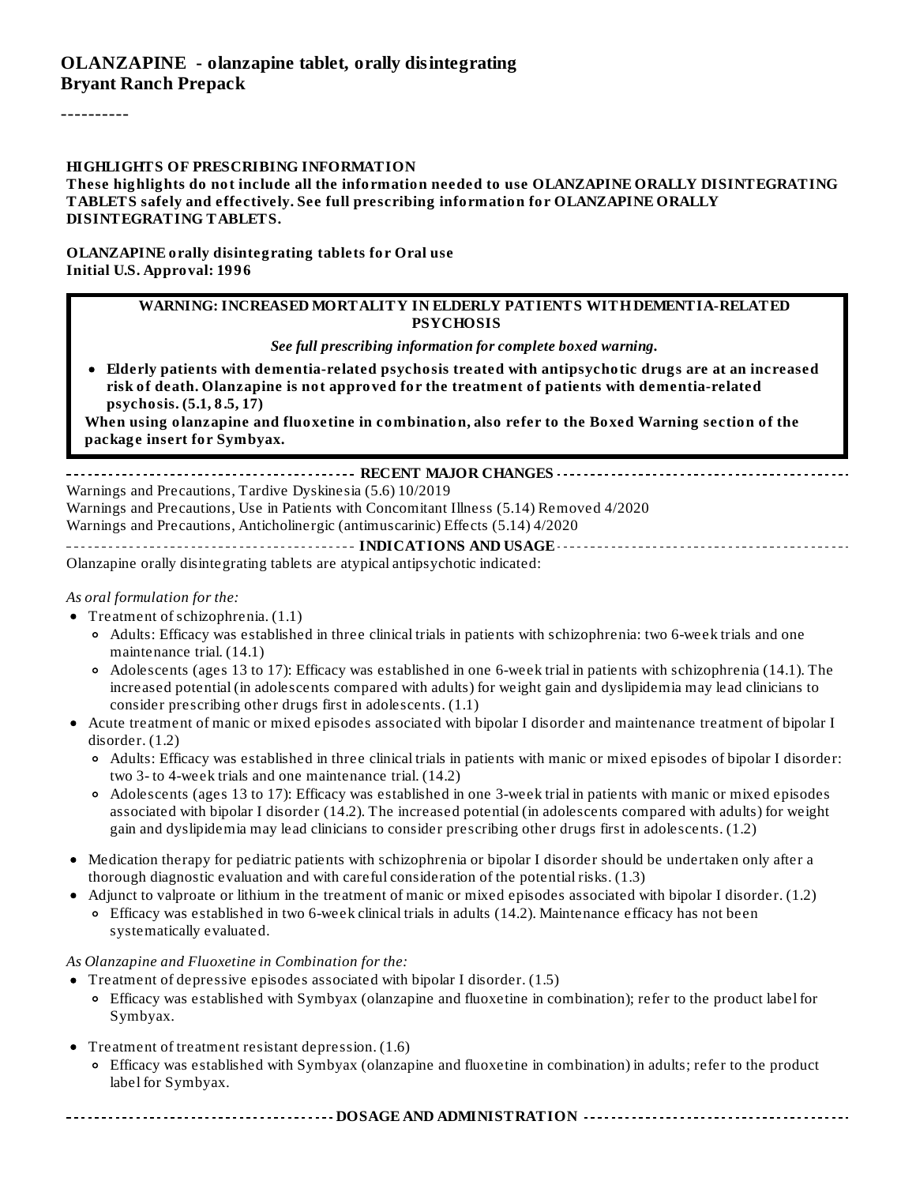# OLANZAPINE - olanzapine tablet, orally disintegrating
**Bryant Ranch Prepack**

----------

**HIGHLIGHTS OF PRESCRIBING INFORMATION**
**These highlights do not include all the information needed to use OLANZAPINE ORALLY DISINTEGRATING TABLETS safely and effectively. See full prescribing information for OLANZAPINE ORALLY DISINTEGRATING TABLETS.**

**OLANZAPINE orally disintegrating tablets for Oral use**
**Initial U.S. Approval: 1996**

> **WARNING: INCREASED MORTALITY IN ELDERLY PATIENTS WITH DEMENTIA-RELATED PSYCHOSIS**
>
> ***See full prescribing information for complete boxed warning.***
>
> - **Elderly patients with dementia-related psychosis treated with antipsychotic drugs are at an increased risk of death. Olanzapine is not approved for the treatment of patients with dementia-related psychosis. (5.1, 8.5, 17)**
>
> **When using olanzapine and fluoxetine in combination, also refer to the Boxed Warning section of the package insert for Symbyax.**

**RECENT MAJOR CHANGES**

Warnings and Precautions, Tardive Dyskinesia (5.6) 10/2019
Warnings and Precautions, Use in Patients with Concomitant Illness (5.14) Removed 4/2020
Warnings and Precautions, Anticholinergic (antimuscarinic) Effects (5.14) 4/2020

**INDICATIONS AND USAGE**

Olanzapine orally disintegrating tablets are atypical antipsychotic indicated:

*As oral formulation for the:*

- Treatment of schizophrenia. (1.1)
  - Adults: Efficacy was established in three clinical trials in patients with schizophrenia: two 6-week trials and one maintenance trial. (14.1)
  - Adolescents (ages 13 to 17): Efficacy was established in one 6-week trial in patients with schizophrenia (14.1). The increased potential (in adolescents compared with adults) for weight gain and dyslipidemia may lead clinicians to consider prescribing other drugs first in adolescents. (1.1)
- Acute treatment of manic or mixed episodes associated with bipolar I disorder and maintenance treatment of bipolar I disorder. (1.2)
  - Adults: Efficacy was established in three clinical trials in patients with manic or mixed episodes of bipolar I disorder: two 3- to 4-week trials and one maintenance trial. (14.2)
  - Adolescents (ages 13 to 17): Efficacy was established in one 3-week trial in patients with manic or mixed episodes associated with bipolar I disorder (14.2). The increased potential (in adolescents compared with adults) for weight gain and dyslipidemia may lead clinicians to consider prescribing other drugs first in adolescents. (1.2)
- Medication therapy for pediatric patients with schizophrenia or bipolar I disorder should be undertaken only after a thorough diagnostic evaluation and with careful consideration of the potential risks. (1.3)
- Adjunct to valproate or lithium in the treatment of manic or mixed episodes associated with bipolar I disorder. (1.2)
  - Efficacy was established in two 6-week clinical trials in adults (14.2). Maintenance efficacy has not been systematically evaluated.

*As Olanzapine and Fluoxetine in Combination for the:*

- Treatment of depressive episodes associated with bipolar I disorder. (1.5)
  - Efficacy was established with Symbyax (olanzapine and fluoxetine in combination); refer to the product label for Symbyax.
- Treatment of treatment resistant depression. (1.6)
  - Efficacy was established with Symbyax (olanzapine and fluoxetine in combination) in adults; refer to the product label for Symbyax.

**DOSAGE AND ADMINISTRATION**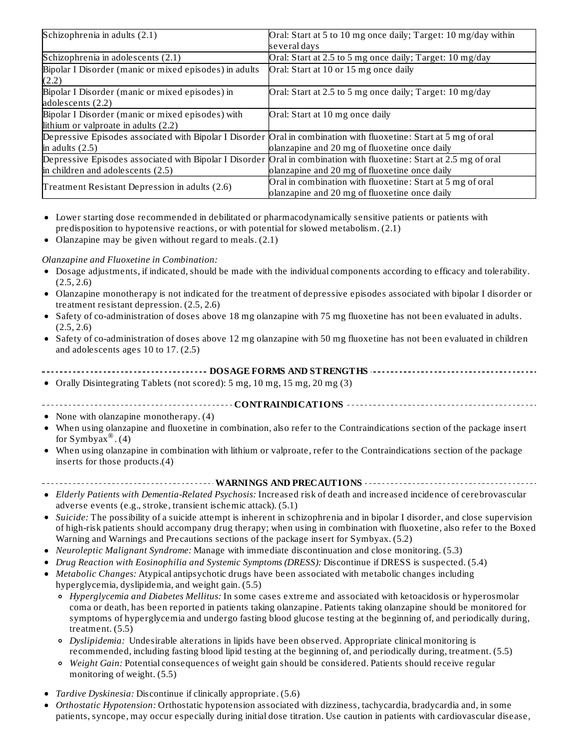| Schizophrenia in adults (2.1) | Oral: Start at 5 to 10 mg once daily; Target: 10 mg/day within several days |
|---|---|
| Schizophrenia in adolescents (2.1) | Oral: Start at 2.5 to 5 mg once daily; Target: 10 mg/day |
| Bipolar I Disorder (manic or mixed episodes) in adults (2.2) | Oral: Start at 10 or 15 mg once daily |
| Bipolar I Disorder (manic or mixed episodes) in adolescents (2.2) | Oral: Start at 2.5 to 5 mg once daily; Target: 10 mg/day |
| Bipolar I Disorder (manic or mixed episodes) with lithium or valproate in adults (2.2) | Oral: Start at 10 mg once daily |
| Depressive Episodes associated with Bipolar I Disorder in adults (2.5) | Oral in combination with fluoxetine: Start at 5 mg of oral olanzapine and 20 mg of fluoxetine once daily |
| Depressive Episodes associated with Bipolar I Disorder in children and adolescents (2.5) | Oral in combination with fluoxetine: Start at 2.5 mg of oral olanzapine and 20 mg of fluoxetine once daily |
| Treatment Resistant Depression in adults (2.6) | Oral in combination with fluoxetine: Start at 5 mg of oral olanzapine and 20 mg of fluoxetine once daily |

- Lower starting dose recommended in debilitated or pharmacodynamically sensitive patients or patients with predisposition to hypotensive reactions, or with potential for slowed metabolism. (2.1)
- Olanzapine may be given without regard to meals. (2.1)

*Olanzapine and Fluoxetine in Combination:*

- Dosage adjustments, if indicated, should be made with the individual components according to efficacy and tolerability. (2.5, 2.6)
- Olanzapine monotherapy is not indicated for the treatment of depressive episodes associated with bipolar I disorder or treatment resistant depression. (2.5, 2.6)
- Safety of co-administration of doses above 18 mg olanzapine with 75 mg fluoxetine has not been evaluated in adults. (2.5, 2.6)
- Safety of co-administration of doses above 12 mg olanzapine with 50 mg fluoxetine has not been evaluated in children and adolescents ages 10 to 17. (2.5)

## DOSAGE FORMS AND STRENGTHS

- Orally Disintegrating Tablets (not scored): 5 mg, 10 mg, 15 mg, 20 mg (3)

## CONTRAINDICATIONS

- None with olanzapine monotherapy. (4)
- When using olanzapine and fluoxetine in combination, also refer to the Contraindications section of the package insert for Symbyax®. (4)
- When using olanzapine in combination with lithium or valproate, refer to the Contraindications section of the package inserts for those products.(4)

## WARNINGS AND PRECAUTIONS

- *Elderly Patients with Dementia-Related Psychosis:* Increased risk of death and increased incidence of cerebrovascular adverse events (e.g., stroke, transient ischemic attack). (5.1)
- *Suicide:* The possibility of a suicide attempt is inherent in schizophrenia and in bipolar I disorder, and close supervision of high-risk patients should accompany drug therapy; when using in combination with fluoxetine, also refer to the Boxed Warning and Warnings and Precautions sections of the package insert for Symbyax. (5.2)
- *Neuroleptic Malignant Syndrome:* Manage with immediate discontinuation and close monitoring. (5.3)
- *Drug Reaction with Eosinophilia and Systemic Symptoms (DRESS):* Discontinue if DRESS is suspected. (5.4)
- *Metabolic Changes:* Atypical antipsychotic drugs have been associated with metabolic changes including hyperglycemia, dyslipidemia, and weight gain. (5.5)
  - *Hyperglycemia and Diabetes Mellitus:* In some cases extreme and associated with ketoacidosis or hyperosmolar coma or death, has been reported in patients taking olanzapine. Patients taking olanzapine should be monitored for symptoms of hyperglycemia and undergo fasting blood glucose testing at the beginning of, and periodically during, treatment. (5.5)
  - *Dyslipidemia:* Undesirable alterations in lipids have been observed. Appropriate clinical monitoring is recommended, including fasting blood lipid testing at the beginning of, and periodically during, treatment. (5.5)
  - *Weight Gain:* Potential consequences of weight gain should be considered. Patients should receive regular monitoring of weight. (5.5)
- *Tardive Dyskinesia:* Discontinue if clinically appropriate. (5.6)
- *Orthostatic Hypotension:* Orthostatic hypotension associated with dizziness, tachycardia, bradycardia and, in some patients, syncope, may occur especially during initial dose titration. Use caution in patients with cardiovascular disease,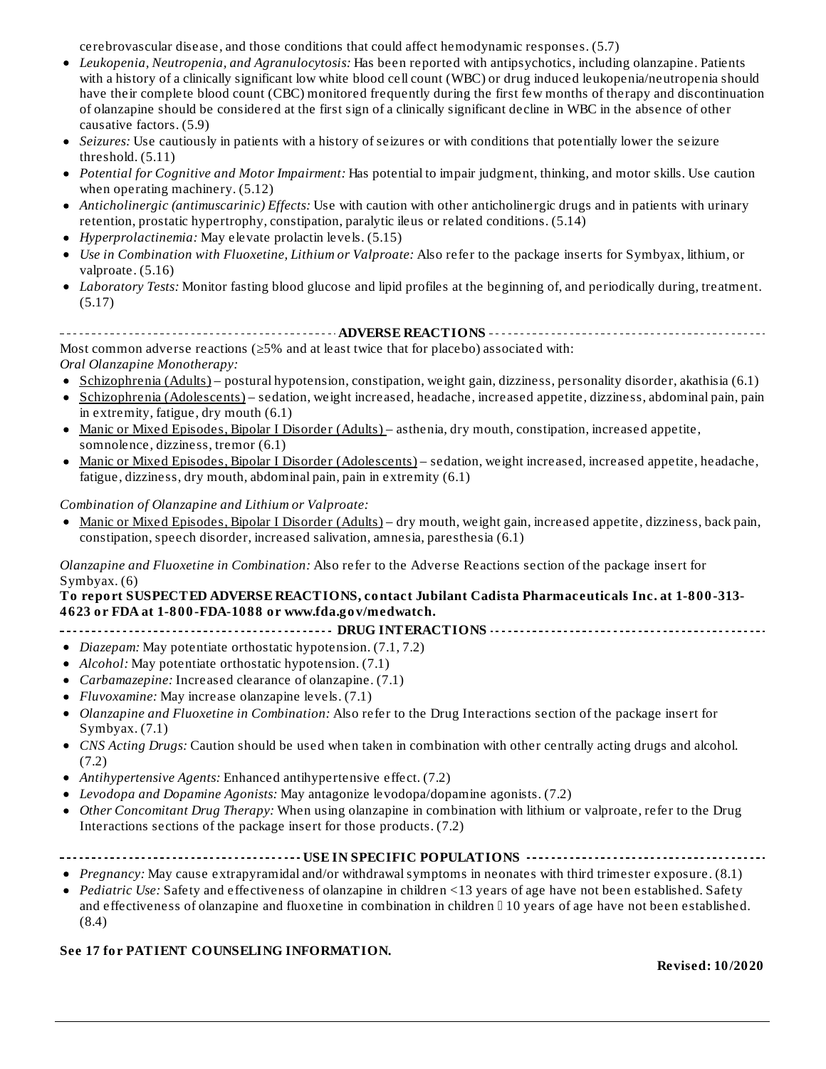cerebrovascular disease, and those conditions that could affect hemodynamic responses. (5.7)

- *Leukopenia, Neutropenia, and Agranulocytosis:* Has been reported with antipsychotics, including olanzapine. Patients with a history of a clinically significant low white blood cell count (WBC) or drug induced leukopenia/neutropenia should have their complete blood count (CBC) monitored frequently during the first few months of therapy and discontinuation of olanzapine should be considered at the first sign of a clinically significant decline in WBC in the absence of other causative factors. (5.9)
- *Seizures:* Use cautiously in patients with a history of seizures or with conditions that potentially lower the seizure threshold. (5.11)
- *Potential for Cognitive and Motor Impairment:* Has potential to impair judgment, thinking, and motor skills. Use caution when operating machinery. (5.12)
- *Anticholinergic (antimuscarinic) Effects:* Use with caution with other anticholinergic drugs and in patients with urinary retention, prostatic hypertrophy, constipation, paralytic ileus or related conditions. (5.14)
- *Hyperprolactinemia:* May elevate prolactin levels. (5.15)
- *Use in Combination with Fluoxetine, Lithium or Valproate:* Also refer to the package inserts for Symbyax, lithium, or valproate. (5.16)
- *Laboratory Tests:* Monitor fasting blood glucose and lipid profiles at the beginning of, and periodically during, treatment. (5.17)

## ADVERSE REACTIONS

Most common adverse reactions (≥5% and at least twice that for placebo) associated with:

*Oral Olanzapine Monotherapy:*

- Schizophrenia (Adults) – postural hypotension, constipation, weight gain, dizziness, personality disorder, akathisia (6.1)
- Schizophrenia (Adolescents) – sedation, weight increased, headache, increased appetite, dizziness, abdominal pain, pain in extremity, fatigue, dry mouth (6.1)
- Manic or Mixed Episodes, Bipolar I Disorder (Adults) – asthenia, dry mouth, constipation, increased appetite, somnolence, dizziness, tremor (6.1)
- Manic or Mixed Episodes, Bipolar I Disorder (Adolescents) – sedation, weight increased, increased appetite, headache, fatigue, dizziness, dry mouth, abdominal pain, pain in extremity (6.1)

*Combination of Olanzapine and Lithium or Valproate:*

- Manic or Mixed Episodes, Bipolar I Disorder (Adults) – dry mouth, weight gain, increased appetite, dizziness, back pain, constipation, speech disorder, increased salivation, amnesia, paresthesia (6.1)

*Olanzapine and Fluoxetine in Combination:* Also refer to the Adverse Reactions section of the package insert for Symbyax. (6)

**To report SUSPECTED ADVERSE REACTIONS, contact Jubilant Cadista Pharmaceuticals Inc. at 1-800-313-4623 or FDA at 1-800-FDA-1088 or www.fda.gov/medwatch.**

## DRUG INTERACTIONS

- *Diazepam:* May potentiate orthostatic hypotension. (7.1, 7.2)
- *Alcohol:* May potentiate orthostatic hypotension. (7.1)
- *Carbamazepine:* Increased clearance of olanzapine. (7.1)
- *Fluvoxamine:* May increase olanzapine levels. (7.1)
- *Olanzapine and Fluoxetine in Combination:* Also refer to the Drug Interactions section of the package insert for Symbyax. (7.1)
- *CNS Acting Drugs:* Caution should be used when taken in combination with other centrally acting drugs and alcohol. (7.2)
- *Antihypertensive Agents:* Enhanced antihypertensive effect. (7.2)
- *Levodopa and Dopamine Agonists:* May antagonize levodopa/dopamine agonists. (7.2)
- *Other Concomitant Drug Therapy:* When using olanzapine in combination with lithium or valproate, refer to the Drug Interactions sections of the package insert for those products. (7.2)

## USE IN SPECIFIC POPULATIONS

- *Pregnancy:* May cause extrapyramidal and/or withdrawal symptoms in neonates with third trimester exposure. (8.1)
- *Pediatric Use:* Safety and effectiveness of olanzapine in children <13 years of age have not been established. Safety and effectiveness of olanzapine and fluoxetine in combination in children  10 years of age have not been established. (8.4)

**See 17 for PATIENT COUNSELING INFORMATION.**

**Revised: 10/2020**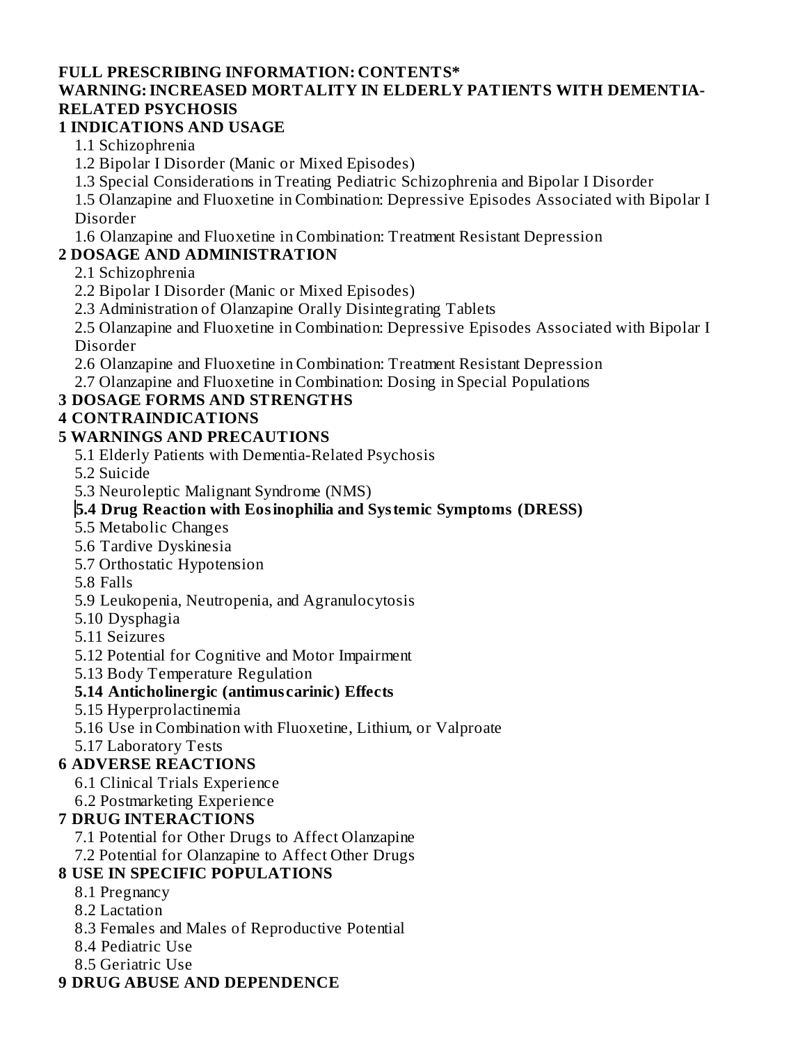**FULL PRESCRIBING INFORMATION: CONTENTS***

**WARNING: INCREASED MORTALITY IN ELDERLY PATIENTS WITH DEMENTIA-RELATED PSYCHOSIS**

**1 INDICATIONS AND USAGE**

- 1.1 Schizophrenia
- 1.2 Bipolar I Disorder (Manic or Mixed Episodes)
- 1.3 Special Considerations in Treating Pediatric Schizophrenia and Bipolar I Disorder
- 1.5 Olanzapine and Fluoxetine in Combination: Depressive Episodes Associated with Bipolar I Disorder
- 1.6 Olanzapine and Fluoxetine in Combination: Treatment Resistant Depression

**2 DOSAGE AND ADMINISTRATION**

- 2.1 Schizophrenia
- 2.2 Bipolar I Disorder (Manic or Mixed Episodes)
- 2.3 Administration of Olanzapine Orally Disintegrating Tablets
- 2.5 Olanzapine and Fluoxetine in Combination: Depressive Episodes Associated with Bipolar I Disorder
- 2.6 Olanzapine and Fluoxetine in Combination: Treatment Resistant Depression
- 2.7 Olanzapine and Fluoxetine in Combination: Dosing in Special Populations

**3 DOSAGE FORMS AND STRENGTHS**

**4 CONTRAINDICATIONS**

**5 WARNINGS AND PRECAUTIONS**

- 5.1 Elderly Patients with Dementia-Related Psychosis
- 5.2 Suicide
- 5.3 Neuroleptic Malignant Syndrome (NMS)
- **5.4 Drug Reaction with Eosinophilia and Systemic Symptoms (DRESS)**
- 5.5 Metabolic Changes
- 5.6 Tardive Dyskinesia
- 5.7 Orthostatic Hypotension
- 5.8 Falls
- 5.9 Leukopenia, Neutropenia, and Agranulocytosis
- 5.10 Dysphagia
- 5.11 Seizures
- 5.12 Potential for Cognitive and Motor Impairment
- 5.13 Body Temperature Regulation
- **5.14 Anticholinergic (antimuscarinic) Effects**
- 5.15 Hyperprolactinemia
- 5.16 Use in Combination with Fluoxetine, Lithium, or Valproate
- 5.17 Laboratory Tests

**6 ADVERSE REACTIONS**

- 6.1 Clinical Trials Experience
- 6.2 Postmarketing Experience

**7 DRUG INTERACTIONS**

- 7.1 Potential for Other Drugs to Affect Olanzapine
- 7.2 Potential for Olanzapine to Affect Other Drugs

**8 USE IN SPECIFIC POPULATIONS**

- 8.1 Pregnancy
- 8.2 Lactation
- 8.3 Females and Males of Reproductive Potential
- 8.4 Pediatric Use
- 8.5 Geriatric Use

**9 DRUG ABUSE AND DEPENDENCE**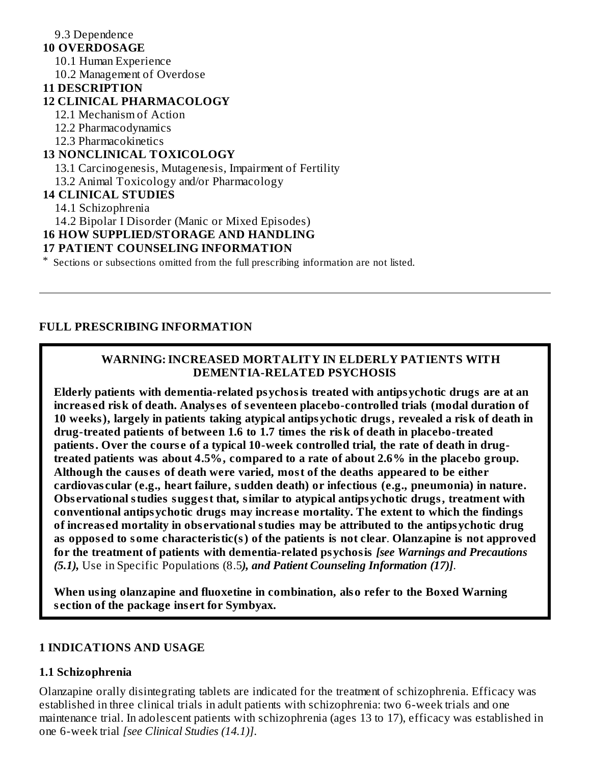9.3 Dependence

**10 OVERDOSAGE**

10.1 Human Experience

10.2 Management of Overdose

**11 DESCRIPTION**

**12 CLINICAL PHARMACOLOGY**

12.1 Mechanism of Action

12.2 Pharmacodynamics

12.3 Pharmacokinetics

**13 NONCLINICAL TOXICOLOGY**

13.1 Carcinogenesis, Mutagenesis, Impairment of Fertility

13.2 Animal Toxicology and/or Pharmacology

**14 CLINICAL STUDIES**

14.1 Schizophrenia

14.2 Bipolar I Disorder (Manic or Mixed Episodes)

**16 HOW SUPPLIED/STORAGE AND HANDLING**

**17 PATIENT COUNSELING INFORMATION**

* Sections or subsections omitted from the full prescribing information are not listed.

---

## FULL PRESCRIBING INFORMATION

**WARNING: INCREASED MORTALITY IN ELDERLY PATIENTS WITH DEMENTIA-RELATED PSYCHOSIS**

**Elderly patients with dementia-related psychosis treated with antipsychotic drugs are at an increased risk of death. Analyses of seventeen placebo-controlled trials (modal duration of 10 weeks), largely in patients taking atypical antipsychotic drugs, revealed a risk of death in drug-treated patients of between 1.6 to 1.7 times the risk of death in placebo-treated patients. Over the course of a typical 10-week controlled trial, the rate of death in drug-treated patients was about 4.5%, compared to a rate of about 2.6% in the placebo group. Although the causes of death were varied, most of the deaths appeared to be either cardiovascular (e.g., heart failure, sudden death) or infectious (e.g., pneumonia) in nature. Observational studies suggest that, similar to atypical antipsychotic drugs, treatment with conventional antipsychotic drugs may increase mortality. The extent to which the findings of increased mortality in observational studies may be attributed to the antipsychotic drug as opposed to some characteristic(s) of the patients is not clear. Olanzapine is not approved for the treatment of patients with dementia-related psychosis** ***[see Warnings and Precautions (5.1),*** Use in Specific Populations (8.5***), and Patient Counseling Information (17)]***.

**When using olanzapine and fluoxetine in combination, also refer to the Boxed Warning section of the package insert for Symbyax.**

## 1 INDICATIONS AND USAGE

### 1.1 Schizophrenia

Olanzapine orally disintegrating tablets are indicated for the treatment of schizophrenia. Efficacy was established in three clinical trials in adult patients with schizophrenia: two 6-week trials and one maintenance trial. In adolescent patients with schizophrenia (ages 13 to 17), efficacy was established in one 6-week trial *[see Clinical Studies (14.1)]*.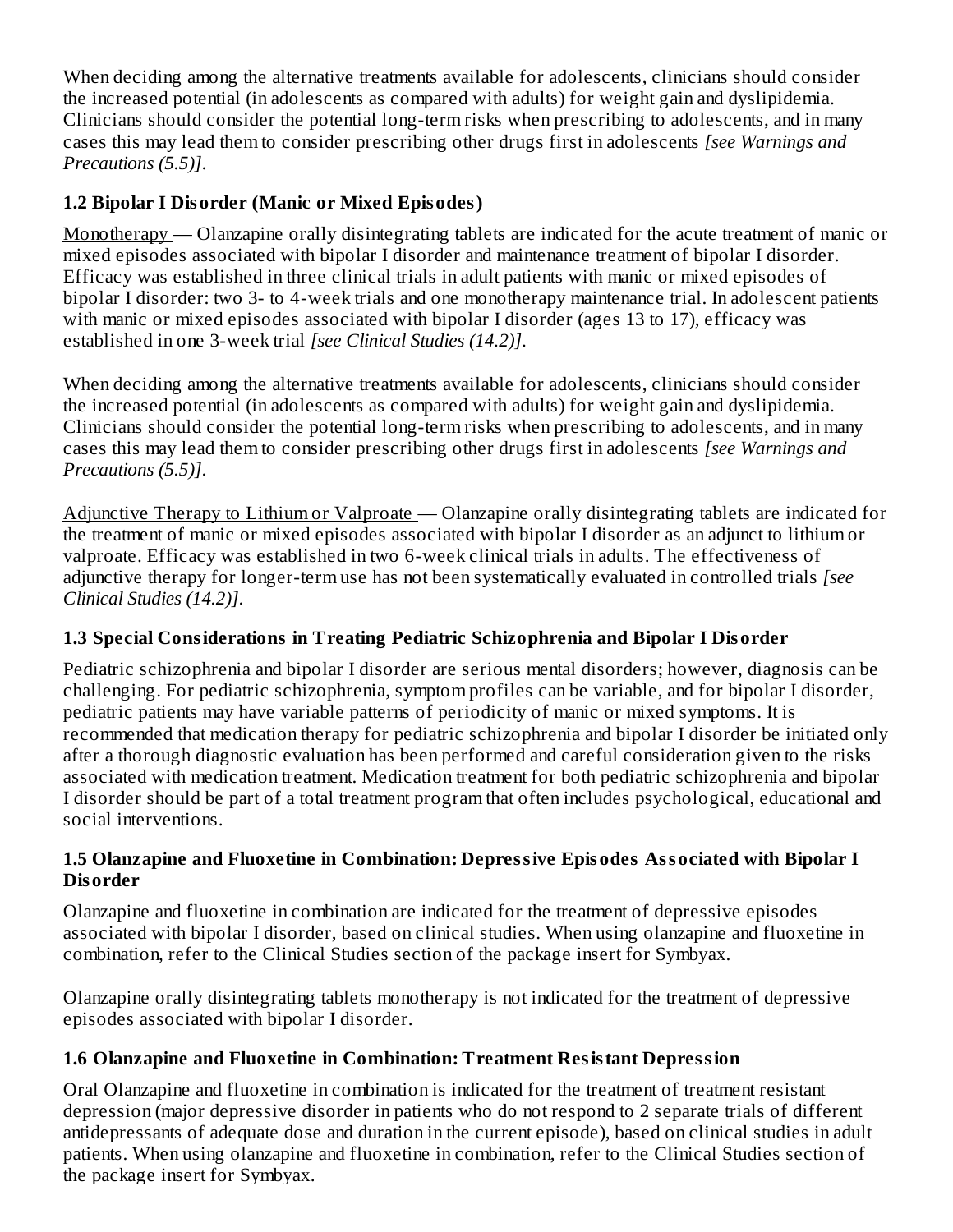When deciding among the alternative treatments available for adolescents, clinicians should consider the increased potential (in adolescents as compared with adults) for weight gain and dyslipidemia. Clinicians should consider the potential long-term risks when prescribing to adolescents, and in many cases this may lead them to consider prescribing other drugs first in adolescents *[see Warnings and Precautions (5.5)]*.

### 1.2 Bipolar I Disorder (Manic or Mixed Episodes)

Monotherapy — Olanzapine orally disintegrating tablets are indicated for the acute treatment of manic or mixed episodes associated with bipolar I disorder and maintenance treatment of bipolar I disorder. Efficacy was established in three clinical trials in adult patients with manic or mixed episodes of bipolar I disorder: two 3- to 4-week trials and one monotherapy maintenance trial. In adolescent patients with manic or mixed episodes associated with bipolar I disorder (ages 13 to 17), efficacy was established in one 3-week trial *[see Clinical Studies (14.2)]*.

When deciding among the alternative treatments available for adolescents, clinicians should consider the increased potential (in adolescents as compared with adults) for weight gain and dyslipidemia. Clinicians should consider the potential long-term risks when prescribing to adolescents, and in many cases this may lead them to consider prescribing other drugs first in adolescents *[see Warnings and Precautions (5.5)]*.

Adjunctive Therapy to Lithium or Valproate — Olanzapine orally disintegrating tablets are indicated for the treatment of manic or mixed episodes associated with bipolar I disorder as an adjunct to lithium or valproate. Efficacy was established in two 6-week clinical trials in adults. The effectiveness of adjunctive therapy for longer-term use has not been systematically evaluated in controlled trials *[see Clinical Studies (14.2)]*.

### 1.3 Special Considerations in Treating Pediatric Schizophrenia and Bipolar I Disorder

Pediatric schizophrenia and bipolar I disorder are serious mental disorders; however, diagnosis can be challenging. For pediatric schizophrenia, symptom profiles can be variable, and for bipolar I disorder, pediatric patients may have variable patterns of periodicity of manic or mixed symptoms. It is recommended that medication therapy for pediatric schizophrenia and bipolar I disorder be initiated only after a thorough diagnostic evaluation has been performed and careful consideration given to the risks associated with medication treatment. Medication treatment for both pediatric schizophrenia and bipolar I disorder should be part of a total treatment program that often includes psychological, educational and social interventions.

### 1.5 Olanzapine and Fluoxetine in Combination: Depressive Episodes Associated with Bipolar I Disorder

Olanzapine and fluoxetine in combination are indicated for the treatment of depressive episodes associated with bipolar I disorder, based on clinical studies. When using olanzapine and fluoxetine in combination, refer to the Clinical Studies section of the package insert for Symbyax.

Olanzapine orally disintegrating tablets monotherapy is not indicated for the treatment of depressive episodes associated with bipolar I disorder.

### 1.6 Olanzapine and Fluoxetine in Combination: Treatment Resistant Depression

Oral Olanzapine and fluoxetine in combination is indicated for the treatment of treatment resistant depression (major depressive disorder in patients who do not respond to 2 separate trials of different antidepressants of adequate dose and duration in the current episode), based on clinical studies in adult patients. When using olanzapine and fluoxetine in combination, refer to the Clinical Studies section of the package insert for Symbyax.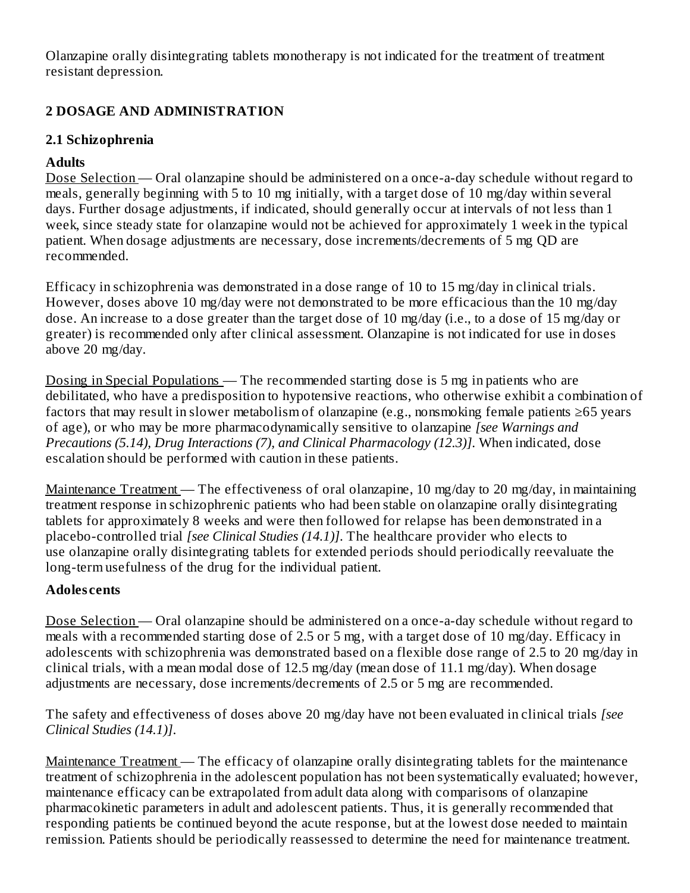Olanzapine orally disintegrating tablets monotherapy is not indicated for the treatment of treatment resistant depression.

## 2 DOSAGE AND ADMINISTRATION

### 2.1 Schizophrenia

**Adults**

Dose Selection — Oral olanzapine should be administered on a once-a-day schedule without regard to meals, generally beginning with 5 to 10 mg initially, with a target dose of 10 mg/day within several days. Further dosage adjustments, if indicated, should generally occur at intervals of not less than 1 week, since steady state for olanzapine would not be achieved for approximately 1 week in the typical patient. When dosage adjustments are necessary, dose increments/decrements of 5 mg QD are recommended.

Efficacy in schizophrenia was demonstrated in a dose range of 10 to 15 mg/day in clinical trials. However, doses above 10 mg/day were not demonstrated to be more efficacious than the 10 mg/day dose. An increase to a dose greater than the target dose of 10 mg/day (i.e., to a dose of 15 mg/day or greater) is recommended only after clinical assessment. Olanzapine is not indicated for use in doses above 20 mg/day.

Dosing in Special Populations — The recommended starting dose is 5 mg in patients who are debilitated, who have a predisposition to hypotensive reactions, who otherwise exhibit a combination of factors that may result in slower metabolism of olanzapine (e.g., nonsmoking female patients ≥65 years of age), or who may be more pharmacodynamically sensitive to olanzapine *[see Warnings and Precautions (5.14), Drug Interactions (7), and Clinical Pharmacology (12.3)]*. When indicated, dose escalation should be performed with caution in these patients.

Maintenance Treatment — The effectiveness of oral olanzapine, 10 mg/day to 20 mg/day, in maintaining treatment response in schizophrenic patients who had been stable on olanzapine orally disintegrating tablets for approximately 8 weeks and were then followed for relapse has been demonstrated in a placebo-controlled trial *[see Clinical Studies (14.1)]*. The healthcare provider who elects to use olanzapine orally disintegrating tablets for extended periods should periodically reevaluate the long-term usefulness of the drug for the individual patient.

**Adolescents**

Dose Selection — Oral olanzapine should be administered on a once-a-day schedule without regard to meals with a recommended starting dose of 2.5 or 5 mg, with a target dose of 10 mg/day. Efficacy in adolescents with schizophrenia was demonstrated based on a flexible dose range of 2.5 to 20 mg/day in clinical trials, with a mean modal dose of 12.5 mg/day (mean dose of 11.1 mg/day). When dosage adjustments are necessary, dose increments/decrements of 2.5 or 5 mg are recommended.

The safety and effectiveness of doses above 20 mg/day have not been evaluated in clinical trials *[see Clinical Studies (14.1)]*.

Maintenance Treatment — The efficacy of olanzapine orally disintegrating tablets for the maintenance treatment of schizophrenia in the adolescent population has not been systematically evaluated; however, maintenance efficacy can be extrapolated from adult data along with comparisons of olanzapine pharmacokinetic parameters in adult and adolescent patients. Thus, it is generally recommended that responding patients be continued beyond the acute response, but at the lowest dose needed to maintain remission. Patients should be periodically reassessed to determine the need for maintenance treatment.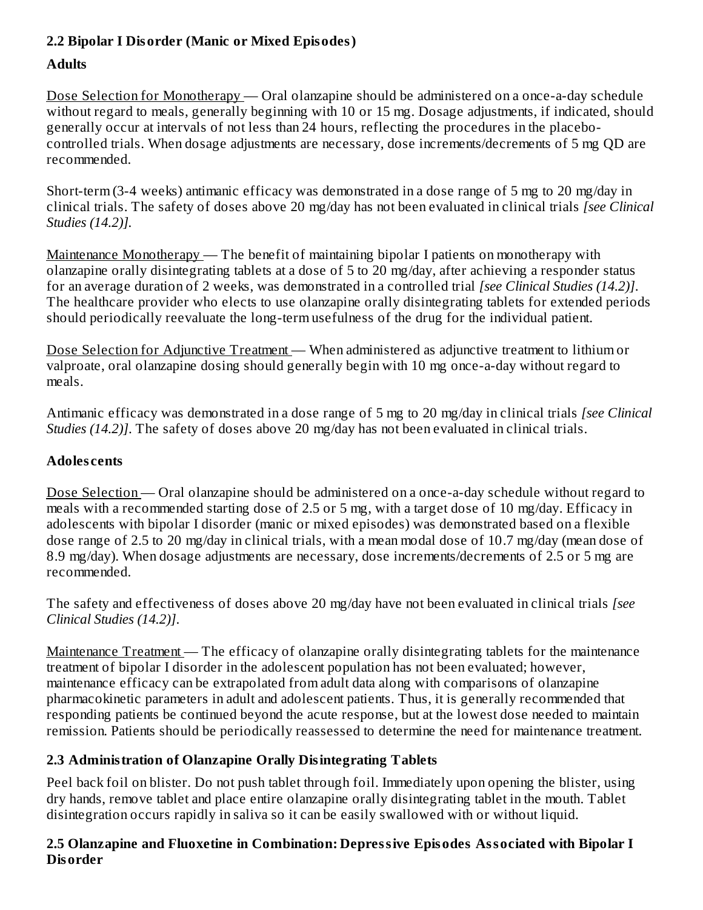### 2.2 Bipolar I Disorder (Manic or Mixed Episodes)

**Adults**

Dose Selection for Monotherapy — Oral olanzapine should be administered on a once-a-day schedule without regard to meals, generally beginning with 10 or 15 mg. Dosage adjustments, if indicated, should generally occur at intervals of not less than 24 hours, reflecting the procedures in the placebo-controlled trials. When dosage adjustments are necessary, dose increments/decrements of 5 mg QD are recommended.

Short-term (3-4 weeks) antimanic efficacy was demonstrated in a dose range of 5 mg to 20 mg/day in clinical trials. The safety of doses above 20 mg/day has not been evaluated in clinical trials *[see Clinical Studies (14.2)]*.

Maintenance Monotherapy — The benefit of maintaining bipolar I patients on monotherapy with olanzapine orally disintegrating tablets at a dose of 5 to 20 mg/day, after achieving a responder status for an average duration of 2 weeks, was demonstrated in a controlled trial *[see Clinical Studies (14.2)]*. The healthcare provider who elects to use olanzapine orally disintegrating tablets for extended periods should periodically reevaluate the long-term usefulness of the drug for the individual patient.

Dose Selection for Adjunctive Treatment — When administered as adjunctive treatment to lithium or valproate, oral olanzapine dosing should generally begin with 10 mg once-a-day without regard to meals.

Antimanic efficacy was demonstrated in a dose range of 5 mg to 20 mg/day in clinical trials *[see Clinical Studies (14.2)]*. The safety of doses above 20 mg/day has not been evaluated in clinical trials.

**Adolescents**

Dose Selection — Oral olanzapine should be administered on a once-a-day schedule without regard to meals with a recommended starting dose of 2.5 or 5 mg, with a target dose of 10 mg/day. Efficacy in adolescents with bipolar I disorder (manic or mixed episodes) was demonstrated based on a flexible dose range of 2.5 to 20 mg/day in clinical trials, with a mean modal dose of 10.7 mg/day (mean dose of 8.9 mg/day). When dosage adjustments are necessary, dose increments/decrements of 2.5 or 5 mg are recommended.

The safety and effectiveness of doses above 20 mg/day have not been evaluated in clinical trials *[see Clinical Studies (14.2)]*.

Maintenance Treatment — The efficacy of olanzapine orally disintegrating tablets for the maintenance treatment of bipolar I disorder in the adolescent population has not been evaluated; however, maintenance efficacy can be extrapolated from adult data along with comparisons of olanzapine pharmacokinetic parameters in adult and adolescent patients. Thus, it is generally recommended that responding patients be continued beyond the acute response, but at the lowest dose needed to maintain remission. Patients should be periodically reassessed to determine the need for maintenance treatment.

### 2.3 Administration of Olanzapine Orally Disintegrating Tablets

Peel back foil on blister. Do not push tablet through foil. Immediately upon opening the blister, using dry hands, remove tablet and place entire olanzapine orally disintegrating tablet in the mouth. Tablet disintegration occurs rapidly in saliva so it can be easily swallowed with or without liquid.

### 2.5 Olanzapine and Fluoxetine in Combination: Depressive Episodes Associated with Bipolar I Disorder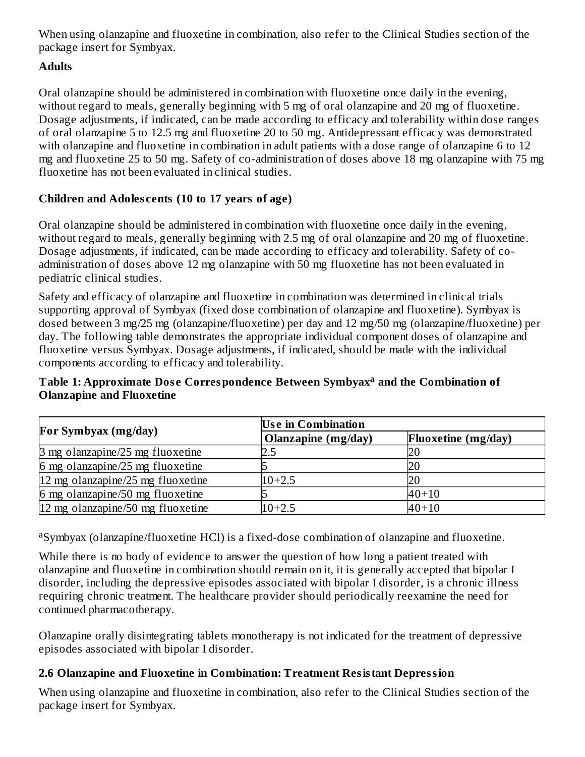When using olanzapine and fluoxetine in combination, also refer to the Clinical Studies section of the package insert for Symbyax.

**Adults**

Oral olanzapine should be administered in combination with fluoxetine once daily in the evening, without regard to meals, generally beginning with 5 mg of oral olanzapine and 20 mg of fluoxetine. Dosage adjustments, if indicated, can be made according to efficacy and tolerability within dose ranges of oral olanzapine 5 to 12.5 mg and fluoxetine 20 to 50 mg. Antidepressant efficacy was demonstrated with olanzapine and fluoxetine in combination in adult patients with a dose range of olanzapine 6 to 12 mg and fluoxetine 25 to 50 mg. Safety of co-administration of doses above 18 mg olanzapine with 75 mg fluoxetine has not been evaluated in clinical studies.

**Children and Adolescents (10 to 17 years of age)**

Oral olanzapine should be administered in combination with fluoxetine once daily in the evening, without regard to meals, generally beginning with 2.5 mg of oral olanzapine and 20 mg of fluoxetine. Dosage adjustments, if indicated, can be made according to efficacy and tolerability. Safety of co-administration of doses above 12 mg olanzapine with 50 mg fluoxetine has not been evaluated in pediatric clinical studies.

Safety and efficacy of olanzapine and fluoxetine in combination was determined in clinical trials supporting approval of Symbyax (fixed dose combination of olanzapine and fluoxetine). Symbyax is dosed between 3 mg/25 mg (olanzapine/fluoxetine) per day and 12 mg/50 mg (olanzapine/fluoxetine) per day. The following table demonstrates the appropriate individual component doses of olanzapine and fluoxetine versus Symbyax. Dosage adjustments, if indicated, should be made with the individual components according to efficacy and tolerability.

**Table 1: Approximate Dose Correspondence Between Symbyax[a] and the Combination of Olanzapine and Fluoxetine**

| For Symbyax (mg/day) | Use in Combination | |
|---|---|---|
| | **Olanzapine (mg/day)** | **Fluoxetine (mg/day)** |
| 3 mg olanzapine/25 mg fluoxetine | 2.5 | 20 |
| 6 mg olanzapine/25 mg fluoxetine | 5 | 20 |
| 12 mg olanzapine/25 mg fluoxetine | 10+2.5 | 20 |
| 6 mg olanzapine/50 mg fluoxetine | 5 | 40+10 |
| 12 mg olanzapine/50 mg fluoxetine | 10+2.5 | 40+10 |

[a]Symbyax (olanzapine/fluoxetine HCl) is a fixed-dose combination of olanzapine and fluoxetine.

While there is no body of evidence to answer the question of how long a patient treated with olanzapine and fluoxetine in combination should remain on it, it is generally accepted that bipolar I disorder, including the depressive episodes associated with bipolar I disorder, is a chronic illness requiring chronic treatment. The healthcare provider should periodically reexamine the need for continued pharmacotherapy.

Olanzapine orally disintegrating tablets monotherapy is not indicated for the treatment of depressive episodes associated with bipolar I disorder.

### 2.6 Olanzapine and Fluoxetine in Combination: Treatment Resistant Depression

When using olanzapine and fluoxetine in combination, also refer to the Clinical Studies section of the package insert for Symbyax.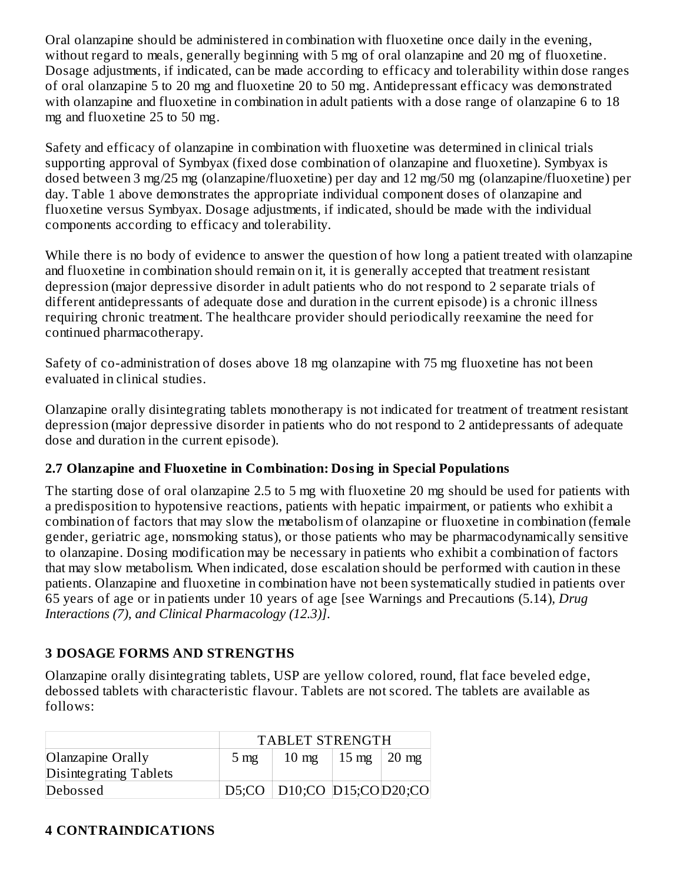Oral olanzapine should be administered in combination with fluoxetine once daily in the evening, without regard to meals, generally beginning with 5 mg of oral olanzapine and 20 mg of fluoxetine. Dosage adjustments, if indicated, can be made according to efficacy and tolerability within dose ranges of oral olanzapine 5 to 20 mg and fluoxetine 20 to 50 mg. Antidepressant efficacy was demonstrated with olanzapine and fluoxetine in combination in adult patients with a dose range of olanzapine 6 to 18 mg and fluoxetine 25 to 50 mg.

Safety and efficacy of olanzapine in combination with fluoxetine was determined in clinical trials supporting approval of Symbyax (fixed dose combination of olanzapine and fluoxetine). Symbyax is dosed between 3 mg/25 mg (olanzapine/fluoxetine) per day and 12 mg/50 mg (olanzapine/fluoxetine) per day. Table 1 above demonstrates the appropriate individual component doses of olanzapine and fluoxetine versus Symbyax. Dosage adjustments, if indicated, should be made with the individual components according to efficacy and tolerability.

While there is no body of evidence to answer the question of how long a patient treated with olanzapine and fluoxetine in combination should remain on it, it is generally accepted that treatment resistant depression (major depressive disorder in adult patients who do not respond to 2 separate trials of different antidepressants of adequate dose and duration in the current episode) is a chronic illness requiring chronic treatment. The healthcare provider should periodically reexamine the need for continued pharmacotherapy.

Safety of co-administration of doses above 18 mg olanzapine with 75 mg fluoxetine has not been evaluated in clinical studies.

Olanzapine orally disintegrating tablets monotherapy is not indicated for treatment of treatment resistant depression (major depressive disorder in patients who do not respond to 2 antidepressants of adequate dose and duration in the current episode).

### 2.7 Olanzapine and Fluoxetine in Combination: Dosing in Special Populations

The starting dose of oral olanzapine 2.5 to 5 mg with fluoxetine 20 mg should be used for patients with a predisposition to hypotensive reactions, patients with hepatic impairment, or patients who exhibit a combination of factors that may slow the metabolism of olanzapine or fluoxetine in combination (female gender, geriatric age, nonsmoking status), or those patients who may be pharmacodynamically sensitive to olanzapine. Dosing modification may be necessary in patients who exhibit a combination of factors that may slow metabolism. When indicated, dose escalation should be performed with caution in these patients. Olanzapine and fluoxetine in combination have not been systematically studied in patients over 65 years of age or in patients under 10 years of age [see Warnings and Precautions (5.14), *Drug Interactions (7), and Clinical Pharmacology (12.3)]*.

## 3 DOSAGE FORMS AND STRENGTHS

Olanzapine orally disintegrating tablets, USP are yellow colored, round, flat face beveled edge, debossed tablets with characteristic flavour. Tablets are not scored. The tablets are available as follows:

| | TABLET STRENGTH | | | |
|---|---|---|---|---|
| Olanzapine Orally Disintegrating Tablets | 5 mg | 10 mg | 15 mg | 20 mg |
| Debossed | D5;CO | D10;CO | D15;CO | D20;CO |

## 4 CONTRAINDICATIONS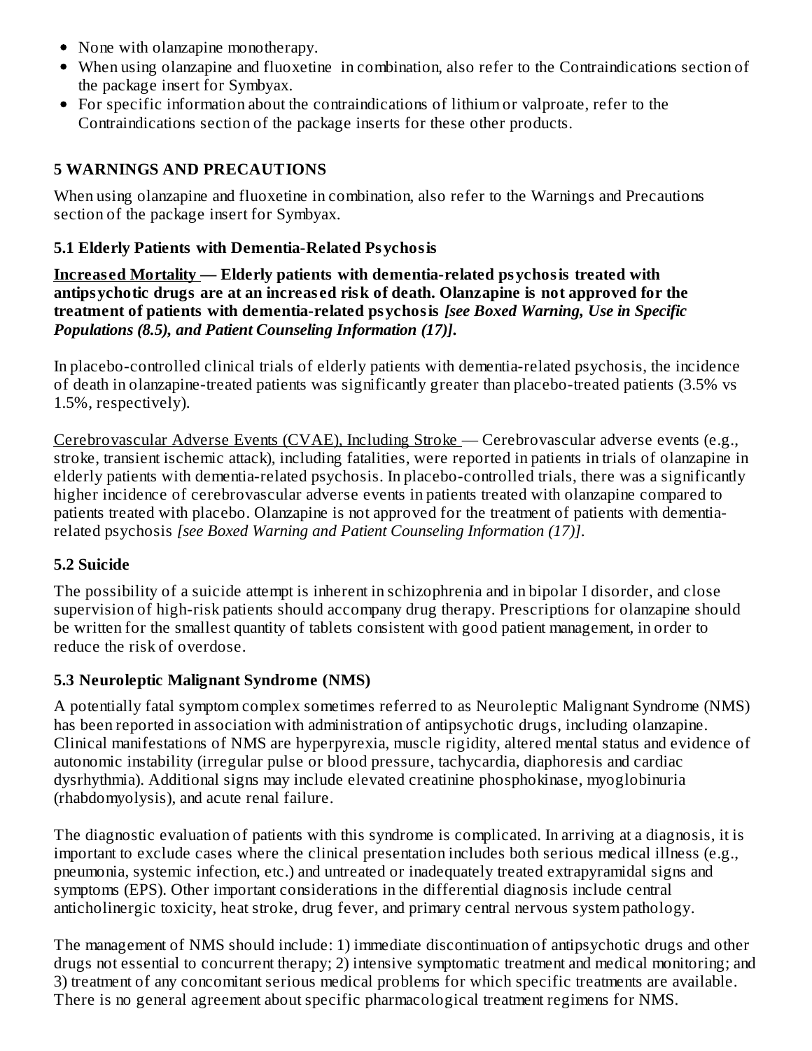- None with olanzapine monotherapy.
- When using olanzapine and fluoxetine in combination, also refer to the Contraindications section of the package insert for Symbyax.
- For specific information about the contraindications of lithium or valproate, refer to the Contraindications section of the package inserts for these other products.

## 5 WARNINGS AND PRECAUTIONS

When using olanzapine and fluoxetine in combination, also refer to the Warnings and Precautions section of the package insert for Symbyax.

### 5.1 Elderly Patients with Dementia-Related Psychosis

**Increased Mortality — Elderly patients with dementia-related psychosis treated with antipsychotic drugs are at an increased risk of death. Olanzapine is not approved for the treatment of patients with dementia-related psychosis** ***[see Boxed Warning, Use in Specific Populations (8.5), and Patient Counseling Information (17)].***

In placebo-controlled clinical trials of elderly patients with dementia-related psychosis, the incidence of death in olanzapine-treated patients was significantly greater than placebo-treated patients (3.5% vs 1.5%, respectively).

Cerebrovascular Adverse Events (CVAE), Including Stroke — Cerebrovascular adverse events (e.g., stroke, transient ischemic attack), including fatalities, were reported in patients in trials of olanzapine in elderly patients with dementia-related psychosis. In placebo-controlled trials, there was a significantly higher incidence of cerebrovascular adverse events in patients treated with olanzapine compared to patients treated with placebo. Olanzapine is not approved for the treatment of patients with dementia-related psychosis *[see Boxed Warning and Patient Counseling Information (17)]*.

### 5.2 Suicide

The possibility of a suicide attempt is inherent in schizophrenia and in bipolar I disorder, and close supervision of high-risk patients should accompany drug therapy. Prescriptions for olanzapine should be written for the smallest quantity of tablets consistent with good patient management, in order to reduce the risk of overdose.

### 5.3 Neuroleptic Malignant Syndrome (NMS)

A potentially fatal symptom complex sometimes referred to as Neuroleptic Malignant Syndrome (NMS) has been reported in association with administration of antipsychotic drugs, including olanzapine. Clinical manifestations of NMS are hyperpyrexia, muscle rigidity, altered mental status and evidence of autonomic instability (irregular pulse or blood pressure, tachycardia, diaphoresis and cardiac dysrhythmia). Additional signs may include elevated creatinine phosphokinase, myoglobinuria (rhabdomyolysis), and acute renal failure.

The diagnostic evaluation of patients with this syndrome is complicated. In arriving at a diagnosis, it is important to exclude cases where the clinical presentation includes both serious medical illness (e.g., pneumonia, systemic infection, etc.) and untreated or inadequately treated extrapyramidal signs and symptoms (EPS). Other important considerations in the differential diagnosis include central anticholinergic toxicity, heat stroke, drug fever, and primary central nervous system pathology.

The management of NMS should include: 1) immediate discontinuation of antipsychotic drugs and other drugs not essential to concurrent therapy; 2) intensive symptomatic treatment and medical monitoring; and 3) treatment of any concomitant serious medical problems for which specific treatments are available. There is no general agreement about specific pharmacological treatment regimens for NMS.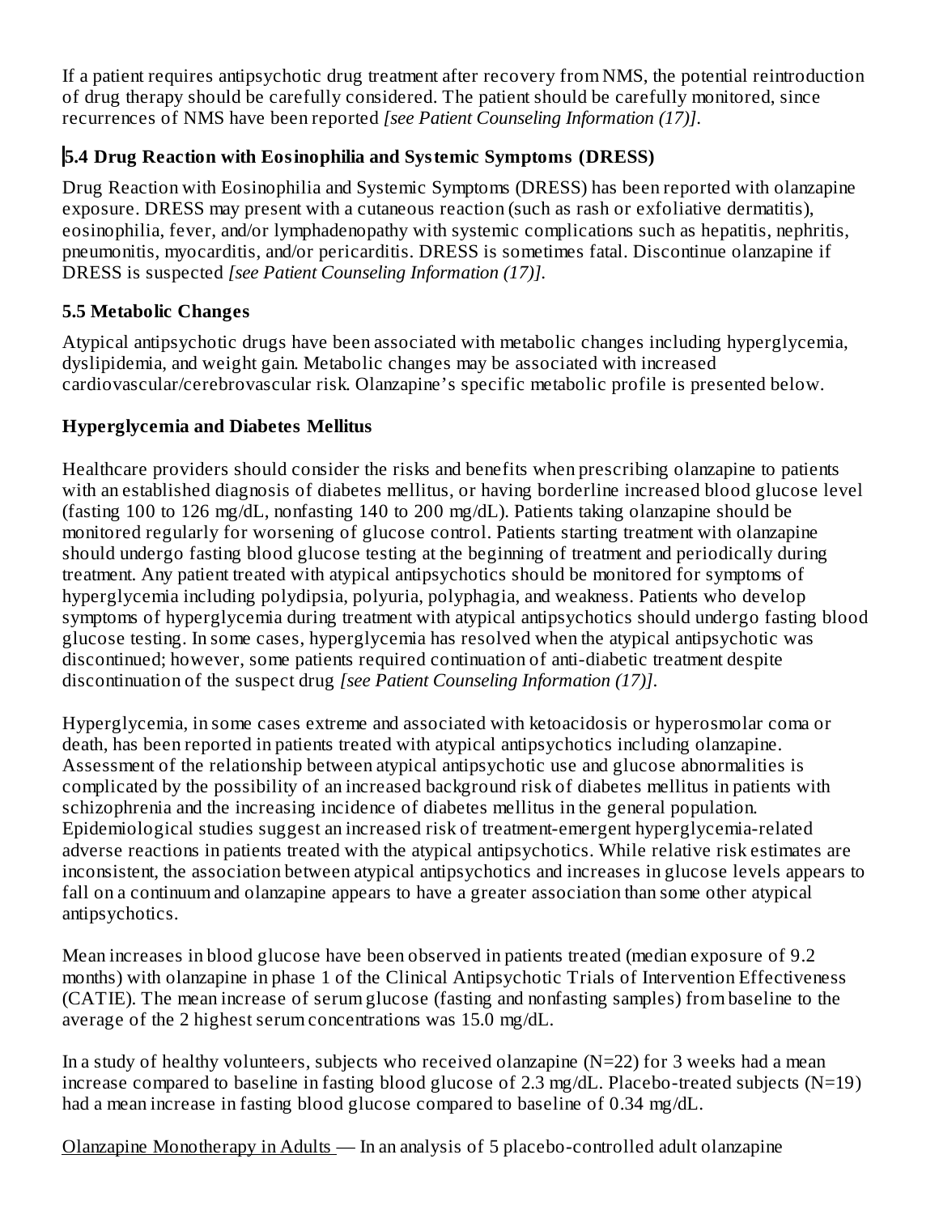If a patient requires antipsychotic drug treatment after recovery from NMS, the potential reintroduction of drug therapy should be carefully considered. The patient should be carefully monitored, since recurrences of NMS have been reported *[see Patient Counseling Information (17)]*.

### 5.4 Drug Reaction with Eosinophilia and Systemic Symptoms (DRESS)

Drug Reaction with Eosinophilia and Systemic Symptoms (DRESS) has been reported with olanzapine exposure. DRESS may present with a cutaneous reaction (such as rash or exfoliative dermatitis), eosinophilia, fever, and/or lymphadenopathy with systemic complications such as hepatitis, nephritis, pneumonitis, myocarditis, and/or pericarditis. DRESS is sometimes fatal. Discontinue olanzapine if DRESS is suspected *[see Patient Counseling Information (17)]*.

### 5.5 Metabolic Changes

Atypical antipsychotic drugs have been associated with metabolic changes including hyperglycemia, dyslipidemia, and weight gain. Metabolic changes may be associated with increased cardiovascular/cerebrovascular risk. Olanzapine's specific metabolic profile is presented below.

**Hyperglycemia and Diabetes Mellitus**

Healthcare providers should consider the risks and benefits when prescribing olanzapine to patients with an established diagnosis of diabetes mellitus, or having borderline increased blood glucose level (fasting 100 to 126 mg/dL, nonfasting 140 to 200 mg/dL). Patients taking olanzapine should be monitored regularly for worsening of glucose control. Patients starting treatment with olanzapine should undergo fasting blood glucose testing at the beginning of treatment and periodically during treatment. Any patient treated with atypical antipsychotics should be monitored for symptoms of hyperglycemia including polydipsia, polyuria, polyphagia, and weakness. Patients who develop symptoms of hyperglycemia during treatment with atypical antipsychotics should undergo fasting blood glucose testing. In some cases, hyperglycemia has resolved when the atypical antipsychotic was discontinued; however, some patients required continuation of anti-diabetic treatment despite discontinuation of the suspect drug *[see Patient Counseling Information (17)]*.

Hyperglycemia, in some cases extreme and associated with ketoacidosis or hyperosmolar coma or death, has been reported in patients treated with atypical antipsychotics including olanzapine. Assessment of the relationship between atypical antipsychotic use and glucose abnormalities is complicated by the possibility of an increased background risk of diabetes mellitus in patients with schizophrenia and the increasing incidence of diabetes mellitus in the general population. Epidemiological studies suggest an increased risk of treatment-emergent hyperglycemia-related adverse reactions in patients treated with the atypical antipsychotics. While relative risk estimates are inconsistent, the association between atypical antipsychotics and increases in glucose levels appears to fall on a continuum and olanzapine appears to have a greater association than some other atypical antipsychotics.

Mean increases in blood glucose have been observed in patients treated (median exposure of 9.2 months) with olanzapine in phase 1 of the Clinical Antipsychotic Trials of Intervention Effectiveness (CATIE). The mean increase of serum glucose (fasting and nonfasting samples) from baseline to the average of the 2 highest serum concentrations was 15.0 mg/dL.

In a study of healthy volunteers, subjects who received olanzapine (N=22) for 3 weeks had a mean increase compared to baseline in fasting blood glucose of 2.3 mg/dL. Placebo-treated subjects (N=19) had a mean increase in fasting blood glucose compared to baseline of 0.34 mg/dL.

Olanzapine Monotherapy in Adults — In an analysis of 5 placebo-controlled adult olanzapine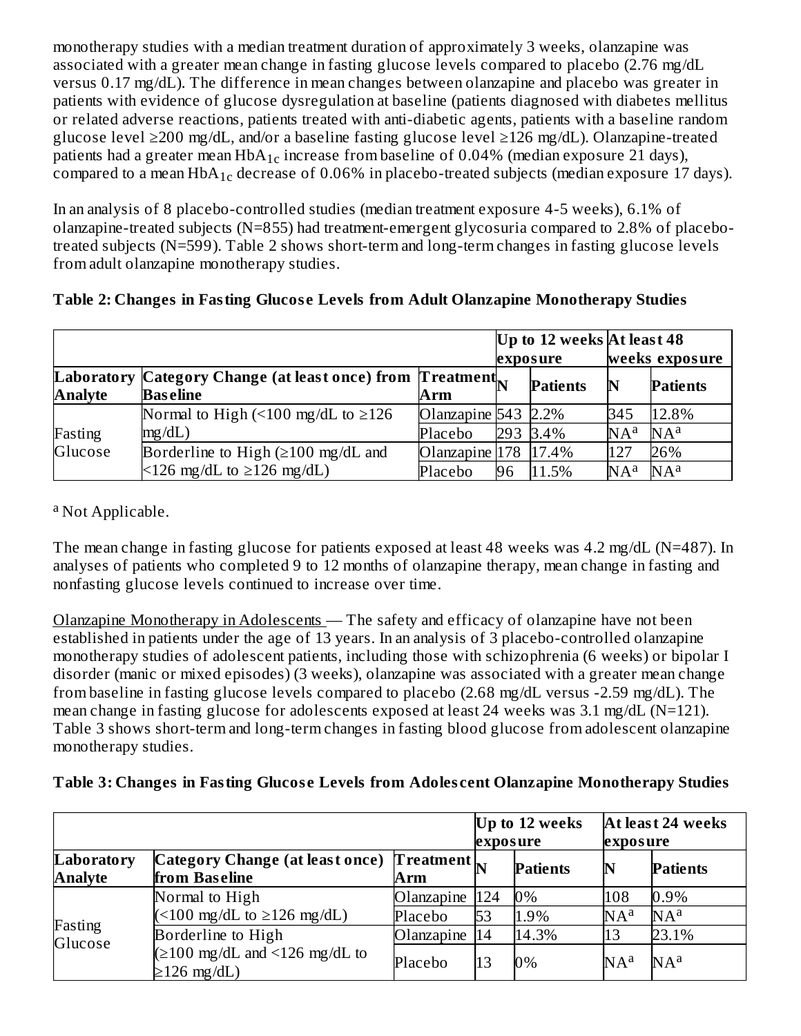monotherapy studies with a median treatment duration of approximately 3 weeks, olanzapine was associated with a greater mean change in fasting glucose levels compared to placebo (2.76 mg/dL versus 0.17 mg/dL). The difference in mean changes between olanzapine and placebo was greater in patients with evidence of glucose dysregulation at baseline (patients diagnosed with diabetes mellitus or related adverse reactions, patients treated with anti-diabetic agents, patients with a baseline random glucose level ≥200 mg/dL, and/or a baseline fasting glucose level ≥126 mg/dL). Olanzapine-treated patients had a greater mean $HbA_{1c}$ increase from baseline of 0.04% (median exposure 21 days), compared to a mean $HbA_{1c}$ decrease of 0.06% in placebo-treated subjects (median exposure 17 days).

In an analysis of 8 placebo-controlled studies (median treatment exposure 4-5 weeks), 6.1% of olanzapine-treated subjects (N=855) had treatment-emergent glycosuria compared to 2.8% of placebo-treated subjects (N=599). Table 2 shows short-term and long-term changes in fasting glucose levels from adult olanzapine monotherapy studies.

**Table 2: Changes in Fasting Glucose Levels from Adult Olanzapine Monotherapy Studies**

| | | | Up to 12 weeks exposure | | At least 48 weeks exposure | |
|---|---|---|---|---|---|---|
| **Laboratory Analyte** | **Category Change (at least once) from Baseline** | **Treatment Arm** | **N** | **Patients** | **N** | **Patients** |
| Fasting Glucose | Normal to High (<100 mg/dL to ≥126 mg/dL) | Olanzapine | 543 | 2.2% | 345 | 12.8% |
| | | Placebo | 293 | 3.4% | NA[a] | NA[a] |
| | Borderline to High (≥100 mg/dL and <126 mg/dL to ≥126 mg/dL) | Olanzapine | 178 | 17.4% | 127 | 26% |
| | | Placebo | 96 | 11.5% | NA[a] | NA[a] |

[a] Not Applicable.

The mean change in fasting glucose for patients exposed at least 48 weeks was 4.2 mg/dL (N=487). In analyses of patients who completed 9 to 12 months of olanzapine therapy, mean change in fasting and nonfasting glucose levels continued to increase over time.

Olanzapine Monotherapy in Adolescents — The safety and efficacy of olanzapine have not been established in patients under the age of 13 years. In an analysis of 3 placebo-controlled olanzapine monotherapy studies of adolescent patients, including those with schizophrenia (6 weeks) or bipolar I disorder (manic or mixed episodes) (3 weeks), olanzapine was associated with a greater mean change from baseline in fasting glucose levels compared to placebo (2.68 mg/dL versus -2.59 mg/dL). The mean change in fasting glucose for adolescents exposed at least 24 weeks was 3.1 mg/dL (N=121). Table 3 shows short-term and long-term changes in fasting blood glucose from adolescent olanzapine monotherapy studies.

**Table 3: Changes in Fasting Glucose Levels from Adolescent Olanzapine Monotherapy Studies**

| | | | Up to 12 weeks exposure | | At least 24 weeks exposure | |
|---|---|---|---|---|---|---|
| **Laboratory Analyte** | **Category Change (at least once) from Baseline** | **Treatment Arm** | **N** | **Patients** | **N** | **Patients** |
| Fasting Glucose | Normal to High (<100 mg/dL to ≥126 mg/dL) | Olanzapine | 124 | 0% | 108 | 0.9% |
| | | Placebo | 53 | 1.9% | NA[a] | NA[a] |
| | Borderline to High (≥100 mg/dL and <126 mg/dL to ≥126 mg/dL) | Olanzapine | 14 | 14.3% | 13 | 23.1% |
| | | Placebo | 13 | 0% | NA[a] | NA[a] |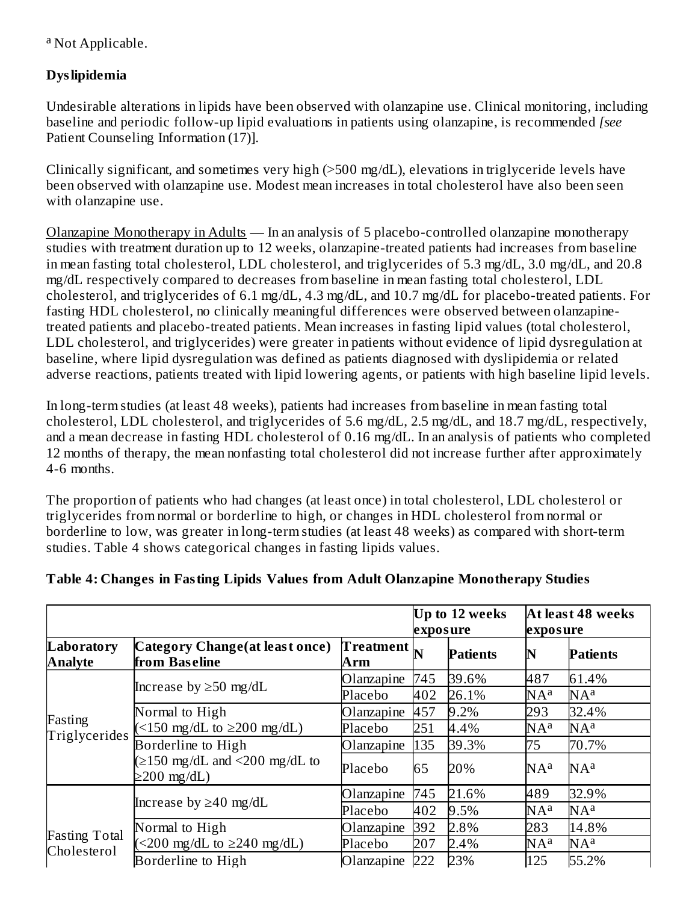[a] Not Applicable.

**Dyslipidemia**

Undesirable alterations in lipids have been observed with olanzapine use. Clinical monitoring, including baseline and periodic follow-up lipid evaluations in patients using olanzapine, is recommended *[see* Patient Counseling Information (17)].

Clinically significant, and sometimes very high (>500 mg/dL), elevations in triglyceride levels have been observed with olanzapine use. Modest mean increases in total cholesterol have also been seen with olanzapine use.

Olanzapine Monotherapy in Adults — In an analysis of 5 placebo-controlled olanzapine monotherapy studies with treatment duration up to 12 weeks, olanzapine-treated patients had increases from baseline in mean fasting total cholesterol, LDL cholesterol, and triglycerides of 5.3 mg/dL, 3.0 mg/dL, and 20.8 mg/dL respectively compared to decreases from baseline in mean fasting total cholesterol, LDL cholesterol, and triglycerides of 6.1 mg/dL, 4.3 mg/dL, and 10.7 mg/dL for placebo-treated patients. For fasting HDL cholesterol, no clinically meaningful differences were observed between olanzapine-treated patients and placebo-treated patients. Mean increases in fasting lipid values (total cholesterol, LDL cholesterol, and triglycerides) were greater in patients without evidence of lipid dysregulation at baseline, where lipid dysregulation was defined as patients diagnosed with dyslipidemia or related adverse reactions, patients treated with lipid lowering agents, or patients with high baseline lipid levels.

In long-term studies (at least 48 weeks), patients had increases from baseline in mean fasting total cholesterol, LDL cholesterol, and triglycerides of 5.6 mg/dL, 2.5 mg/dL, and 18.7 mg/dL, respectively, and a mean decrease in fasting HDL cholesterol of 0.16 mg/dL. In an analysis of patients who completed 12 months of therapy, the mean nonfasting total cholesterol did not increase further after approximately 4-6 months.

The proportion of patients who had changes (at least once) in total cholesterol, LDL cholesterol or triglycerides from normal or borderline to high, or changes in HDL cholesterol from normal or borderline to low, was greater in long-term studies (at least 48 weeks) as compared with short-term studies. Table 4 shows categorical changes in fasting lipids values.

**Table 4: Changes in Fasting Lipids Values from Adult Olanzapine Monotherapy Studies**

| | | | Up to 12 weeks exposure | | At least 48 weeks exposure | |
|---|---|---|---|---|---|---|
| **Laboratory Analyte** | **Category Change(at least once) from Baseline** | **Treatment Arm** | **N** | **Patients** | **N** | **Patients** |
| Fasting Triglycerides | Increase by ≥50 mg/dL | Olanzapine | 745 | 39.6% | 487 | 61.4% |
| | | Placebo | 402 | 26.1% | NA[a] | NA[a] |
| | Normal to High (<150 mg/dL to ≥200 mg/dL) | Olanzapine | 457 | 9.2% | 293 | 32.4% |
| | | Placebo | 251 | 4.4% | NA[a] | NA[a] |
| | Borderline to High (≥150 mg/dL and <200 mg/dL to ≥200 mg/dL) | Olanzapine | 135 | 39.3% | 75 | 70.7% |
| | | Placebo | 65 | 20% | NA[a] | NA[a] |
| Fasting Total Cholesterol | Increase by ≥40 mg/dL | Olanzapine | 745 | 21.6% | 489 | 32.9% |
| | | Placebo | 402 | 9.5% | NA[a] | NA[a] |
| | Normal to High (<200 mg/dL to ≥240 mg/dL) | Olanzapine | 392 | 2.8% | 283 | 14.8% |
| | | Placebo | 207 | 2.4% | NA[a] | NA[a] |
| | Borderline to High | Olanzapine | 222 | 23% | 125 | 55.2% |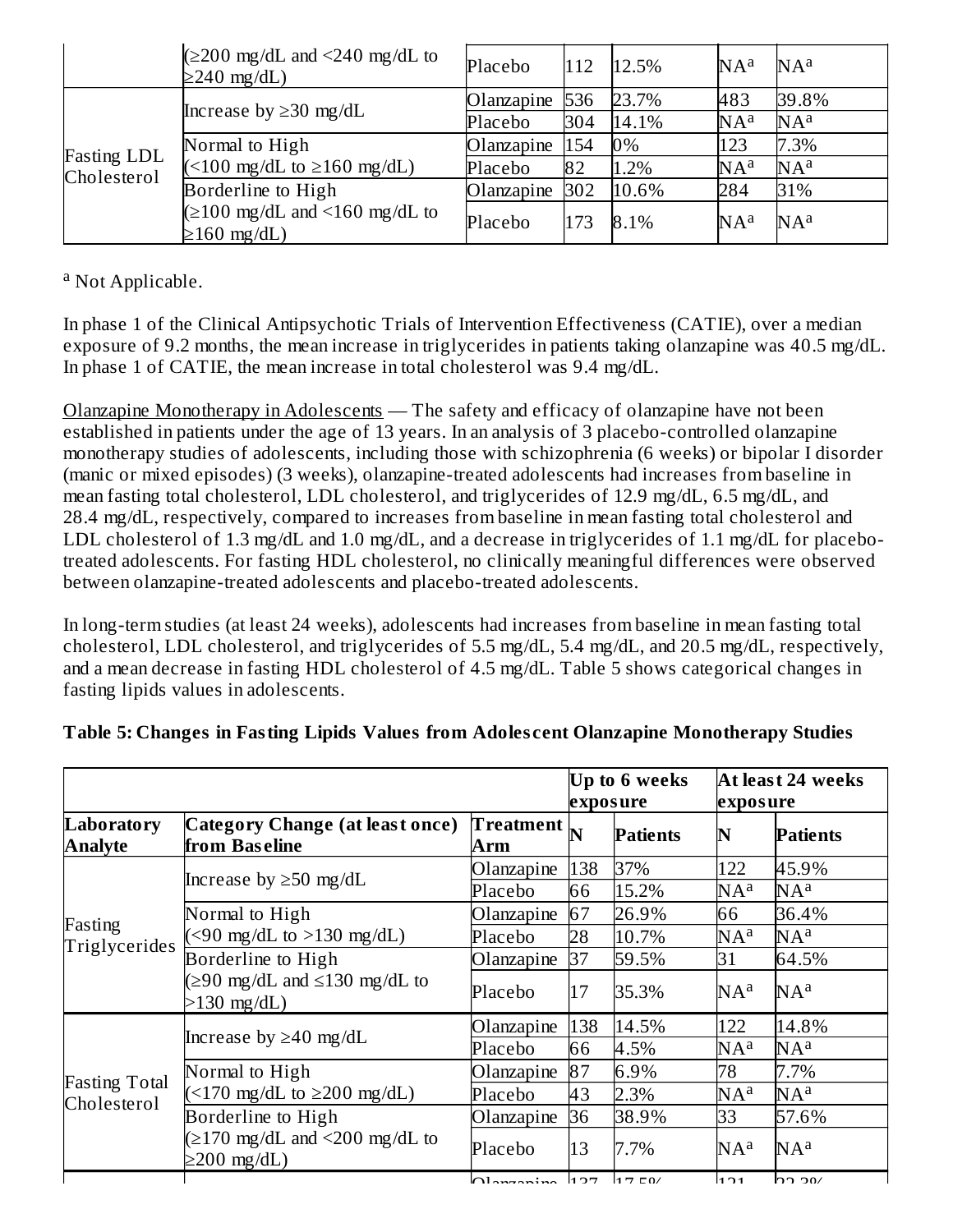| | | | | | | |
|---|---|---|---|---|---|---|
| | (≥200 mg/dL and <240 mg/dL to ≥240 mg/dL) | Placebo | 112 | 12.5% | NA[a] | NA[a] |
| Fasting LDL Cholesterol | Increase by ≥30 mg/dL | Olanzapine | 536 | 23.7% | 483 | 39.8% |
| | | Placebo | 304 | 14.1% | NA[a] | NA[a] |
| | Normal to High (<100 mg/dL to ≥160 mg/dL) | Olanzapine | 154 | 0% | 123 | 7.3% |
| | | Placebo | 82 | 1.2% | NA[a] | NA[a] |
| | Borderline to High (≥100 mg/dL and <160 mg/dL to ≥160 mg/dL) | Olanzapine | 302 | 10.6% | 284 | 31% |
| | | Placebo | 173 | 8.1% | NA[a] | NA[a] |

[a] Not Applicable.

In phase 1 of the Clinical Antipsychotic Trials of Intervention Effectiveness (CATIE), over a median exposure of 9.2 months, the mean increase in triglycerides in patients taking olanzapine was 40.5 mg/dL. In phase 1 of CATIE, the mean increase in total cholesterol was 9.4 mg/dL.

Olanzapine Monotherapy in Adolescents — The safety and efficacy of olanzapine have not been established in patients under the age of 13 years. In an analysis of 3 placebo-controlled olanzapine monotherapy studies of adolescents, including those with schizophrenia (6 weeks) or bipolar I disorder (manic or mixed episodes) (3 weeks), olanzapine-treated adolescents had increases from baseline in mean fasting total cholesterol, LDL cholesterol, and triglycerides of 12.9 mg/dL, 6.5 mg/dL, and 28.4 mg/dL, respectively, compared to increases from baseline in mean fasting total cholesterol and LDL cholesterol of 1.3 mg/dL and 1.0 mg/dL, and a decrease in triglycerides of 1.1 mg/dL for placebo-treated adolescents. For fasting HDL cholesterol, no clinically meaningful differences were observed between olanzapine-treated adolescents and placebo-treated adolescents.

In long-term studies (at least 24 weeks), adolescents had increases from baseline in mean fasting total cholesterol, LDL cholesterol, and triglycerides of 5.5 mg/dL, 5.4 mg/dL, and 20.5 mg/dL, respectively, and a mean decrease in fasting HDL cholesterol of 4.5 mg/dL. Table 5 shows categorical changes in fasting lipids values in adolescents.

**Table 5: Changes in Fasting Lipids Values from Adolescent Olanzapine Monotherapy Studies**

| | | | Up to 6 weeks exposure | | At least 24 weeks exposure | |
|---|---|---|---|---|---|---|
| **Laboratory Analyte** | **Category Change (at least once) from Baseline** | **Treatment Arm** | **N** | **Patients** | **N** | **Patients** |
| Fasting Triglycerides | Increase by ≥50 mg/dL | Olanzapine | 138 | 37% | 122 | 45.9% |
| | | Placebo | 66 | 15.2% | NA[a] | NA[a] |
| | Normal to High (<90 mg/dL to >130 mg/dL) | Olanzapine | 67 | 26.9% | 66 | 36.4% |
| | | Placebo | 28 | 10.7% | NA[a] | NA[a] |
| | Borderline to High (≥90 mg/dL and ≤130 mg/dL to >130 mg/dL) | Olanzapine | 37 | 59.5% | 31 | 64.5% |
| | | Placebo | 17 | 35.3% | NA[a] | NA[a] |
| Fasting Total Cholesterol | Increase by ≥40 mg/dL | Olanzapine | 138 | 14.5% | 122 | 14.8% |
| | | Placebo | 66 | 4.5% | NA[a] | NA[a] |
| | Normal to High (<170 mg/dL to ≥200 mg/dL) | Olanzapine | 87 | 6.9% | 78 | 7.7% |
| | | Placebo | 43 | 2.3% | NA[a] | NA[a] |
| | Borderline to High (≥170 mg/dL and <200 mg/dL to ≥200 mg/dL) | Olanzapine | 36 | 38.9% | 33 | 57.6% |
| | | Placebo | 13 | 7.7% | NA[a] | NA[a] |
| | | Olanzapine | 137 | 17.5% | 121 | 22.3% |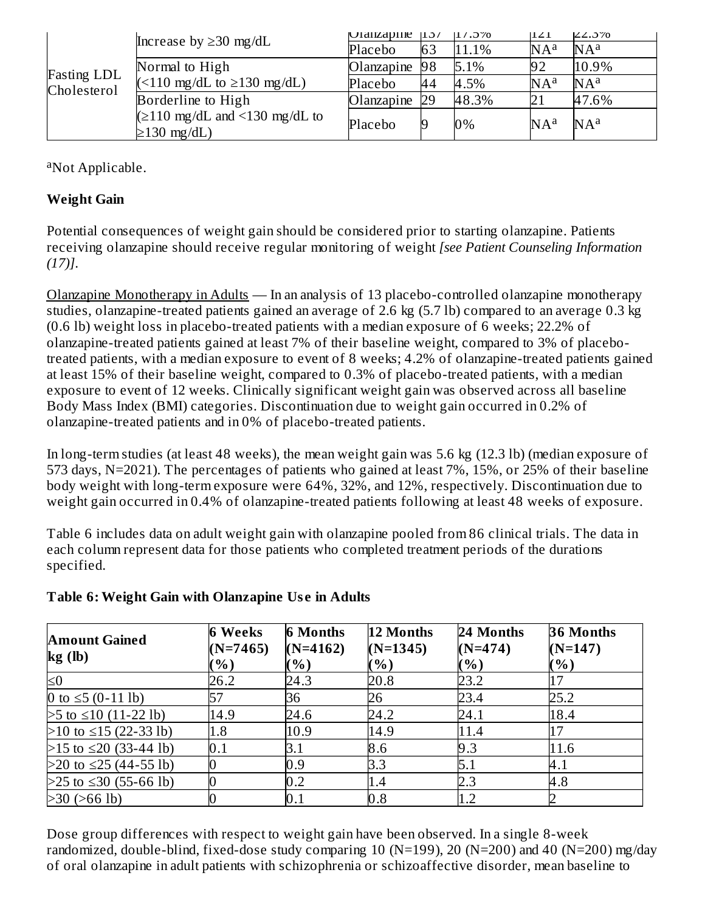| | | | | | | |
|---|---|---|---|---|---|---|
| Fasting LDL Cholesterol | Increase by ≥30 mg/dL | Olanzapine | 137 | 17.5% | 121 | 22.3% |
| | | Placebo | 63 | 11.1% | NA[a] | NA[a] |
| | Normal to High (<110 mg/dL to ≥130 mg/dL) | Olanzapine | 98 | 5.1% | 92 | 10.9% |
| | | Placebo | 44 | 4.5% | NA[a] | NA[a] |
| | Borderline to High (≥110 mg/dL and <130 mg/dL to ≥130 mg/dL) | Olanzapine | 29 | 48.3% | 21 | 47.6% |
| | | Placebo | 9 | 0% | NA[a] | NA[a] |

[a]Not Applicable.

**Weight Gain**

Potential consequences of weight gain should be considered prior to starting olanzapine. Patients receiving olanzapine should receive regular monitoring of weight *[see Patient Counseling Information (17)]*.

Olanzapine Monotherapy in Adults — In an analysis of 13 placebo-controlled olanzapine monotherapy studies, olanzapine-treated patients gained an average of 2.6 kg (5.7 lb) compared to an average 0.3 kg (0.6 lb) weight loss in placebo-treated patients with a median exposure of 6 weeks; 22.2% of olanzapine-treated patients gained at least 7% of their baseline weight, compared to 3% of placebo-treated patients, with a median exposure to event of 8 weeks; 4.2% of olanzapine-treated patients gained at least 15% of their baseline weight, compared to 0.3% of placebo-treated patients, with a median exposure to event of 12 weeks. Clinically significant weight gain was observed across all baseline Body Mass Index (BMI) categories. Discontinuation due to weight gain occurred in 0.2% of olanzapine-treated patients and in 0% of placebo-treated patients.

In long-term studies (at least 48 weeks), the mean weight gain was 5.6 kg (12.3 lb) (median exposure of 573 days, N=2021). The percentages of patients who gained at least 7%, 15%, or 25% of their baseline body weight with long-term exposure were 64%, 32%, and 12%, respectively. Discontinuation due to weight gain occurred in 0.4% of olanzapine-treated patients following at least 48 weeks of exposure.

Table 6 includes data on adult weight gain with olanzapine pooled from 86 clinical trials. The data in each column represent data for those patients who completed treatment periods of the durations specified.

**Table 6: Weight Gain with Olanzapine Use in Adults**

| Amount Gained kg (lb) | 6 Weeks (N=7465) (%) | 6 Months (N=4162) (%) | 12 Months (N=1345) (%) | 24 Months (N=474) (%) | 36 Months (N=147) (%) |
|---|---|---|---|---|---|
| ≤0 | 26.2 | 24.3 | 20.8 | 23.2 | 17 |
| 0 to ≤5 (0-11 lb) | 57 | 36 | 26 | 23.4 | 25.2 |
| >5 to ≤10 (11-22 lb) | 14.9 | 24.6 | 24.2 | 24.1 | 18.4 |
| >10 to ≤15 (22-33 lb) | 1.8 | 10.9 | 14.9 | 11.4 | 17 |
| >15 to ≤20 (33-44 lb) | 0.1 | 3.1 | 8.6 | 9.3 | 11.6 |
| >20 to ≤25 (44-55 lb) | 0 | 0.9 | 3.3 | 5.1 | 4.1 |
| >25 to ≤30 (55-66 lb) | 0 | 0.2 | 1.4 | 2.3 | 4.8 |
| >30 (>66 lb) | 0 | 0.1 | 0.8 | 1.2 | 2 |

Dose group differences with respect to weight gain have been observed. In a single 8-week randomized, double-blind, fixed-dose study comparing 10 (N=199), 20 (N=200) and 40 (N=200) mg/day of oral olanzapine in adult patients with schizophrenia or schizoaffective disorder, mean baseline to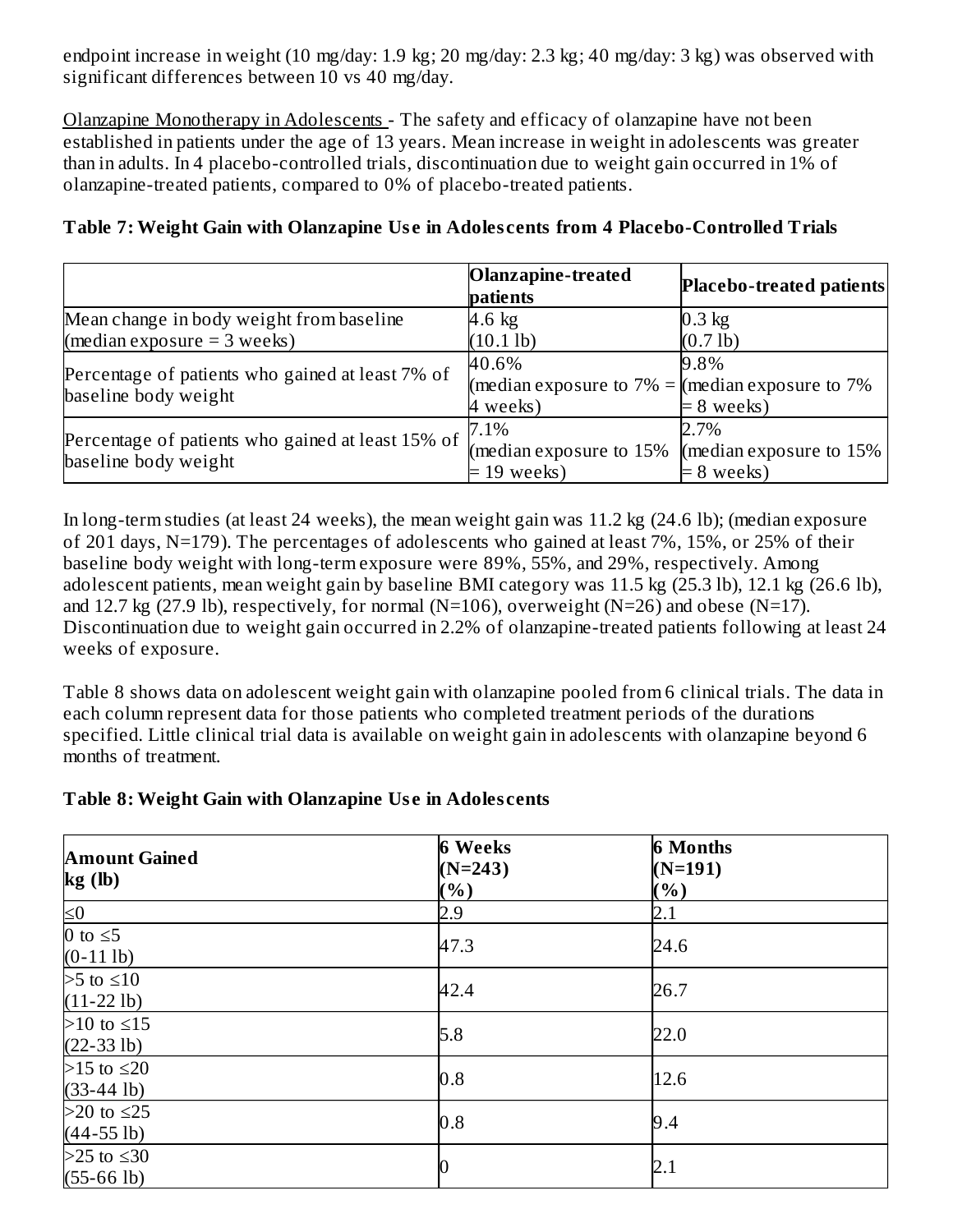endpoint increase in weight (10 mg/day: 1.9 kg; 20 mg/day: 2.3 kg; 40 mg/day: 3 kg) was observed with significant differences between 10 vs 40 mg/day.

Olanzapine Monotherapy in Adolescents - The safety and efficacy of olanzapine have not been established in patients under the age of 13 years. Mean increase in weight in adolescents was greater than in adults. In 4 placebo-controlled trials, discontinuation due to weight gain occurred in 1% of olanzapine-treated patients, compared to 0% of placebo-treated patients.

**Table 7: Weight Gain with Olanzapine Use in Adolescents from 4 Placebo-Controlled Trials**

| | **Olanzapine-treated patients** | **Placebo-treated patients** |
|---|---|---|
| Mean change in body weight from baseline (median exposure = 3 weeks) | 4.6 kg (10.1 lb) | 0.3 kg (0.7 lb) |
| Percentage of patients who gained at least 7% of baseline body weight | 40.6% (median exposure to 7% = 4 weeks) | 9.8% (median exposure to 7% = 8 weeks) |
| Percentage of patients who gained at least 15% of baseline body weight | 7.1% (median exposure to 15% = 19 weeks) | 2.7% (median exposure to 15% = 8 weeks) |

In long-term studies (at least 24 weeks), the mean weight gain was 11.2 kg (24.6 lb); (median exposure of 201 days, N=179). The percentages of adolescents who gained at least 7%, 15%, or 25% of their baseline body weight with long-term exposure were 89%, 55%, and 29%, respectively. Among adolescent patients, mean weight gain by baseline BMI category was 11.5 kg (25.3 lb), 12.1 kg (26.6 lb), and 12.7 kg (27.9 lb), respectively, for normal (N=106), overweight (N=26) and obese (N=17). Discontinuation due to weight gain occurred in 2.2% of olanzapine-treated patients following at least 24 weeks of exposure.

Table 8 shows data on adolescent weight gain with olanzapine pooled from 6 clinical trials. The data in each column represent data for those patients who completed treatment periods of the durations specified. Little clinical trial data is available on weight gain in adolescents with olanzapine beyond 6 months of treatment.

**Table 8: Weight Gain with Olanzapine Use in Adolescents**

| **Amount Gained kg (lb)** | **6 Weeks (N=243) (%)** | **6 Months (N=191) (%)** |
|---|---|---|
| ≤0 | 2.9 | 2.1 |
| 0 to ≤5 (0-11 lb) | 47.3 | 24.6 |
| >5 to ≤10 (11-22 lb) | 42.4 | 26.7 |
| >10 to ≤15 (22-33 lb) | 5.8 | 22.0 |
| >15 to ≤20 (33-44 lb) | 0.8 | 12.6 |
| >20 to ≤25 (44-55 lb) | 0.8 | 9.4 |
| >25 to ≤30 (55-66 lb) | 0 | 2.1 |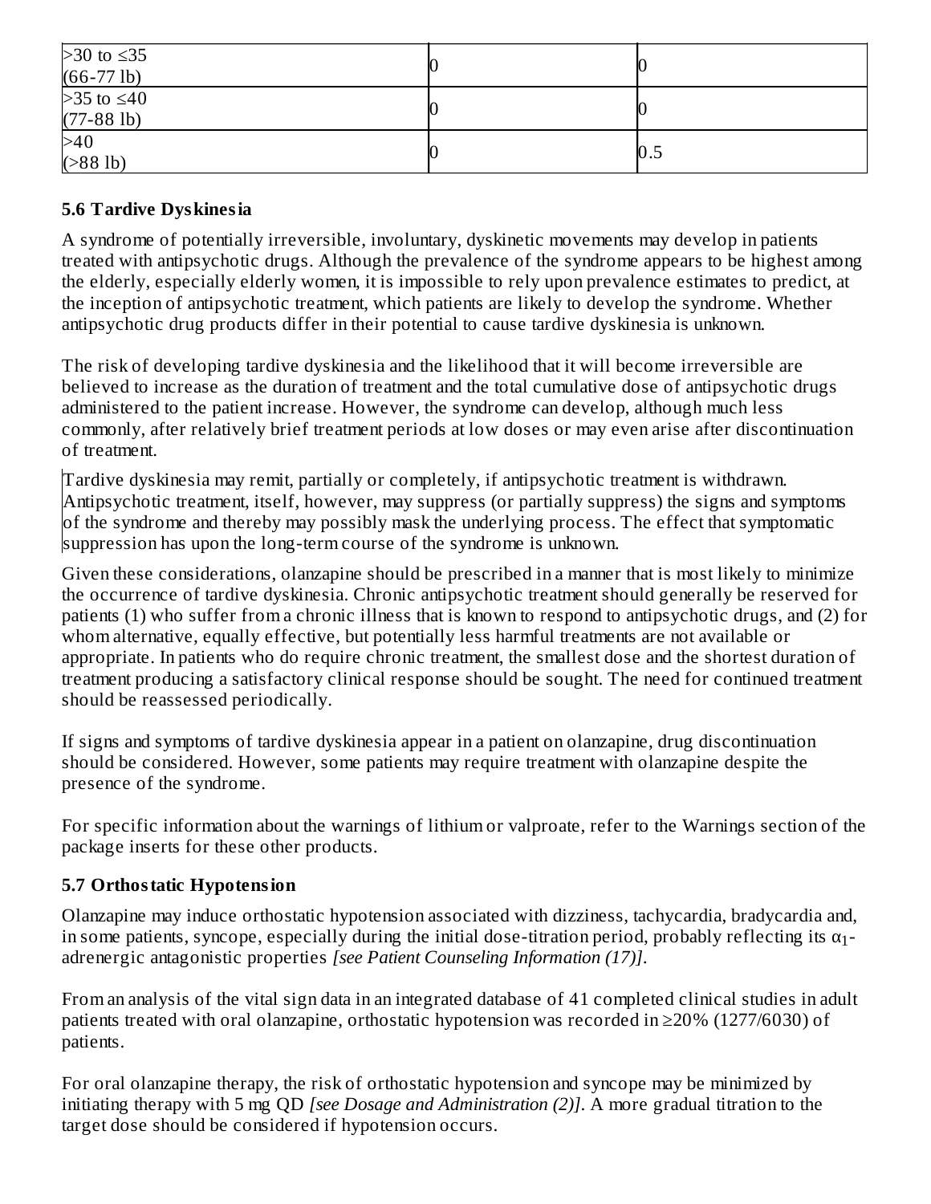| | | |
|---|---|---|
| >30 to ≤35 (66-77 lb) | 0 | 0 |
| >35 to ≤40 (77-88 lb) | 0 | 0 |
| >40 (>88 lb) | 0 | 0.5 |

### 5.6 Tardive Dyskinesia

A syndrome of potentially irreversible, involuntary, dyskinetic movements may develop in patients treated with antipsychotic drugs. Although the prevalence of the syndrome appears to be highest among the elderly, especially elderly women, it is impossible to rely upon prevalence estimates to predict, at the inception of antipsychotic treatment, which patients are likely to develop the syndrome. Whether antipsychotic drug products differ in their potential to cause tardive dyskinesia is unknown.

The risk of developing tardive dyskinesia and the likelihood that it will become irreversible are believed to increase as the duration of treatment and the total cumulative dose of antipsychotic drugs administered to the patient increase. However, the syndrome can develop, although much less commonly, after relatively brief treatment periods at low doses or may even arise after discontinuation of treatment.

Tardive dyskinesia may remit, partially or completely, if antipsychotic treatment is withdrawn. Antipsychotic treatment, itself, however, may suppress (or partially suppress) the signs and symptoms of the syndrome and thereby may possibly mask the underlying process. The effect that symptomatic suppression has upon the long-term course of the syndrome is unknown.

Given these considerations, olanzapine should be prescribed in a manner that is most likely to minimize the occurrence of tardive dyskinesia. Chronic antipsychotic treatment should generally be reserved for patients (1) who suffer from a chronic illness that is known to respond to antipsychotic drugs, and (2) for whom alternative, equally effective, but potentially less harmful treatments are not available or appropriate. In patients who do require chronic treatment, the smallest dose and the shortest duration of treatment producing a satisfactory clinical response should be sought. The need for continued treatment should be reassessed periodically.

If signs and symptoms of tardive dyskinesia appear in a patient on olanzapine, drug discontinuation should be considered. However, some patients may require treatment with olanzapine despite the presence of the syndrome.

For specific information about the warnings of lithium or valproate, refer to the Warnings section of the package inserts for these other products.

### 5.7 Orthostatic Hypotension

Olanzapine may induce orthostatic hypotension associated with dizziness, tachycardia, bradycardia and, in some patients, syncope, especially during the initial dose-titration period, probably reflecting its $\alpha_1$-adrenergic antagonistic properties *[see Patient Counseling Information (17)]*.

From an analysis of the vital sign data in an integrated database of 41 completed clinical studies in adult patients treated with oral olanzapine, orthostatic hypotension was recorded in ≥20% (1277/6030) of patients.

For oral olanzapine therapy, the risk of orthostatic hypotension and syncope may be minimized by initiating therapy with 5 mg QD *[see Dosage and Administration (2)]*. A more gradual titration to the target dose should be considered if hypotension occurs.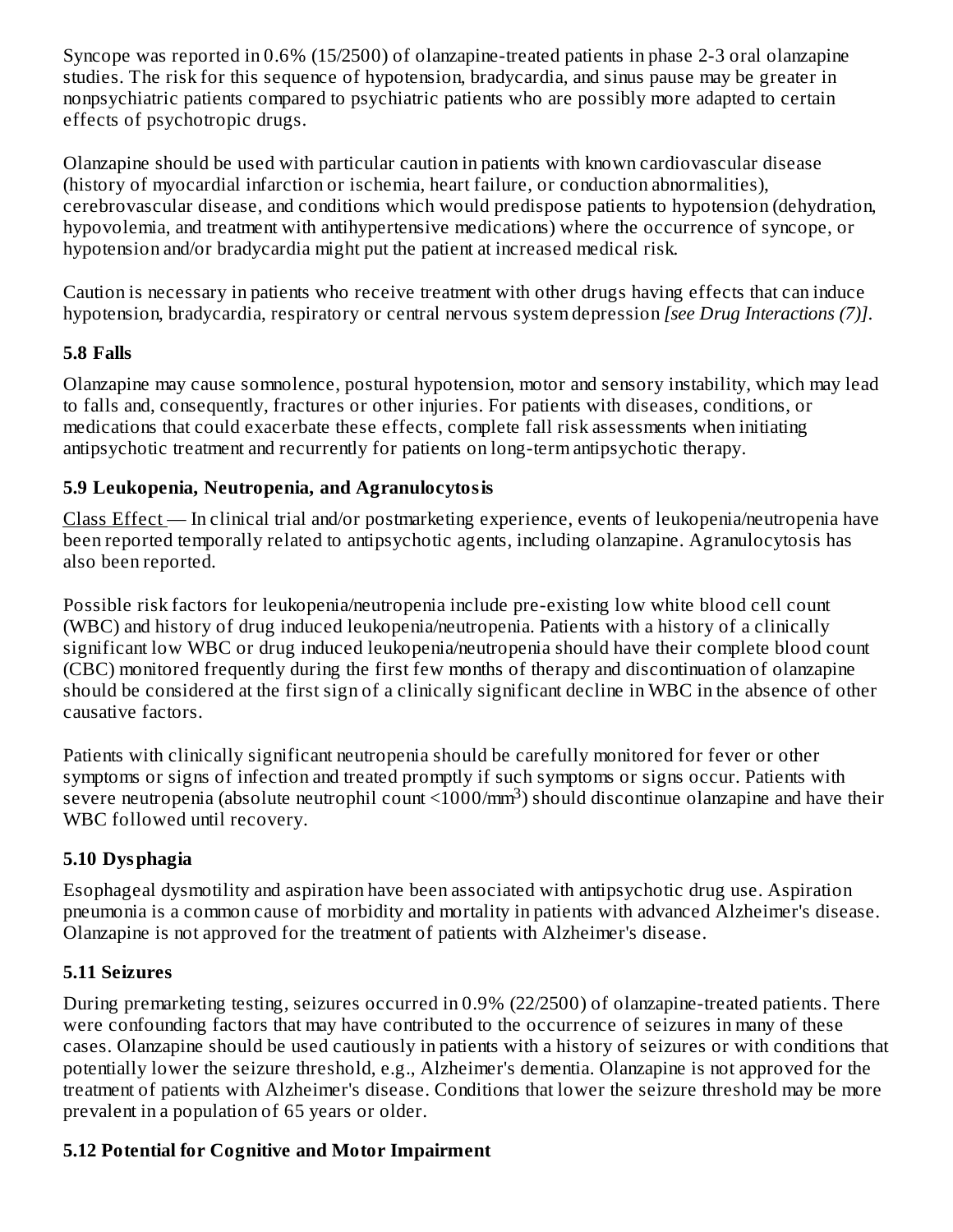Syncope was reported in 0.6% (15/2500) of olanzapine-treated patients in phase 2-3 oral olanzapine studies. The risk for this sequence of hypotension, bradycardia, and sinus pause may be greater in nonpsychiatric patients compared to psychiatric patients who are possibly more adapted to certain effects of psychotropic drugs.

Olanzapine should be used with particular caution in patients with known cardiovascular disease (history of myocardial infarction or ischemia, heart failure, or conduction abnormalities), cerebrovascular disease, and conditions which would predispose patients to hypotension (dehydration, hypovolemia, and treatment with antihypertensive medications) where the occurrence of syncope, or hypotension and/or bradycardia might put the patient at increased medical risk.

Caution is necessary in patients who receive treatment with other drugs having effects that can induce hypotension, bradycardia, respiratory or central nervous system depression *[see Drug Interactions (7)]*.

### 5.8 Falls

Olanzapine may cause somnolence, postural hypotension, motor and sensory instability, which may lead to falls and, consequently, fractures or other injuries. For patients with diseases, conditions, or medications that could exacerbate these effects, complete fall risk assessments when initiating antipsychotic treatment and recurrently for patients on long-term antipsychotic therapy.

### 5.9 Leukopenia, Neutropenia, and Agranulocytosis

Class Effect — In clinical trial and/or postmarketing experience, events of leukopenia/neutropenia have been reported temporally related to antipsychotic agents, including olanzapine. Agranulocytosis has also been reported.

Possible risk factors for leukopenia/neutropenia include pre-existing low white blood cell count (WBC) and history of drug induced leukopenia/neutropenia. Patients with a history of a clinically significant low WBC or drug induced leukopenia/neutropenia should have their complete blood count (CBC) monitored frequently during the first few months of therapy and discontinuation of olanzapine should be considered at the first sign of a clinically significant decline in WBC in the absence of other causative factors.

Patients with clinically significant neutropenia should be carefully monitored for fever or other symptoms or signs of infection and treated promptly if such symptoms or signs occur. Patients with severe neutropenia (absolute neutrophil count $<1000/mm^3$) should discontinue olanzapine and have their WBC followed until recovery.

### 5.10 Dysphagia

Esophageal dysmotility and aspiration have been associated with antipsychotic drug use. Aspiration pneumonia is a common cause of morbidity and mortality in patients with advanced Alzheimer's disease. Olanzapine is not approved for the treatment of patients with Alzheimer's disease.

### 5.11 Seizures

During premarketing testing, seizures occurred in 0.9% (22/2500) of olanzapine-treated patients. There were confounding factors that may have contributed to the occurrence of seizures in many of these cases. Olanzapine should be used cautiously in patients with a history of seizures or with conditions that potentially lower the seizure threshold, e.g., Alzheimer's dementia. Olanzapine is not approved for the treatment of patients with Alzheimer's disease. Conditions that lower the seizure threshold may be more prevalent in a population of 65 years or older.

### 5.12 Potential for Cognitive and Motor Impairment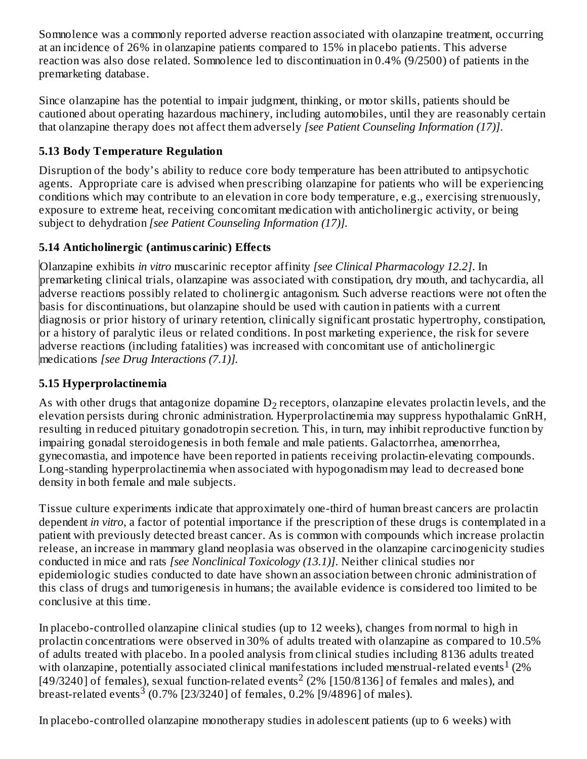Somnolence was a commonly reported adverse reaction associated with olanzapine treatment, occurring at an incidence of 26% in olanzapine patients compared to 15% in placebo patients. This adverse reaction was also dose related. Somnolence led to discontinuation in 0.4% (9/2500) of patients in the premarketing database.

Since olanzapine has the potential to impair judgment, thinking, or motor skills, patients should be cautioned about operating hazardous machinery, including automobiles, until they are reasonably certain that olanzapine therapy does not affect them adversely *[see Patient Counseling Information (17)]*.

### 5.13 Body Temperature Regulation

Disruption of the body's ability to reduce core body temperature has been attributed to antipsychotic agents. Appropriate care is advised when prescribing olanzapine for patients who will be experiencing conditions which may contribute to an elevation in core body temperature, e.g., exercising strenuously, exposure to extreme heat, receiving concomitant medication with anticholinergic activity, or being subject to dehydration *[see Patient Counseling Information (17)]*.

### 5.14 Anticholinergic (antimuscarinic) Effects

Olanzapine exhibits *in vitro* muscarinic receptor affinity *[see Clinical Pharmacology 12.2]*. In premarketing clinical trials, olanzapine was associated with constipation, dry mouth, and tachycardia, all adverse reactions possibly related to cholinergic antagonism. Such adverse reactions were not often the basis for discontinuations, but olanzapine should be used with caution in patients with a current diagnosis or prior history of urinary retention, clinically significant prostatic hypertrophy, constipation, or a history of paralytic ileus or related conditions. In post marketing experience, the risk for severe adverse reactions (including fatalities) was increased with concomitant use of anticholinergic medications *[see Drug Interactions (7.1)]*.

### 5.15 Hyperprolactinemia

As with other drugs that antagonize dopamine $D_2$ receptors, olanzapine elevates prolactin levels, and the elevation persists during chronic administration. Hyperprolactinemia may suppress hypothalamic GnRH, resulting in reduced pituitary gonadotropin secretion. This, in turn, may inhibit reproductive function by impairing gonadal steroidogenesis in both female and male patients. Galactorrhea, amenorrhea, gynecomastia, and impotence have been reported in patients receiving prolactin-elevating compounds. Long-standing hyperprolactinemia when associated with hypogonadism may lead to decreased bone density in both female and male subjects.

Tissue culture experiments indicate that approximately one-third of human breast cancers are prolactin dependent *in vitro*, a factor of potential importance if the prescription of these drugs is contemplated in a patient with previously detected breast cancer. As is common with compounds which increase prolactin release, an increase in mammary gland neoplasia was observed in the olanzapine carcinogenicity studies conducted in mice and rats *[see Nonclinical Toxicology (13.1)]*. Neither clinical studies nor epidemiologic studies conducted to date have shown an association between chronic administration of this class of drugs and tumorigenesis in humans; the available evidence is considered too limited to be conclusive at this time.

In placebo-controlled olanzapine clinical studies (up to 12 weeks), changes from normal to high in prolactin concentrations were observed in 30% of adults treated with olanzapine as compared to 10.5% of adults treated with placebo. In a pooled analysis from clinical studies including 8136 adults treated with olanzapine, potentially associated clinical manifestations included menstrual-related events[1] (2% [49/3240] of females), sexual function-related events[2] (2% [150/8136] of females and males), and breast-related events[3] (0.7% [23/3240] of females, 0.2% [9/4896] of males).

In placebo-controlled olanzapine monotherapy studies in adolescent patients (up to 6 weeks) with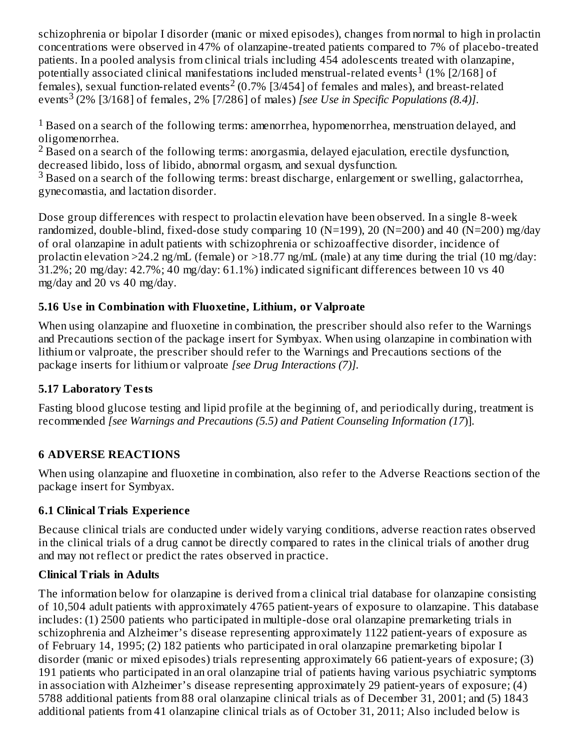schizophrenia or bipolar I disorder (manic or mixed episodes), changes from normal to high in prolactin concentrations were observed in 47% of olanzapine-treated patients compared to 7% of placebo-treated patients. In a pooled analysis from clinical trials including 454 adolescents treated with olanzapine, potentially associated clinical manifestations included menstrual-related events[1] (1% [2/168] of females), sexual function-related events[2] (0.7% [3/454] of females and males), and breast-related events[3] (2% [3/168] of females, 2% [7/286] of males) *[see Use in Specific Populations (8.4)]*.

[1] Based on a search of the following terms: amenorrhea, hypomenorrhea, menstruation delayed, and oligomenorrhea.
[2] Based on a search of the following terms: anorgasmia, delayed ejaculation, erectile dysfunction, decreased libido, loss of libido, abnormal orgasm, and sexual dysfunction.
[3] Based on a search of the following terms: breast discharge, enlargement or swelling, galactorrhea, gynecomastia, and lactation disorder.

Dose group differences with respect to prolactin elevation have been observed. In a single 8-week randomized, double-blind, fixed-dose study comparing 10 (N=199), 20 (N=200) and 40 (N=200) mg/day of oral olanzapine in adult patients with schizophrenia or schizoaffective disorder, incidence of prolactin elevation >24.2 ng/mL (female) or >18.77 ng/mL (male) at any time during the trial (10 mg/day: 31.2%; 20 mg/day: 42.7%; 40 mg/day: 61.1%) indicated significant differences between 10 vs 40 mg/day and 20 vs 40 mg/day.

### 5.16 Use in Combination with Fluoxetine, Lithium, or Valproate

When using olanzapine and fluoxetine in combination, the prescriber should also refer to the Warnings and Precautions section of the package insert for Symbyax. When using olanzapine in combination with lithium or valproate, the prescriber should refer to the Warnings and Precautions sections of the package inserts for lithium or valproate *[see Drug Interactions (7)]*.

### 5.17 Laboratory Tests

Fasting blood glucose testing and lipid profile at the beginning of, and periodically during, treatment is recommended *[see Warnings and Precautions (5.5) and Patient Counseling Information (17)]*.

## 6 ADVERSE REACTIONS

When using olanzapine and fluoxetine in combination, also refer to the Adverse Reactions section of the package insert for Symbyax.

### 6.1 Clinical Trials Experience

Because clinical trials are conducted under widely varying conditions, adverse reaction rates observed in the clinical trials of a drug cannot be directly compared to rates in the clinical trials of another drug and may not reflect or predict the rates observed in practice.

**Clinical Trials in Adults**

The information below for olanzapine is derived from a clinical trial database for olanzapine consisting of 10,504 adult patients with approximately 4765 patient-years of exposure to olanzapine. This database includes: (1) 2500 patients who participated in multiple-dose oral olanzapine premarketing trials in schizophrenia and Alzheimer's disease representing approximately 1122 patient-years of exposure as of February 14, 1995; (2) 182 patients who participated in oral olanzapine premarketing bipolar I disorder (manic or mixed episodes) trials representing approximately 66 patient-years of exposure; (3) 191 patients who participated in an oral olanzapine trial of patients having various psychiatric symptoms in association with Alzheimer's disease representing approximately 29 patient-years of exposure; (4) 5788 additional patients from 88 oral olanzapine clinical trials as of December 31, 2001; and (5) 1843 additional patients from 41 olanzapine clinical trials as of October 31, 2011; Also included below is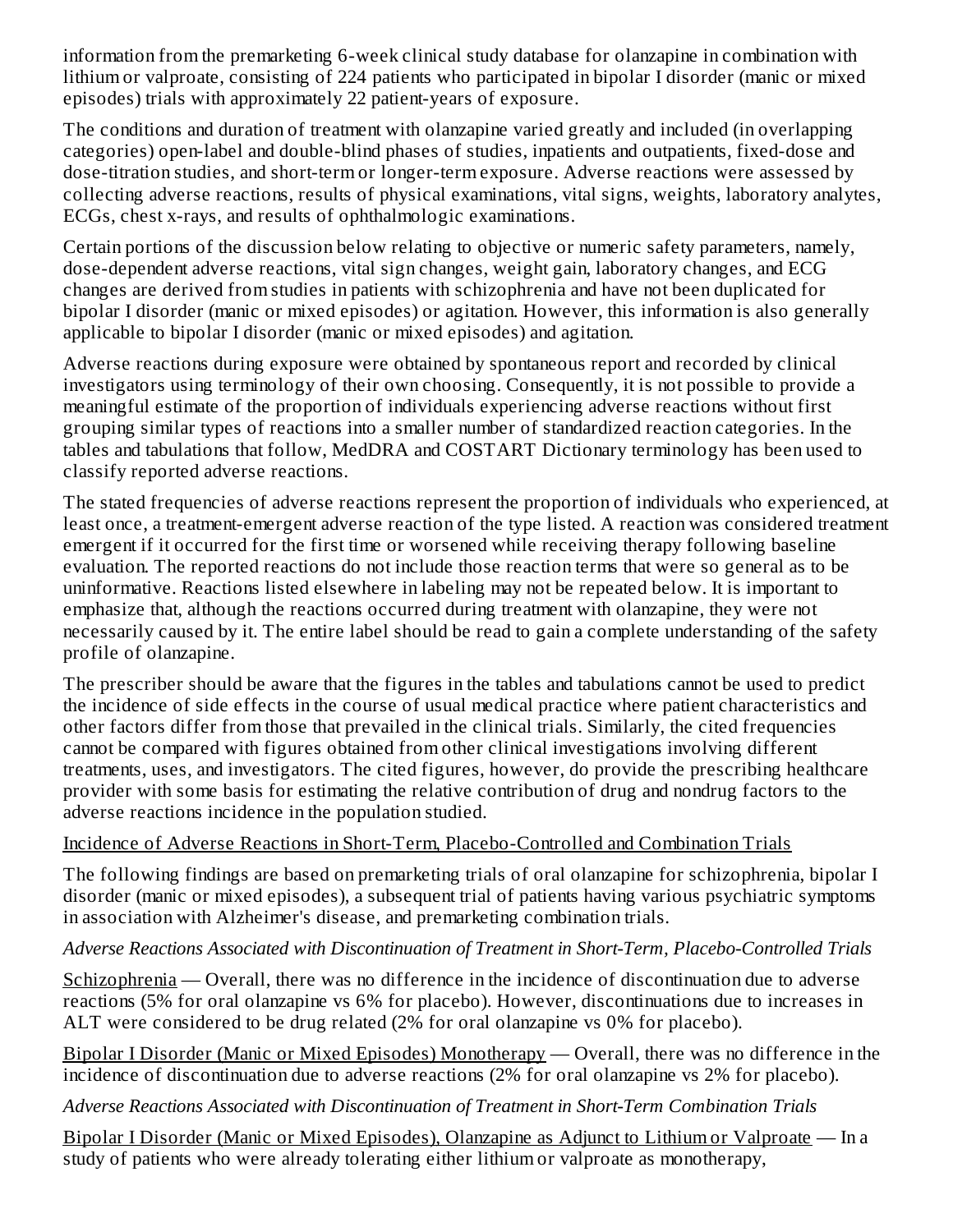information from the premarketing 6-week clinical study database for olanzapine in combination with lithium or valproate, consisting of 224 patients who participated in bipolar I disorder (manic or mixed episodes) trials with approximately 22 patient-years of exposure.

The conditions and duration of treatment with olanzapine varied greatly and included (in overlapping categories) open-label and double-blind phases of studies, inpatients and outpatients, fixed-dose and dose-titration studies, and short-term or longer-term exposure. Adverse reactions were assessed by collecting adverse reactions, results of physical examinations, vital signs, weights, laboratory analytes, ECGs, chest x-rays, and results of ophthalmologic examinations.

Certain portions of the discussion below relating to objective or numeric safety parameters, namely, dose-dependent adverse reactions, vital sign changes, weight gain, laboratory changes, and ECG changes are derived from studies in patients with schizophrenia and have not been duplicated for bipolar I disorder (manic or mixed episodes) or agitation. However, this information is also generally applicable to bipolar I disorder (manic or mixed episodes) and agitation.

Adverse reactions during exposure were obtained by spontaneous report and recorded by clinical investigators using terminology of their own choosing. Consequently, it is not possible to provide a meaningful estimate of the proportion of individuals experiencing adverse reactions without first grouping similar types of reactions into a smaller number of standardized reaction categories. In the tables and tabulations that follow, MedDRA and COSTART Dictionary terminology has been used to classify reported adverse reactions.

The stated frequencies of adverse reactions represent the proportion of individuals who experienced, at least once, a treatment-emergent adverse reaction of the type listed. A reaction was considered treatment emergent if it occurred for the first time or worsened while receiving therapy following baseline evaluation. The reported reactions do not include those reaction terms that were so general as to be uninformative. Reactions listed elsewhere in labeling may not be repeated below. It is important to emphasize that, although the reactions occurred during treatment with olanzapine, they were not necessarily caused by it. The entire label should be read to gain a complete understanding of the safety profile of olanzapine.

The prescriber should be aware that the figures in the tables and tabulations cannot be used to predict the incidence of side effects in the course of usual medical practice where patient characteristics and other factors differ from those that prevailed in the clinical trials. Similarly, the cited frequencies cannot be compared with figures obtained from other clinical investigations involving different treatments, uses, and investigators. The cited figures, however, do provide the prescribing healthcare provider with some basis for estimating the relative contribution of drug and nondrug factors to the adverse reactions incidence in the population studied.

Incidence of Adverse Reactions in Short-Term, Placebo-Controlled and Combination Trials

The following findings are based on premarketing trials of oral olanzapine for schizophrenia, bipolar I disorder (manic or mixed episodes), a subsequent trial of patients having various psychiatric symptoms in association with Alzheimer's disease, and premarketing combination trials.

*Adverse Reactions Associated with Discontinuation of Treatment in Short-Term, Placebo-Controlled Trials*

Schizophrenia — Overall, there was no difference in the incidence of discontinuation due to adverse reactions (5% for oral olanzapine vs 6% for placebo). However, discontinuations due to increases in ALT were considered to be drug related (2% for oral olanzapine vs 0% for placebo).

Bipolar I Disorder (Manic or Mixed Episodes) Monotherapy — Overall, there was no difference in the incidence of discontinuation due to adverse reactions (2% for oral olanzapine vs 2% for placebo).

*Adverse Reactions Associated with Discontinuation of Treatment in Short-Term Combination Trials*

Bipolar I Disorder (Manic or Mixed Episodes), Olanzapine as Adjunct to Lithium or Valproate — In a study of patients who were already tolerating either lithium or valproate as monotherapy,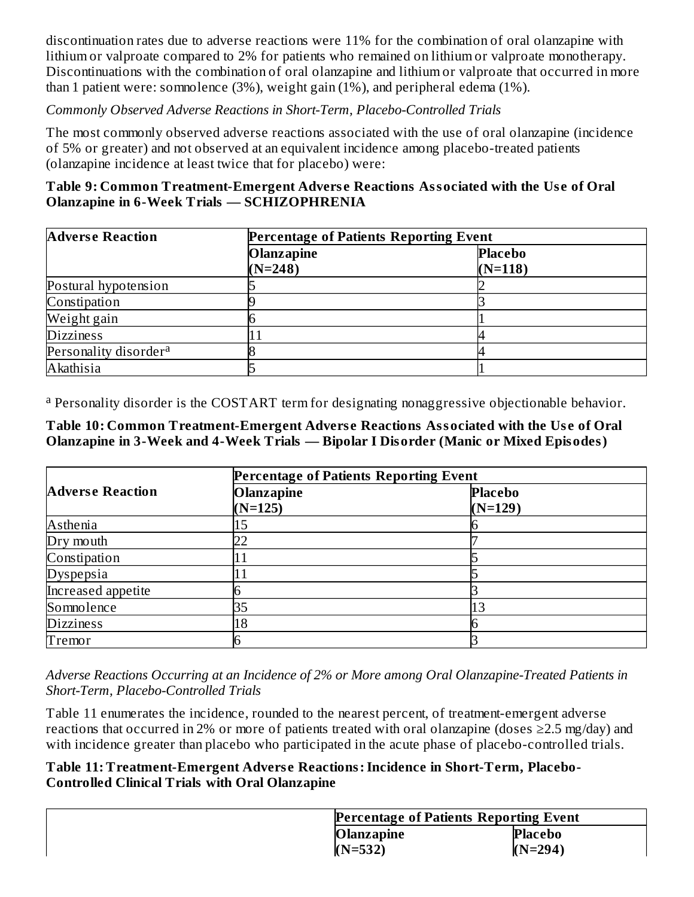discontinuation rates due to adverse reactions were 11% for the combination of oral olanzapine with lithium or valproate compared to 2% for patients who remained on lithium or valproate monotherapy. Discontinuations with the combination of oral olanzapine and lithium or valproate that occurred in more than 1 patient were: somnolence (3%), weight gain (1%), and peripheral edema (1%).

*Commonly Observed Adverse Reactions in Short-Term, Placebo-Controlled Trials*

The most commonly observed adverse reactions associated with the use of oral olanzapine (incidence of 5% or greater) and not observed at an equivalent incidence among placebo-treated patients (olanzapine incidence at least twice that for placebo) were:

**Table 9: Common Treatment-Emergent Adverse Reactions Associated with the Use of Oral Olanzapine in 6-Week Trials — SCHIZOPHRENIA**

| Adverse Reaction | Percentage of Patients Reporting Event | |
|---|---|---|
| | **Olanzapine (N=248)** | **Placebo (N=118)** |
| Postural hypotension | 5 | 2 |
| Constipation | 9 | 3 |
| Weight gain | 6 | 1 |
| Dizziness | 11 | 4 |
| Personality disorder[a] | 8 | 4 |
| Akathisia | 5 | 1 |

[a] Personality disorder is the COSTART term for designating nonaggressive objectionable behavior.

**Table 10: Common Treatment-Emergent Adverse Reactions Associated with the Use of Oral Olanzapine in 3-Week and 4-Week Trials — Bipolar I Disorder (Manic or Mixed Episodes)**

| Adverse Reaction | Percentage of Patients Reporting Event | |
|---|---|---|
| | **Olanzapine (N=125)** | **Placebo (N=129)** |
| Asthenia | 15 | 6 |
| Dry mouth | 22 | 7 |
| Constipation | 11 | 5 |
| Dyspepsia | 11 | 5 |
| Increased appetite | 6 | 3 |
| Somnolence | 35 | 13 |
| Dizziness | 18 | 6 |
| Tremor | 6 | 3 |

*Adverse Reactions Occurring at an Incidence of 2% or More among Oral Olanzapine-Treated Patients in Short-Term, Placebo-Controlled Trials*

Table 11 enumerates the incidence, rounded to the nearest percent, of treatment-emergent adverse reactions that occurred in 2% or more of patients treated with oral olanzapine (doses ≥2.5 mg/day) and with incidence greater than placebo who participated in the acute phase of placebo-controlled trials.

**Table 11: Treatment-Emergent Adverse Reactions: Incidence in Short-Term, Placebo-Controlled Clinical Trials with Oral Olanzapine**

| | Percentage of Patients Reporting Event | |
|---|---|---|
| | **Olanzapine (N=532)** | **Placebo (N=294)** |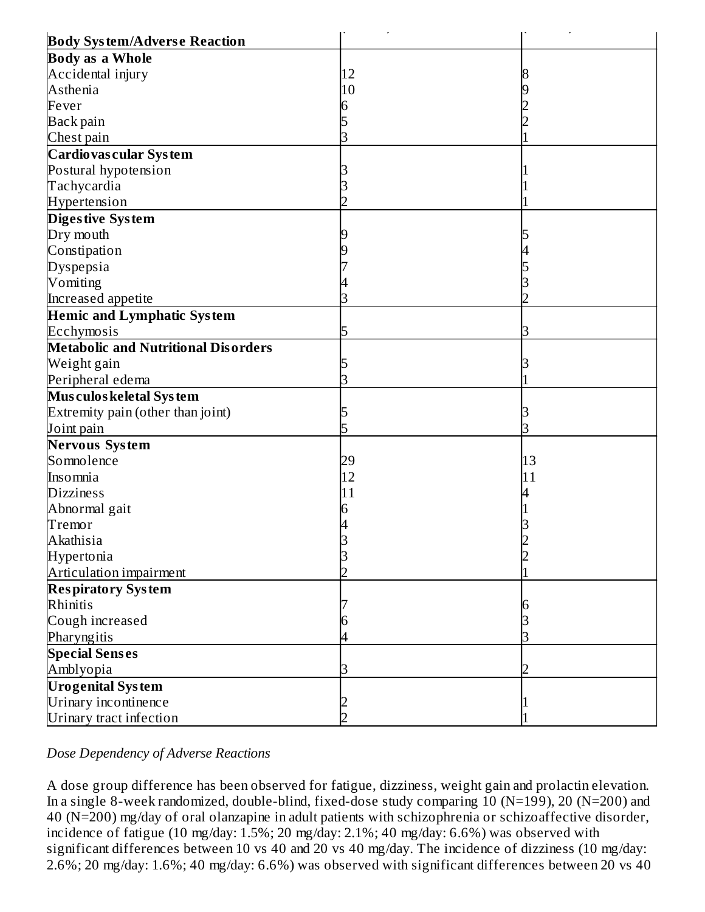| Body System/Adverse Reaction | | |
|---|---|---|
| **Body as a Whole** | | |
| Accidental injury | 12 | 8 |
| Asthenia | 10 | 9 |
| Fever | 6 | 2 |
| Back pain | 5 | 2 |
| Chest pain | 3 | 1 |
| **Cardiovascular System** | | |
| Postural hypotension | 3 | 1 |
| Tachycardia | 3 | 1 |
| Hypertension | 2 | 1 |
| **Digestive System** | | |
| Dry mouth | 9 | 5 |
| Constipation | 9 | 4 |
| Dyspepsia | 7 | 5 |
| Vomiting | 4 | 3 |
| Increased appetite | 3 | 2 |
| **Hemic and Lymphatic System** | | |
| Ecchymosis | 5 | 3 |
| **Metabolic and Nutritional Disorders** | | |
| Weight gain | 5 | 3 |
| Peripheral edema | 3 | 1 |
| **Musculoskeletal System** | | |
| Extremity pain (other than joint) | 5 | 3 |
| Joint pain | 5 | 3 |
| **Nervous System** | | |
| Somnolence | 29 | 13 |
| Insomnia | 12 | 11 |
| Dizziness | 11 | 4 |
| Abnormal gait | 6 | 1 |
| Tremor | 4 | 3 |
| Akathisia | 3 | 2 |
| Hypertonia | 3 | 2 |
| Articulation impairment | 2 | 1 |
| **Respiratory System** | | |
| Rhinitis | 7 | 6 |
| Cough increased | 6 | 3 |
| Pharyngitis | 4 | 3 |
| **Special Senses** | | |
| Amblyopia | 3 | 2 |
| **Urogenital System** | | |
| Urinary incontinence | 2 | 1 |
| Urinary tract infection | 2 | 1 |

*Dose Dependency of Adverse Reactions*

A dose group difference has been observed for fatigue, dizziness, weight gain and prolactin elevation. In a single 8-week randomized, double-blind, fixed-dose study comparing 10 (N=199), 20 (N=200) and 40 (N=200) mg/day of oral olanzapine in adult patients with schizophrenia or schizoaffective disorder, incidence of fatigue (10 mg/day: 1.5%; 20 mg/day: 2.1%; 40 mg/day: 6.6%) was observed with significant differences between 10 vs 40 and 20 vs 40 mg/day. The incidence of dizziness (10 mg/day: 2.6%; 20 mg/day: 1.6%; 40 mg/day: 6.6%) was observed with significant differences between 20 vs 40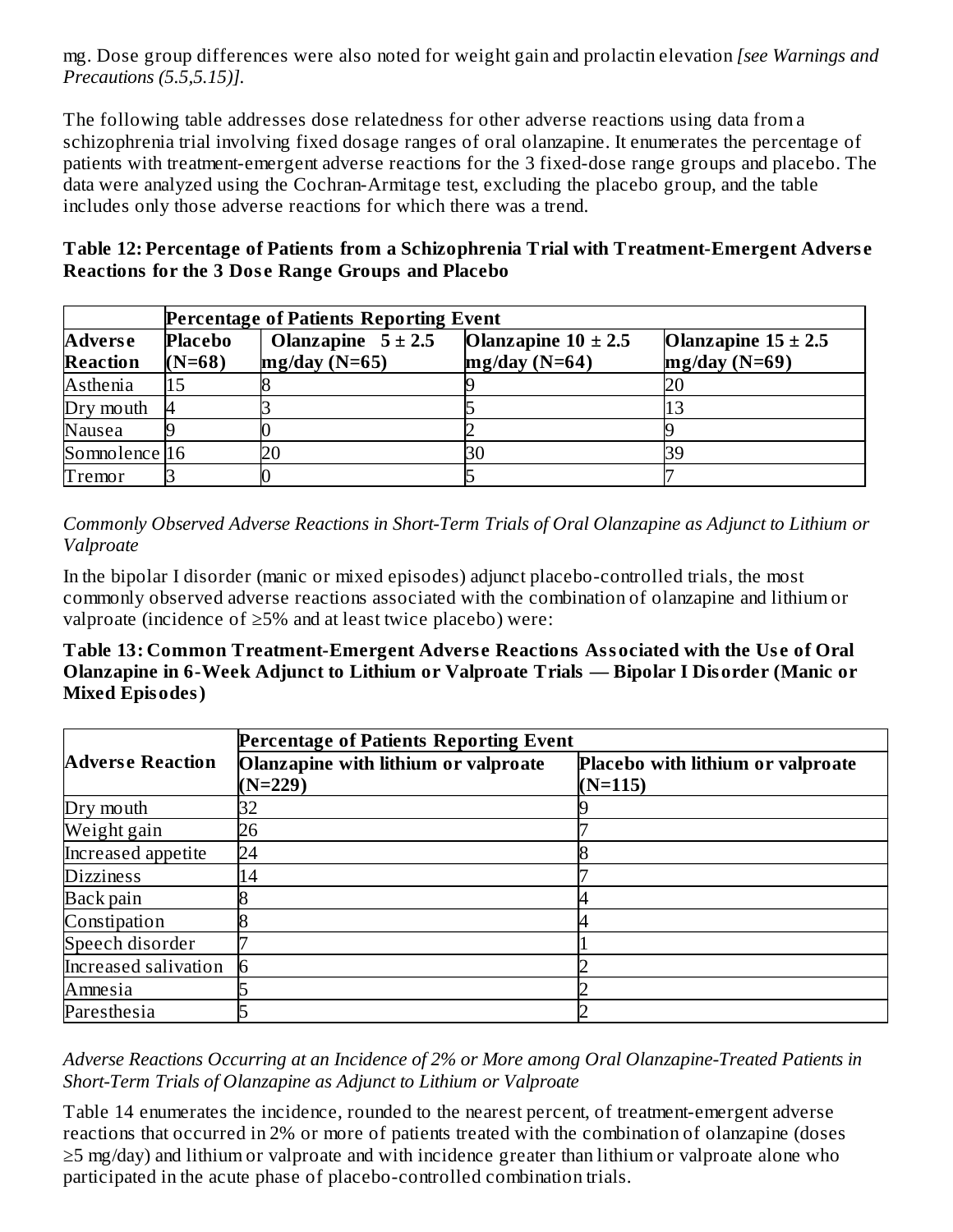mg. Dose group differences were also noted for weight gain and prolactin elevation *[see Warnings and Precautions (5.5,5.15)]*.

The following table addresses dose relatedness for other adverse reactions using data from a schizophrenia trial involving fixed dosage ranges of oral olanzapine. It enumerates the percentage of patients with treatment-emergent adverse reactions for the 3 fixed-dose range groups and placebo. The data were analyzed using the Cochran-Armitage test, excluding the placebo group, and the table includes only those adverse reactions for which there was a trend.

**Table 12: Percentage of Patients from a Schizophrenia Trial with Treatment-Emergent Adverse Reactions for the 3 Dose Range Groups and Placebo**

| | Percentage of Patients Reporting Event | | | |
|---|---|---|---|---|
| **Adverse Reaction** | **Placebo (N=68)** | **Olanzapine 5 ± 2.5 mg/day (N=65)** | **Olanzapine 10 ± 2.5 mg/day (N=64)** | **Olanzapine 15 ± 2.5 mg/day (N=69)** |
| Asthenia | 15 | 8 | 9 | 20 |
| Dry mouth | 4 | 3 | 5 | 13 |
| Nausea | 9 | 0 | 2 | 9 |
| Somnolence | 16 | 20 | 30 | 39 |
| Tremor | 3 | 0 | 5 | 7 |

*Commonly Observed Adverse Reactions in Short-Term Trials of Oral Olanzapine as Adjunct to Lithium or Valproate*

In the bipolar I disorder (manic or mixed episodes) adjunct placebo-controlled trials, the most commonly observed adverse reactions associated with the combination of olanzapine and lithium or valproate (incidence of ≥5% and at least twice placebo) were:

**Table 13: Common Treatment-Emergent Adverse Reactions Associated with the Use of Oral Olanzapine in 6-Week Adjunct to Lithium or Valproate Trials — Bipolar I Disorder (Manic or Mixed Episodes)**

| **Adverse Reaction** | **Percentage of Patients Reporting Event** | |
|---|---|---|
| | **Olanzapine with lithium or valproate (N=229)** | **Placebo with lithium or valproate (N=115)** |
| Dry mouth | 32 | 9 |
| Weight gain | 26 | 7 |
| Increased appetite | 24 | 8 |
| Dizziness | 14 | 7 |
| Back pain | 8 | 4 |
| Constipation | 8 | 4 |
| Speech disorder | 7 | 1 |
| Increased salivation | 6 | 2 |
| Amnesia | 5 | 2 |
| Paresthesia | 5 | 2 |

*Adverse Reactions Occurring at an Incidence of 2% or More among Oral Olanzapine-Treated Patients in Short-Term Trials of Olanzapine as Adjunct to Lithium or Valproate*

Table 14 enumerates the incidence, rounded to the nearest percent, of treatment-emergent adverse reactions that occurred in 2% or more of patients treated with the combination of olanzapine (doses ≥5 mg/day) and lithium or valproate and with incidence greater than lithium or valproate alone who participated in the acute phase of placebo-controlled combination trials.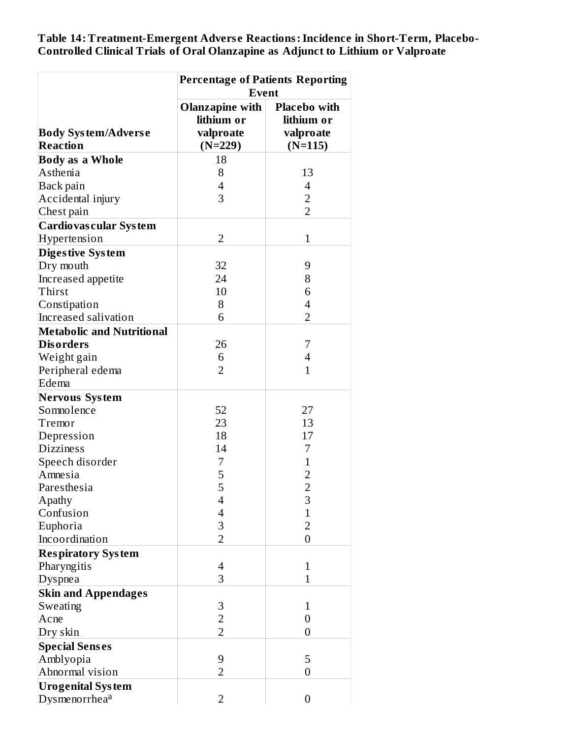**Table 14: Treatment-Emergent Adverse Reactions: Incidence in Short-Term, Placebo-Controlled Clinical Trials of Oral Olanzapine as Adjunct to Lithium or Valproate**

| Body System/Adverse Reaction | Percentage of Patients Reporting Event | |
|---|---|---|
| | Olanzapine with lithium or valproate (N=229) | Placebo with lithium or valproate (N=115) |
| **Body as a Whole** | 18 | |
| Asthenia | 8 | 13 |
| Back pain | 4 | 4 |
| Accidental injury | 3 | 2 |
| Chest pain | | 2 |
| **Cardiovascular System** | | |
| Hypertension | 2 | 1 |
| **Digestive System** | | |
| Dry mouth | 32 | 9 |
| Increased appetite | 24 | 8 |
| Thirst | 10 | 6 |
| Constipation | 8 | 4 |
| Increased salivation | 6 | 2 |
| **Metabolic and Nutritional Disorders** | 26 | 7 |
| Weight gain | 6 | 4 |
| Peripheral edema | 2 | 1 |
| Edema | | |
| **Nervous System** | | |
| Somnolence | 52 | 27 |
| Tremor | 23 | 13 |
| Depression | 18 | 17 |
| Dizziness | 14 | 7 |
| Speech disorder | 7 | 1 |
| Amnesia | 5 | 2 |
| Paresthesia | 5 | 2 |
| Apathy | 4 | 3 |
| Confusion | 4 | 1 |
| Euphoria | 3 | 2 |
| Incoordination | 2 | 0 |
| **Respiratory System** | | |
| Pharyngitis | 4 | 1 |
| Dyspnea | 3 | 1 |
| **Skin and Appendages** | | |
| Sweating | 3 | 1 |
| Acne | 2 | 0 |
| Dry skin | 2 | 0 |
| **Special Senses** | | |
| Amblyopia | 9 | 5 |
| Abnormal vision | 2 | 0 |
| **Urogenital System** | | |
| Dysmenorrhea[a] | 2 | 0 |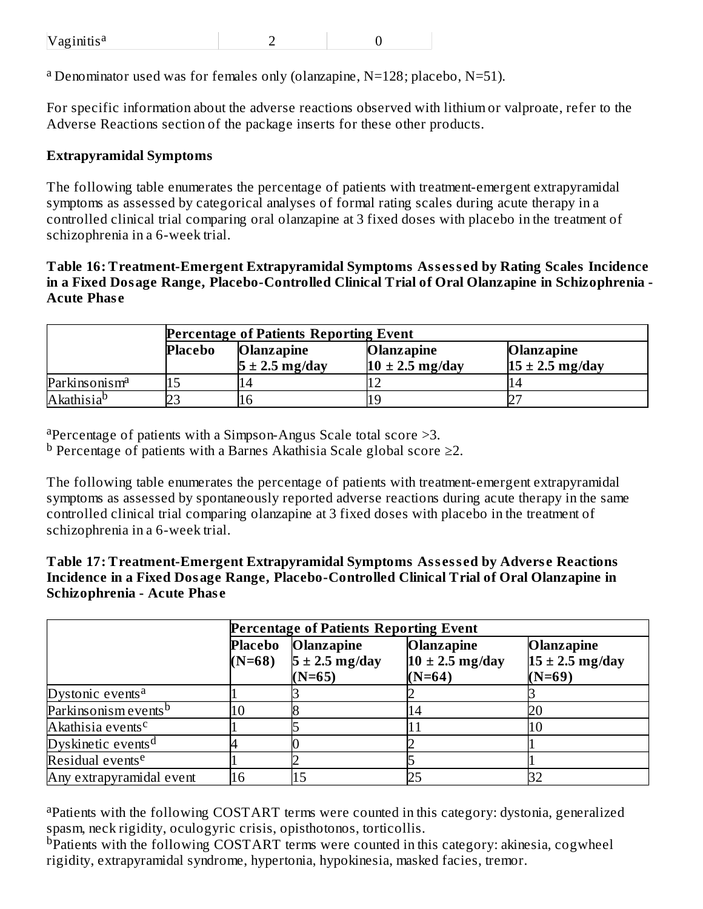| Vaginitis[a] | 2 | 0 |
|---|---|---|

[a] Denominator used was for females only (olanzapine, N=128; placebo, N=51).

For specific information about the adverse reactions observed with lithium or valproate, refer to the Adverse Reactions section of the package inserts for these other products.

**Extrapyramidal Symptoms**

The following table enumerates the percentage of patients with treatment-emergent extrapyramidal symptoms as assessed by categorical analyses of formal rating scales during acute therapy in a controlled clinical trial comparing oral olanzapine at 3 fixed doses with placebo in the treatment of schizophrenia in a 6-week trial.

**Table 16: Treatment-Emergent Extrapyramidal Symptoms Assessed by Rating Scales Incidence in a Fixed Dosage Range, Placebo-Controlled Clinical Trial of Oral Olanzapine in Schizophrenia - Acute Phase**

| | **Percentage of Patients Reporting Event** | | | |
|---|---|---|---|---|
| | **Placebo** | **Olanzapine 5 ± 2.5 mg/day** | **Olanzapine 10 ± 2.5 mg/day** | **Olanzapine 15 ± 2.5 mg/day** |
| Parkinsonism[a] | 15 | 14 | 12 | 14 |
| Akathisia[b] | 23 | 16 | 19 | 27 |

[a]Percentage of patients with a Simpson-Angus Scale total score >3.
[b] Percentage of patients with a Barnes Akathisia Scale global score ≥2.

The following table enumerates the percentage of patients with treatment-emergent extrapyramidal symptoms as assessed by spontaneously reported adverse reactions during acute therapy in the same controlled clinical trial comparing olanzapine at 3 fixed doses with placebo in the treatment of schizophrenia in a 6-week trial.

**Table 17: Treatment-Emergent Extrapyramidal Symptoms Assessed by Adverse Reactions Incidence in a Fixed Dosage Range, Placebo-Controlled Clinical Trial of Oral Olanzapine in Schizophrenia - Acute Phase**

| | **Percentage of Patients Reporting Event** | | | |
|---|---|---|---|---|
| | **Placebo (N=68)** | **Olanzapine 5 ± 2.5 mg/day (N=65)** | **Olanzapine 10 ± 2.5 mg/day (N=64)** | **Olanzapine 15 ± 2.5 mg/day (N=69)** |
| Dystonic events[a] | 1 | 3 | 2 | 3 |
| Parkinsonism events[b] | 10 | 8 | 14 | 20 |
| Akathisia events[c] | 1 | 5 | 11 | 10 |
| Dyskinetic events[d] | 4 | 0 | 2 | 1 |
| Residual events[e] | 1 | 2 | 5 | 1 |
| Any extrapyramidal event | 16 | 15 | 25 | 32 |

[a]Patients with the following COSTART terms were counted in this category: dystonia, generalized spasm, neck rigidity, oculogyric crisis, opisthotonos, torticollis.
[b]Patients with the following COSTART terms were counted in this category: akinesia, cogwheel rigidity, extrapyramidal syndrome, hypertonia, hypokinesia, masked facies, tremor.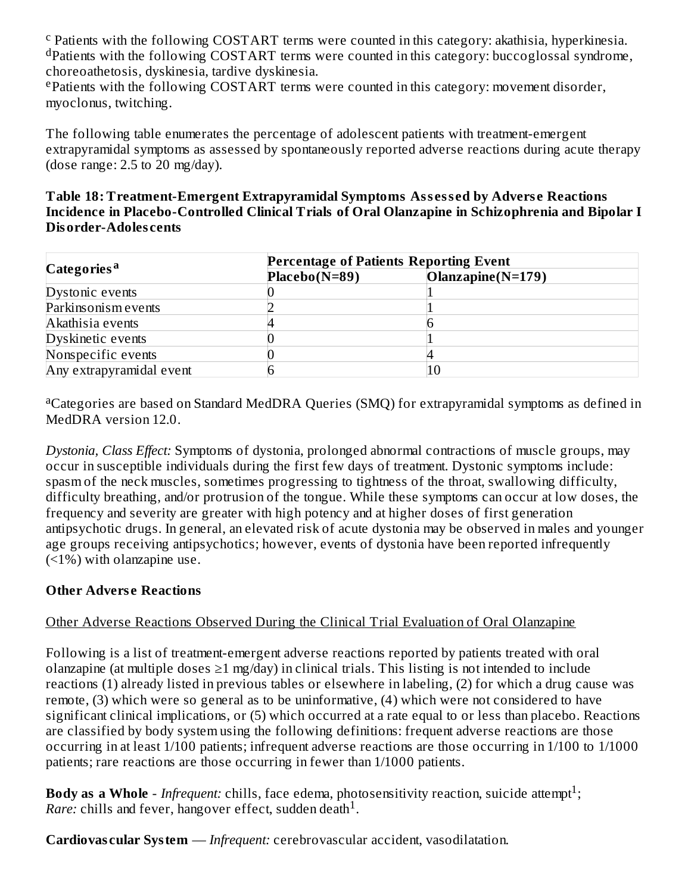[c] Patients with the following COSTART terms were counted in this category: akathisia, hyperkinesia.
[d]Patients with the following COSTART terms were counted in this category: buccoglossal syndrome, choreoathetosis, dyskinesia, tardive dyskinesia.
[e]Patients with the following COSTART terms were counted in this category: movement disorder, myoclonus, twitching.

The following table enumerates the percentage of adolescent patients with treatment-emergent extrapyramidal symptoms as assessed by spontaneously reported adverse reactions during acute therapy (dose range: 2.5 to 20 mg/day).

**Table 18: Treatment-Emergent Extrapyramidal Symptoms Assessed by Adverse Reactions Incidence in Placebo-Controlled Clinical Trials of Oral Olanzapine in Schizophrenia and Bipolar I Disorder-Adolescents**

| Categories[a] | Percentage of Patients Reporting Event | |
|---|---|---|
| | Placebo(N=89) | Olanzapine(N=179) |
| Dystonic events | 0 | 1 |
| Parkinsonism events | 2 | 1 |
| Akathisia events | 4 | 6 |
| Dyskinetic events | 0 | 1 |
| Nonspecific events | 0 | 4 |
| Any extrapyramidal event | 6 | 10 |

[a]Categories are based on Standard MedDRA Queries (SMQ) for extrapyramidal symptoms as defined in MedDRA version 12.0.

*Dystonia, Class Effect:* Symptoms of dystonia, prolonged abnormal contractions of muscle groups, may occur in susceptible individuals during the first few days of treatment. Dystonic symptoms include: spasm of the neck muscles, sometimes progressing to tightness of the throat, swallowing difficulty, difficulty breathing, and/or protrusion of the tongue. While these symptoms can occur at low doses, the frequency and severity are greater with high potency and at higher doses of first generation antipsychotic drugs. In general, an elevated risk of acute dystonia may be observed in males and younger age groups receiving antipsychotics; however, events of dystonia have been reported infrequently (<1%) with olanzapine use.

**Other Adverse Reactions**

Other Adverse Reactions Observed During the Clinical Trial Evaluation of Oral Olanzapine

Following is a list of treatment-emergent adverse reactions reported by patients treated with oral olanzapine (at multiple doses ≥1 mg/day) in clinical trials. This listing is not intended to include reactions (1) already listed in previous tables or elsewhere in labeling, (2) for which a drug cause was remote, (3) which were so general as to be uninformative, (4) which were not considered to have significant clinical implications, or (5) which occurred at a rate equal to or less than placebo. Reactions are classified by body system using the following definitions: frequent adverse reactions are those occurring in at least 1/100 patients; infrequent adverse reactions are those occurring in 1/100 to 1/1000 patients; rare reactions are those occurring in fewer than 1/1000 patients.

**Body as a Whole** - *Infrequent:* chills, face edema, photosensitivity reaction, suicide attempt[1]; *Rare:* chills and fever, hangover effect, sudden death[1].

**Cardiovascular System** — *Infrequent:* cerebrovascular accident, vasodilatation.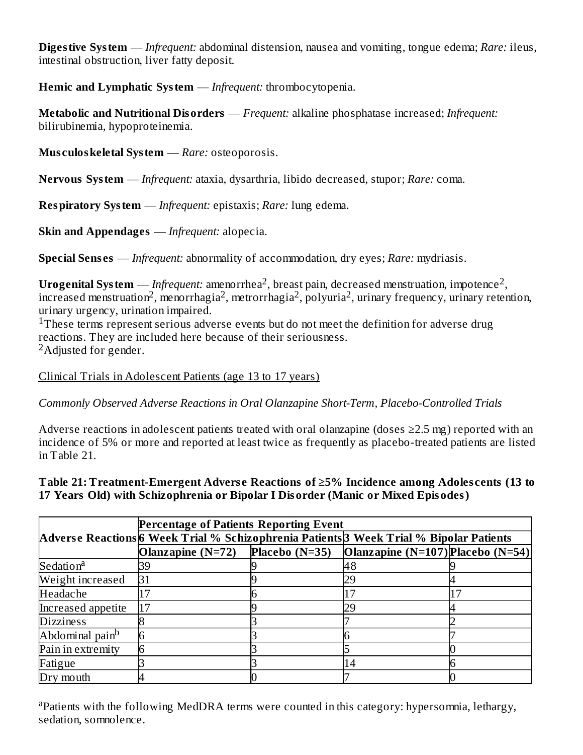**Digestive System** — *Infrequent:* abdominal distension, nausea and vomiting, tongue edema; *Rare:* ileus, intestinal obstruction, liver fatty deposit.

**Hemic and Lymphatic System** — *Infrequent:* thrombocytopenia.

**Metabolic and Nutritional Disorders** — *Frequent:* alkaline phosphatase increased; *Infrequent:* bilirubinemia, hypoproteinemia.

**Musculoskeletal System** — *Rare:* osteoporosis.

**Nervous System** — *Infrequent:* ataxia, dysarthria, libido decreased, stupor; *Rare:* coma.

**Respiratory System** — *Infrequent:* epistaxis; *Rare:* lung edema.

**Skin and Appendages** — *Infrequent:* alopecia.

**Special Senses** — *Infrequent:* abnormality of accommodation, dry eyes; *Rare:* mydriasis.

**Urogenital System** — *Infrequent:* amenorrhea[2], breast pain, decreased menstruation, impotence[2], increased menstruation[2], menorrhagia[2], metrorrhagia[2], polyuria[2], urinary frequency, urinary retention, urinary urgency, urination impaired.

[1]These terms represent serious adverse events but do not meet the definition for adverse drug reactions. They are included here because of their seriousness.
[2]Adjusted for gender.

Clinical Trials in Adolescent Patients (age 13 to 17 years)

*Commonly Observed Adverse Reactions in Oral Olanzapine Short-Term, Placebo-Controlled Trials*

Adverse reactions in adolescent patients treated with oral olanzapine (doses ≥2.5 mg) reported with an incidence of 5% or more and reported at least twice as frequently as placebo-treated patients are listed in Table 21.

**Table 21: Treatment-Emergent Adverse Reactions of ≥5% Incidence among Adolescents (13 to 17 Years Old) with Schizophrenia or Bipolar I Disorder (Manic or Mixed Episodes)**

| | Percentage of Patients Reporting Event | | | |
|---|---|---|---|---|
| **Adverse Reactions** | **6 Week Trial % Schizophrenia Patients** | | **3 Week Trial % Bipolar Patients** | |
| | **Olanzapine (N=72)** | **Placebo (N=35)** | **Olanzapine (N=107)** | **Placebo (N=54)** |
| Sedation[a] | 39 | 9 | 48 | 9 |
| Weight increased | 31 | 9 | 29 | 4 |
| Headache | 17 | 6 | 17 | 17 |
| Increased appetite | 17 | 9 | 29 | 4 |
| Dizziness | 8 | 3 | 7 | 2 |
| Abdominal pain[b] | 6 | 3 | 6 | 7 |
| Pain in extremity | 6 | 3 | 5 | 0 |
| Fatigue | 3 | 3 | 14 | 6 |
| Dry mouth | 4 | 0 | 7 | 0 |

[a]Patients with the following MedDRA terms were counted in this category: hypersomnia, lethargy, sedation, somnolence.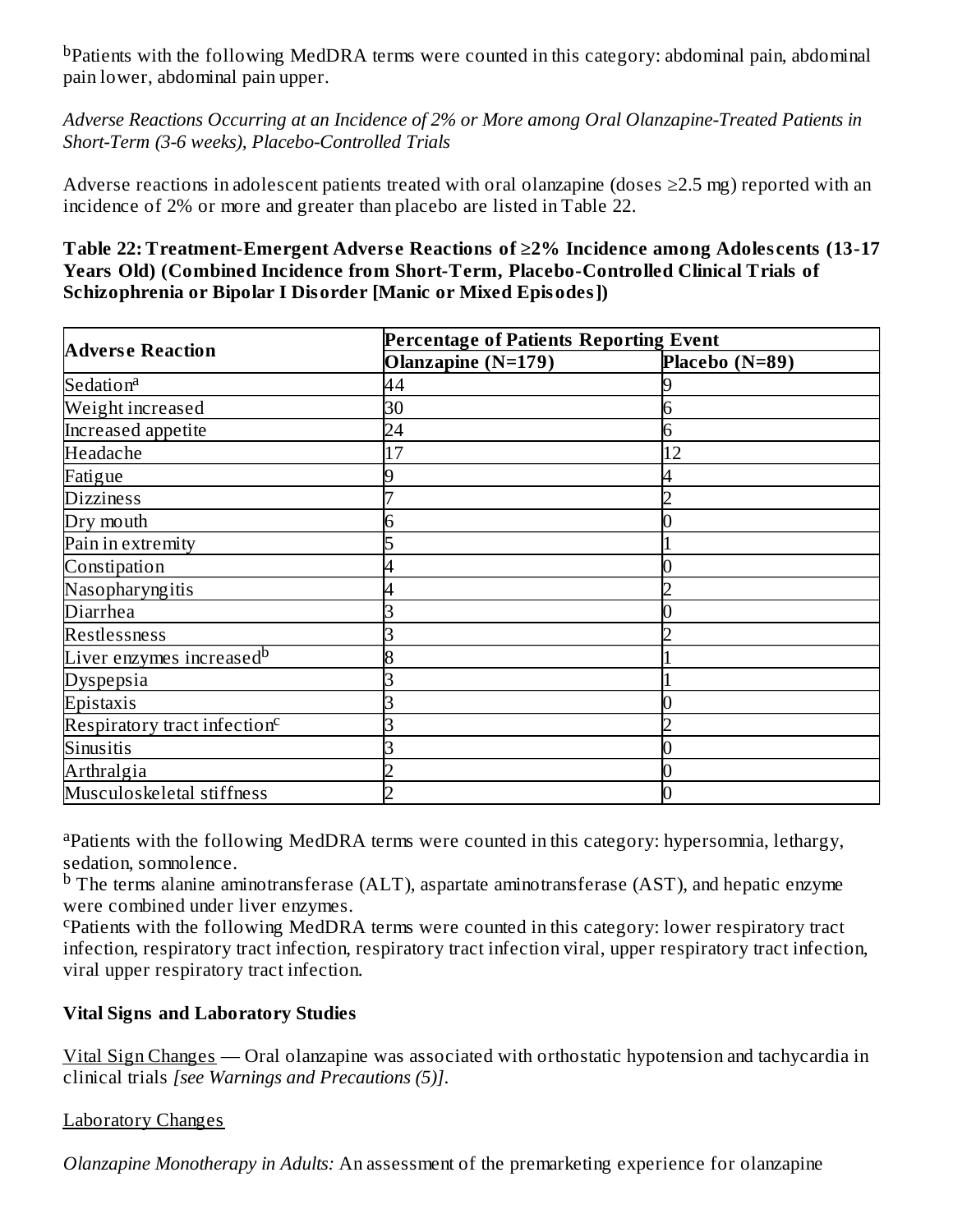[b]Patients with the following MedDRA terms were counted in this category: abdominal pain, abdominal pain lower, abdominal pain upper.

*Adverse Reactions Occurring at an Incidence of 2% or More among Oral Olanzapine-Treated Patients in Short-Term (3-6 weeks), Placebo-Controlled Trials*

Adverse reactions in adolescent patients treated with oral olanzapine (doses ≥2.5 mg) reported with an incidence of 2% or more and greater than placebo are listed in Table 22.

**Table 22: Treatment-Emergent Adverse Reactions of ≥2% Incidence among Adolescents (13-17 Years Old) (Combined Incidence from Short-Term, Placebo-Controlled Clinical Trials of Schizophrenia or Bipolar I Disorder [Manic or Mixed Episodes])**

| Adverse Reaction | Percentage of Patients Reporting Event | |
|---|---|---|
| | Olanzapine (N=179) | Placebo (N=89) |
| Sedation[a] | 44 | 9 |
| Weight increased | 30 | 6 |
| Increased appetite | 24 | 6 |
| Headache | 17 | 12 |
| Fatigue | 9 | 4 |
| Dizziness | 7 | 2 |
| Dry mouth | 6 | 0 |
| Pain in extremity | 5 | 1 |
| Constipation | 4 | 0 |
| Nasopharyngitis | 4 | 2 |
| Diarrhea | 3 | 0 |
| Restlessness | 3 | 2 |
| Liver enzymes increased[b] | 8 | 1 |
| Dyspepsia | 3 | 1 |
| Epistaxis | 3 | 0 |
| Respiratory tract infection[c] | 3 | 2 |
| Sinusitis | 3 | 0 |
| Arthralgia | 2 | 0 |
| Musculoskeletal stiffness | 2 | 0 |

[a]Patients with the following MedDRA terms were counted in this category: hypersomnia, lethargy, sedation, somnolence.
[b] The terms alanine aminotransferase (ALT), aspartate aminotransferase (AST), and hepatic enzyme were combined under liver enzymes.
[c]Patients with the following MedDRA terms were counted in this category: lower respiratory tract infection, respiratory tract infection, respiratory tract infection viral, upper respiratory tract infection, viral upper respiratory tract infection.

**Vital Signs and Laboratory Studies**

Vital Sign Changes — Oral olanzapine was associated with orthostatic hypotension and tachycardia in clinical trials *[see Warnings and Precautions (5)]*.

Laboratory Changes

*Olanzapine Monotherapy in Adults:* An assessment of the premarketing experience for olanzapine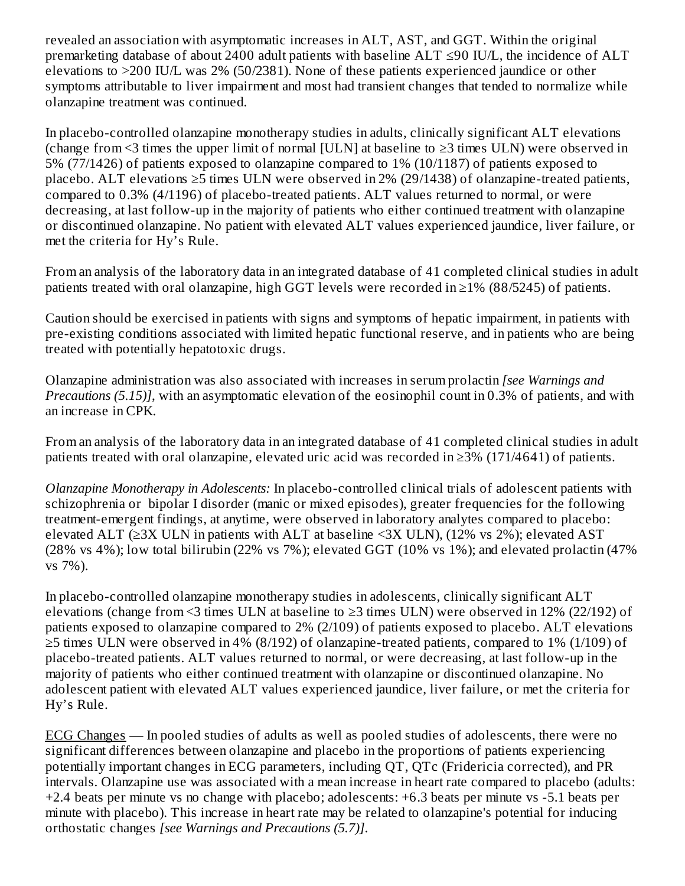revealed an association with asymptomatic increases in ALT, AST, and GGT. Within the original premarketing database of about 2400 adult patients with baseline ALT ≤90 IU/L, the incidence of ALT elevations to >200 IU/L was 2% (50/2381). None of these patients experienced jaundice or other symptoms attributable to liver impairment and most had transient changes that tended to normalize while olanzapine treatment was continued.

In placebo-controlled olanzapine monotherapy studies in adults, clinically significant ALT elevations (change from <3 times the upper limit of normal [ULN] at baseline to ≥3 times ULN) were observed in 5% (77/1426) of patients exposed to olanzapine compared to 1% (10/1187) of patients exposed to placebo. ALT elevations ≥5 times ULN were observed in 2% (29/1438) of olanzapine-treated patients, compared to 0.3% (4/1196) of placebo-treated patients. ALT values returned to normal, or were decreasing, at last follow-up in the majority of patients who either continued treatment with olanzapine or discontinued olanzapine. No patient with elevated ALT values experienced jaundice, liver failure, or met the criteria for Hy's Rule.

From an analysis of the laboratory data in an integrated database of 41 completed clinical studies in adult patients treated with oral olanzapine, high GGT levels were recorded in ≥1% (88/5245) of patients.

Caution should be exercised in patients with signs and symptoms of hepatic impairment, in patients with pre-existing conditions associated with limited hepatic functional reserve, and in patients who are being treated with potentially hepatotoxic drugs.

Olanzapine administration was also associated with increases in serum prolactin *[see Warnings and Precautions (5.15)]*, with an asymptomatic elevation of the eosinophil count in 0.3% of patients, and with an increase in CPK.

From an analysis of the laboratory data in an integrated database of 41 completed clinical studies in adult patients treated with oral olanzapine, elevated uric acid was recorded in ≥3% (171/4641) of patients.

*Olanzapine Monotherapy in Adolescents:* In placebo-controlled clinical trials of adolescent patients with schizophrenia or bipolar I disorder (manic or mixed episodes), greater frequencies for the following treatment-emergent findings, at anytime, were observed in laboratory analytes compared to placebo: elevated ALT (≥3X ULN in patients with ALT at baseline <3X ULN), (12% vs 2%); elevated AST (28% vs 4%); low total bilirubin (22% vs 7%); elevated GGT (10% vs 1%); and elevated prolactin (47% vs 7%).

In placebo-controlled olanzapine monotherapy studies in adolescents, clinically significant ALT elevations (change from <3 times ULN at baseline to ≥3 times ULN) were observed in 12% (22/192) of patients exposed to olanzapine compared to 2% (2/109) of patients exposed to placebo. ALT elevations ≥5 times ULN were observed in 4% (8/192) of olanzapine-treated patients, compared to 1% (1/109) of placebo-treated patients. ALT values returned to normal, or were decreasing, at last follow-up in the majority of patients who either continued treatment with olanzapine or discontinued olanzapine. No adolescent patient with elevated ALT values experienced jaundice, liver failure, or met the criteria for Hy's Rule.

ECG Changes — In pooled studies of adults as well as pooled studies of adolescents, there were no significant differences between olanzapine and placebo in the proportions of patients experiencing potentially important changes in ECG parameters, including QT, QTc (Fridericia corrected), and PR intervals. Olanzapine use was associated with a mean increase in heart rate compared to placebo (adults: +2.4 beats per minute vs no change with placebo; adolescents: +6.3 beats per minute vs -5.1 beats per minute with placebo). This increase in heart rate may be related to olanzapine's potential for inducing orthostatic changes *[see Warnings and Precautions (5.7)]*.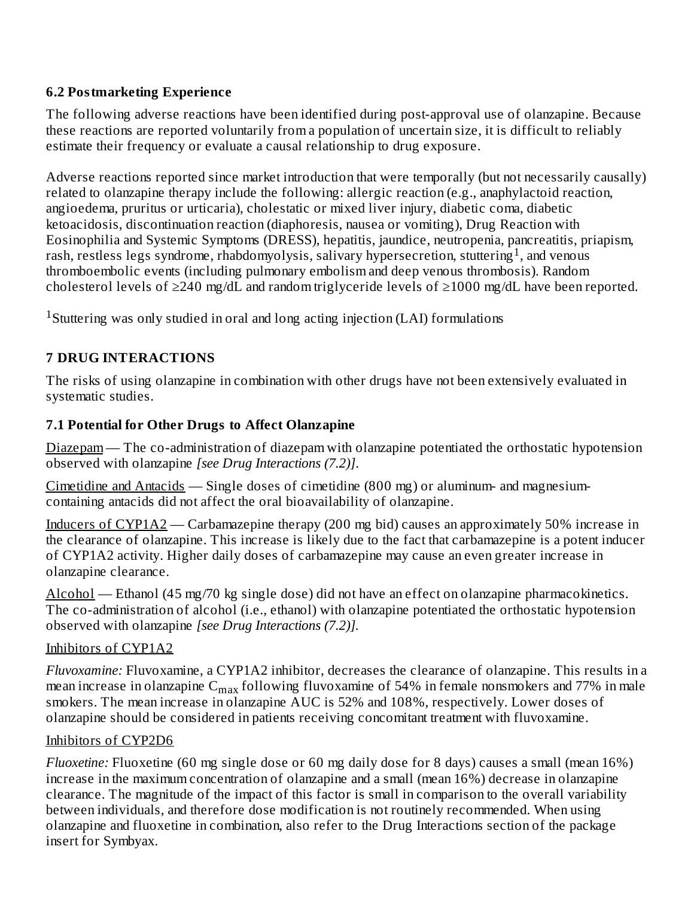### 6.2 Postmarketing Experience

The following adverse reactions have been identified during post-approval use of olanzapine. Because these reactions are reported voluntarily from a population of uncertain size, it is difficult to reliably estimate their frequency or evaluate a causal relationship to drug exposure.

Adverse reactions reported since market introduction that were temporally (but not necessarily causally) related to olanzapine therapy include the following: allergic reaction (e.g., anaphylactoid reaction, angioedema, pruritus or urticaria), cholestatic or mixed liver injury, diabetic coma, diabetic ketoacidosis, discontinuation reaction (diaphoresis, nausea or vomiting), Drug Reaction with Eosinophilia and Systemic Symptoms (DRESS), hepatitis, jaundice, neutropenia, pancreatitis, priapism, rash, restless legs syndrome, rhabdomyolysis, salivary hypersecretion, stuttering[1], and venous thromboembolic events (including pulmonary embolism and deep venous thrombosis). Random cholesterol levels of ≥240 mg/dL and random triglyceride levels of ≥1000 mg/dL have been reported.

[1]Stuttering was only studied in oral and long acting injection (LAI) formulations

## 7 DRUG INTERACTIONS

The risks of using olanzapine in combination with other drugs have not been extensively evaluated in systematic studies.

### 7.1 Potential for Other Drugs to Affect Olanzapine

Diazepam — The co-administration of diazepam with olanzapine potentiated the orthostatic hypotension observed with olanzapine *[see Drug Interactions (7.2)]*.

Cimetidine and Antacids — Single doses of cimetidine (800 mg) or aluminum- and magnesium-containing antacids did not affect the oral bioavailability of olanzapine.

Inducers of CYP1A2 — Carbamazepine therapy (200 mg bid) causes an approximately 50% increase in the clearance of olanzapine. This increase is likely due to the fact that carbamazepine is a potent inducer of CYP1A2 activity. Higher daily doses of carbamazepine may cause an even greater increase in olanzapine clearance.

Alcohol — Ethanol (45 mg/70 kg single dose) did not have an effect on olanzapine pharmacokinetics. The co-administration of alcohol (i.e., ethanol) with olanzapine potentiated the orthostatic hypotension observed with olanzapine *[see Drug Interactions (7.2)]*.

Inhibitors of CYP1A2

*Fluvoxamine:* Fluvoxamine, a CYP1A2 inhibitor, decreases the clearance of olanzapine. This results in a mean increase in olanzapine $C_{max}$ following fluvoxamine of 54% in female nonsmokers and 77% in male smokers. The mean increase in olanzapine AUC is 52% and 108%, respectively. Lower doses of olanzapine should be considered in patients receiving concomitant treatment with fluvoxamine.

Inhibitors of CYP2D6

*Fluoxetine:* Fluoxetine (60 mg single dose or 60 mg daily dose for 8 days) causes a small (mean 16%) increase in the maximum concentration of olanzapine and a small (mean 16%) decrease in olanzapine clearance. The magnitude of the impact of this factor is small in comparison to the overall variability between individuals, and therefore dose modification is not routinely recommended. When using olanzapine and fluoxetine in combination, also refer to the Drug Interactions section of the package insert for Symbyax.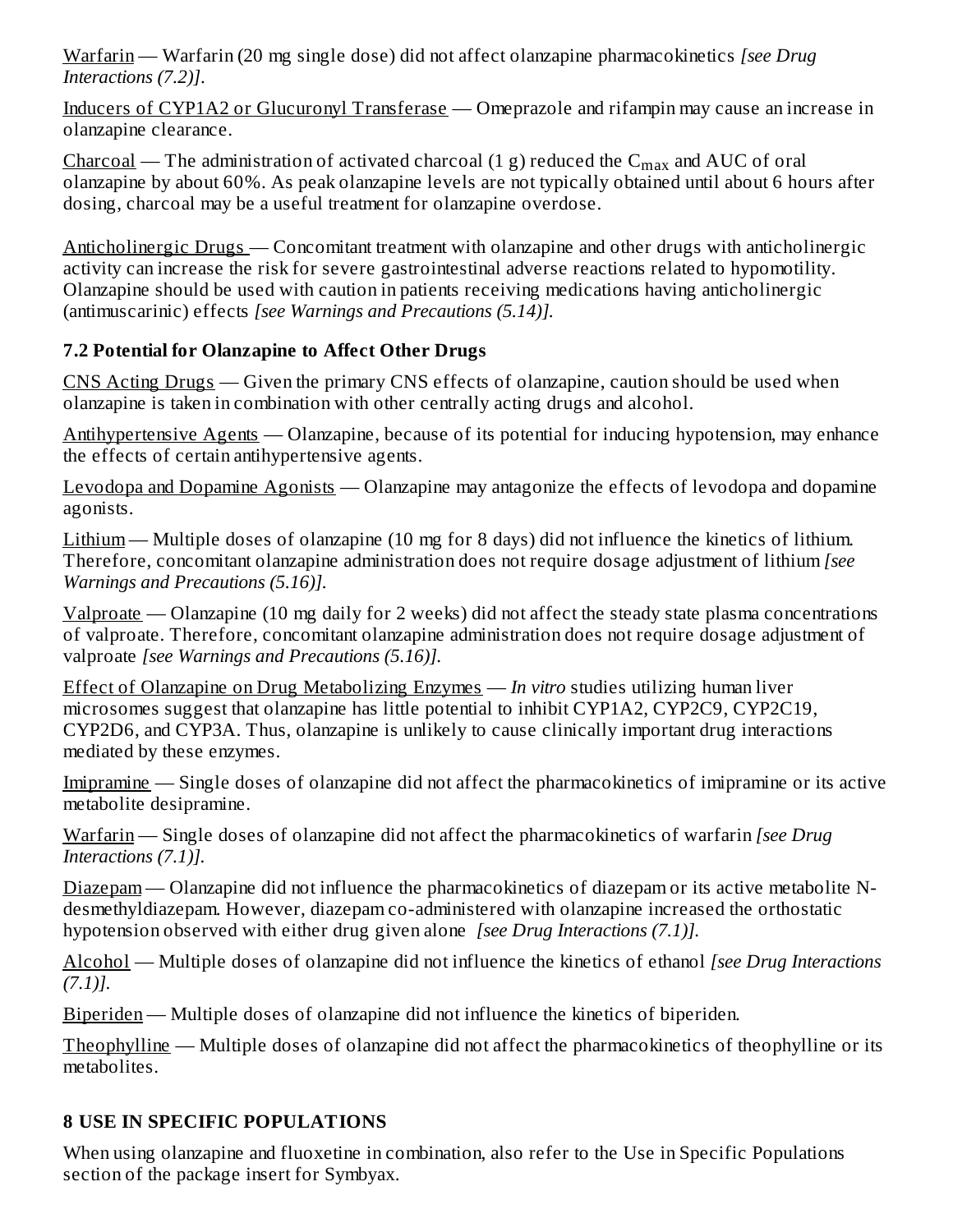Warfarin — Warfarin (20 mg single dose) did not affect olanzapine pharmacokinetics *[see Drug Interactions (7.2)]*.

Inducers of CYP1A2 or Glucuronyl Transferase — Omeprazole and rifampin may cause an increase in olanzapine clearance.

Charcoal — The administration of activated charcoal (1 g) reduced the $C_{max}$ and AUC of oral olanzapine by about 60%. As peak olanzapine levels are not typically obtained until about 6 hours after dosing, charcoal may be a useful treatment for olanzapine overdose.

Anticholinergic Drugs — Concomitant treatment with olanzapine and other drugs with anticholinergic activity can increase the risk for severe gastrointestinal adverse reactions related to hypomotility. Olanzapine should be used with caution in patients receiving medications having anticholinergic (antimuscarinic) effects *[see Warnings and Precautions (5.14)]*.

### 7.2 Potential for Olanzapine to Affect Other Drugs

CNS Acting Drugs — Given the primary CNS effects of olanzapine, caution should be used when olanzapine is taken in combination with other centrally acting drugs and alcohol.

Antihypertensive Agents — Olanzapine, because of its potential for inducing hypotension, may enhance the effects of certain antihypertensive agents.

Levodopa and Dopamine Agonists — Olanzapine may antagonize the effects of levodopa and dopamine agonists.

Lithium — Multiple doses of olanzapine (10 mg for 8 days) did not influence the kinetics of lithium. Therefore, concomitant olanzapine administration does not require dosage adjustment of lithium *[see Warnings and Precautions (5.16)]*.

Valproate — Olanzapine (10 mg daily for 2 weeks) did not affect the steady state plasma concentrations of valproate. Therefore, concomitant olanzapine administration does not require dosage adjustment of valproate *[see Warnings and Precautions (5.16)]*.

Effect of Olanzapine on Drug Metabolizing Enzymes — *In vitro* studies utilizing human liver microsomes suggest that olanzapine has little potential to inhibit CYP1A2, CYP2C9, CYP2C19, CYP2D6, and CYP3A. Thus, olanzapine is unlikely to cause clinically important drug interactions mediated by these enzymes.

Imipramine — Single doses of olanzapine did not affect the pharmacokinetics of imipramine or its active metabolite desipramine.

Warfarin — Single doses of olanzapine did not affect the pharmacokinetics of warfarin *[see Drug Interactions (7.1)]*.

Diazepam — Olanzapine did not influence the pharmacokinetics of diazepam or its active metabolite N-desmethyldiazepam. However, diazepam co-administered with olanzapine increased the orthostatic hypotension observed with either drug given alone *[see Drug Interactions (7.1)]*.

Alcohol — Multiple doses of olanzapine did not influence the kinetics of ethanol *[see Drug Interactions (7.1)]*.

Biperiden — Multiple doses of olanzapine did not influence the kinetics of biperiden.

Theophylline — Multiple doses of olanzapine did not affect the pharmacokinetics of theophylline or its metabolites.

## 8 USE IN SPECIFIC POPULATIONS

When using olanzapine and fluoxetine in combination, also refer to the Use in Specific Populations section of the package insert for Symbyax.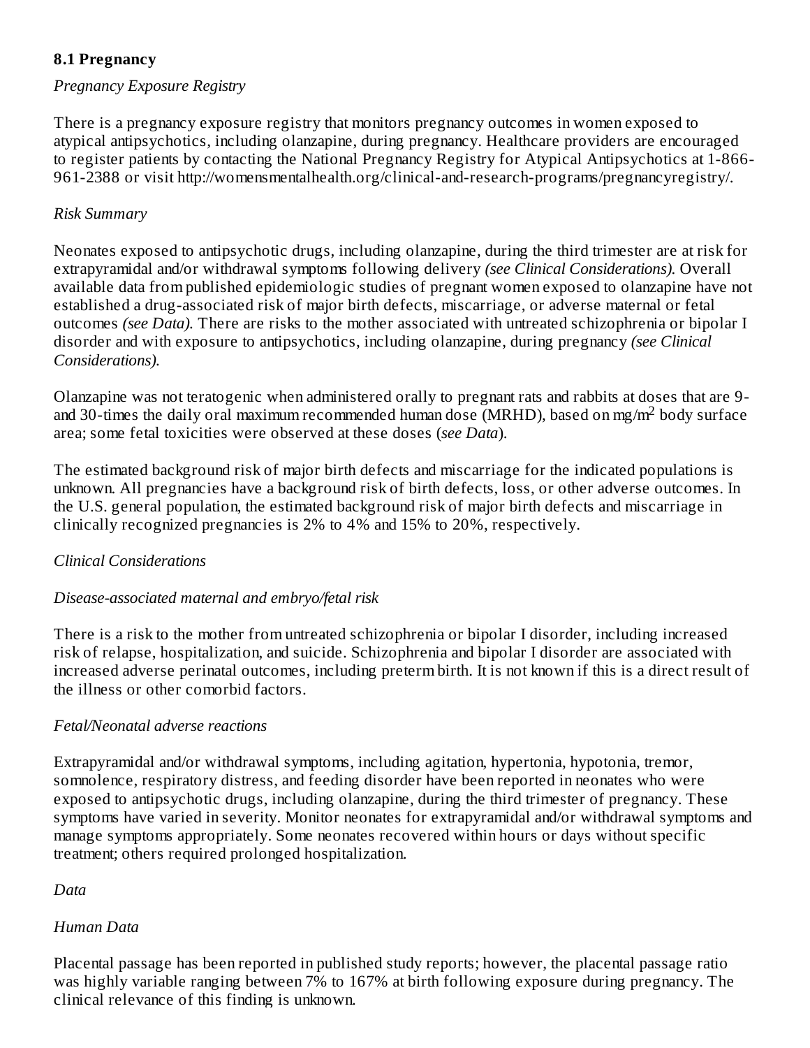## 8.1 Pregnancy

*Pregnancy Exposure Registry*

There is a pregnancy exposure registry that monitors pregnancy outcomes in women exposed to atypical antipsychotics, including olanzapine, during pregnancy. Healthcare providers are encouraged to register patients by contacting the National Pregnancy Registry for Atypical Antipsychotics at 1-866-961-2388 or visit http://womensmentalhealth.org/clinical-and-research-programs/pregnancyregistry/.

*Risk Summary*

Neonates exposed to antipsychotic drugs, including olanzapine, during the third trimester are at risk for extrapyramidal and/or withdrawal symptoms following delivery *(see Clinical Considerations).* Overall available data from published epidemiologic studies of pregnant women exposed to olanzapine have not established a drug-associated risk of major birth defects, miscarriage, or adverse maternal or fetal outcomes *(see Data).* There are risks to the mother associated with untreated schizophrenia or bipolar I disorder and with exposure to antipsychotics, including olanzapine, during pregnancy *(see Clinical Considerations).*

Olanzapine was not teratogenic when administered orally to pregnant rats and rabbits at doses that are 9- and 30-times the daily oral maximum recommended human dose (MRHD), based on mg/m$^2$ body surface area; some fetal toxicities were observed at these doses (*see Data*).

The estimated background risk of major birth defects and miscarriage for the indicated populations is unknown. All pregnancies have a background risk of birth defects, loss, or other adverse outcomes. In the U.S. general population, the estimated background risk of major birth defects and miscarriage in clinically recognized pregnancies is 2% to 4% and 15% to 20%, respectively.

*Clinical Considerations*

*Disease-associated maternal and embryo/fetal risk*

There is a risk to the mother from untreated schizophrenia or bipolar I disorder, including increased risk of relapse, hospitalization, and suicide. Schizophrenia and bipolar I disorder are associated with increased adverse perinatal outcomes, including preterm birth. It is not known if this is a direct result of the illness or other comorbid factors.

*Fetal/Neonatal adverse reactions*

Extrapyramidal and/or withdrawal symptoms, including agitation, hypertonia, hypotonia, tremor, somnolence, respiratory distress, and feeding disorder have been reported in neonates who were exposed to antipsychotic drugs, including olanzapine, during the third trimester of pregnancy. These symptoms have varied in severity. Monitor neonates for extrapyramidal and/or withdrawal symptoms and manage symptoms appropriately. Some neonates recovered within hours or days without specific treatment; others required prolonged hospitalization.

*Data*

*Human Data*

Placental passage has been reported in published study reports; however, the placental passage ratio was highly variable ranging between 7% to 167% at birth following exposure during pregnancy. The clinical relevance of this finding is unknown.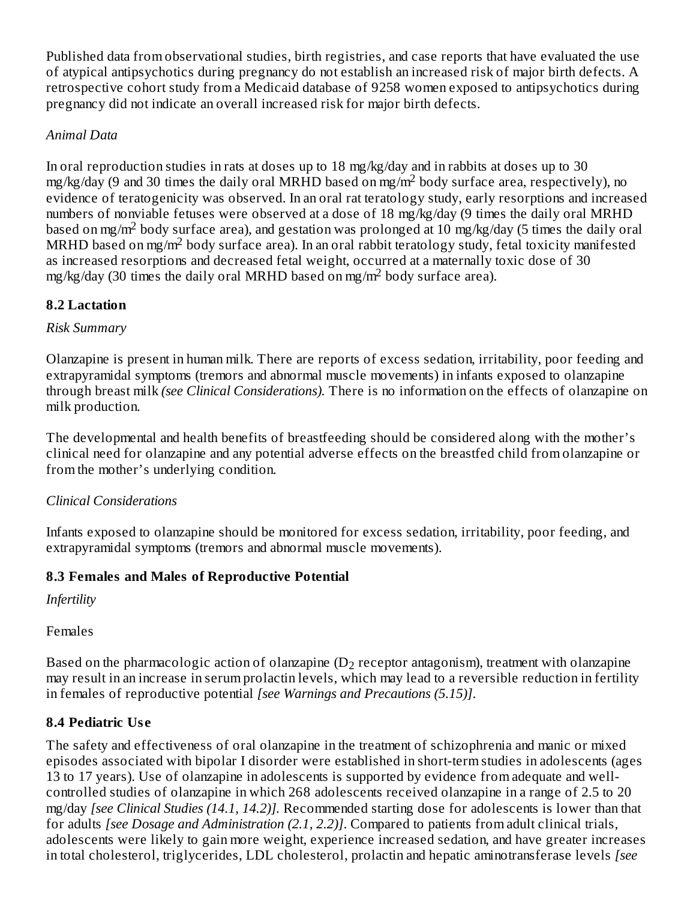Published data from observational studies, birth registries, and case reports that have evaluated the use of atypical antipsychotics during pregnancy do not establish an increased risk of major birth defects. A retrospective cohort study from a Medicaid database of 9258 women exposed to antipsychotics during pregnancy did not indicate an overall increased risk for major birth defects.

*Animal Data*

In oral reproduction studies in rats at doses up to 18 mg/kg/day and in rabbits at doses up to 30 mg/kg/day (9 and 30 times the daily oral MRHD based on mg/$m^2$ body surface area, respectively), no evidence of teratogenicity was observed. In an oral rat teratology study, early resorptions and increased numbers of nonviable fetuses were observed at a dose of 18 mg/kg/day (9 times the daily oral MRHD based on mg/$m^2$ body surface area), and gestation was prolonged at 10 mg/kg/day (5 times the daily oral MRHD based on mg/$m^2$ body surface area). In an oral rabbit teratology study, fetal toxicity manifested as increased resorptions and decreased fetal weight, occurred at a maternally toxic dose of 30 mg/kg/day (30 times the daily oral MRHD based on mg/$m^2$ body surface area).

### 8.2 Lactation

*Risk Summary*

Olanzapine is present in human milk. There are reports of excess sedation, irritability, poor feeding and extrapyramidal symptoms (tremors and abnormal muscle movements) in infants exposed to olanzapine through breast milk *(see Clinical Considerations).* There is no information on the effects of olanzapine on milk production.

The developmental and health benefits of breastfeeding should be considered along with the mother's clinical need for olanzapine and any potential adverse effects on the breastfed child from olanzapine or from the mother's underlying condition.

*Clinical Considerations*

Infants exposed to olanzapine should be monitored for excess sedation, irritability, poor feeding, and extrapyramidal symptoms (tremors and abnormal muscle movements).

### 8.3 Females and Males of Reproductive Potential

*Infertility*

Females

Based on the pharmacologic action of olanzapine ($D_2$ receptor antagonism), treatment with olanzapine may result in an increase in serum prolactin levels, which may lead to a reversible reduction in fertility in females of reproductive potential *[see Warnings and Precautions (5.15)]*.

### 8.4 Pediatric Use

The safety and effectiveness of oral olanzapine in the treatment of schizophrenia and manic or mixed episodes associated with bipolar I disorder were established in short-term studies in adolescents (ages 13 to 17 years). Use of olanzapine in adolescents is supported by evidence from adequate and well-controlled studies of olanzapine in which 268 adolescents received olanzapine in a range of 2.5 to 20 mg/day *[see Clinical Studies (14.1, 14.2)]*. Recommended starting dose for adolescents is lower than that for adults *[see Dosage and Administration (2.1, 2.2)]*. Compared to patients from adult clinical trials, adolescents were likely to gain more weight, experience increased sedation, and have greater increases in total cholesterol, triglycerides, LDL cholesterol, prolactin and hepatic aminotransferase levels *[see*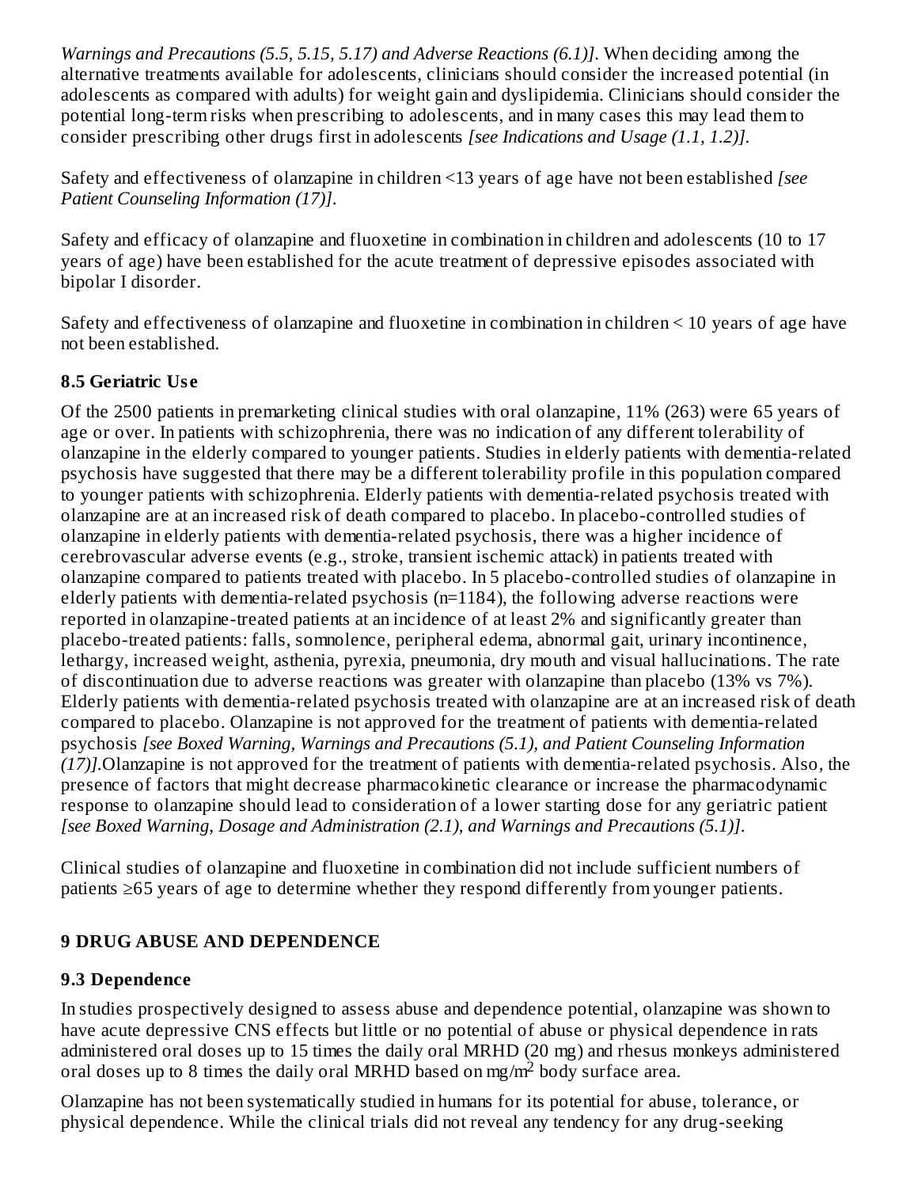*Warnings and Precautions (5.5, 5.15, 5.17) and Adverse Reactions (6.1)]*. When deciding among the alternative treatments available for adolescents, clinicians should consider the increased potential (in adolescents as compared with adults) for weight gain and dyslipidemia. Clinicians should consider the potential long-term risks when prescribing to adolescents, and in many cases this may lead them to consider prescribing other drugs first in adolescents *[see Indications and Usage (1.1, 1.2)]*.

Safety and effectiveness of olanzapine in children <13 years of age have not been established *[see Patient Counseling Information (17)]*.

Safety and efficacy of olanzapine and fluoxetine in combination in children and adolescents (10 to 17 years of age) have been established for the acute treatment of depressive episodes associated with bipolar I disorder.

Safety and effectiveness of olanzapine and fluoxetine in combination in children < 10 years of age have not been established.

### 8.5 Geriatric Use

Of the 2500 patients in premarketing clinical studies with oral olanzapine, 11% (263) were 65 years of age or over. In patients with schizophrenia, there was no indication of any different tolerability of olanzapine in the elderly compared to younger patients. Studies in elderly patients with dementia-related psychosis have suggested that there may be a different tolerability profile in this population compared to younger patients with schizophrenia. Elderly patients with dementia-related psychosis treated with olanzapine are at an increased risk of death compared to placebo. In placebo-controlled studies of olanzapine in elderly patients with dementia-related psychosis, there was a higher incidence of cerebrovascular adverse events (e.g., stroke, transient ischemic attack) in patients treated with olanzapine compared to patients treated with placebo. In 5 placebo-controlled studies of olanzapine in elderly patients with dementia-related psychosis (n=1184), the following adverse reactions were reported in olanzapine-treated patients at an incidence of at least 2% and significantly greater than placebo-treated patients: falls, somnolence, peripheral edema, abnormal gait, urinary incontinence, lethargy, increased weight, asthenia, pyrexia, pneumonia, dry mouth and visual hallucinations. The rate of discontinuation due to adverse reactions was greater with olanzapine than placebo (13% vs 7%). Elderly patients with dementia-related psychosis treated with olanzapine are at an increased risk of death compared to placebo. Olanzapine is not approved for the treatment of patients with dementia-related psychosis *[see Boxed Warning, Warnings and Precautions (5.1), and Patient Counseling Information (17)]*.Olanzapine is not approved for the treatment of patients with dementia-related psychosis. Also, the presence of factors that might decrease pharmacokinetic clearance or increase the pharmacodynamic response to olanzapine should lead to consideration of a lower starting dose for any geriatric patient *[see Boxed Warning, Dosage and Administration (2.1), and Warnings and Precautions (5.1)]*.

Clinical studies of olanzapine and fluoxetine in combination did not include sufficient numbers of patients ≥65 years of age to determine whether they respond differently from younger patients.

## 9 DRUG ABUSE AND DEPENDENCE

### 9.3 Dependence

In studies prospectively designed to assess abuse and dependence potential, olanzapine was shown to have acute depressive CNS effects but little or no potential of abuse or physical dependence in rats administered oral doses up to 15 times the daily oral MRHD (20 mg) and rhesus monkeys administered oral doses up to 8 times the daily oral MRHD based on $mg/m^2$ body surface area.

Olanzapine has not been systematically studied in humans for its potential for abuse, tolerance, or physical dependence. While the clinical trials did not reveal any tendency for any drug-seeking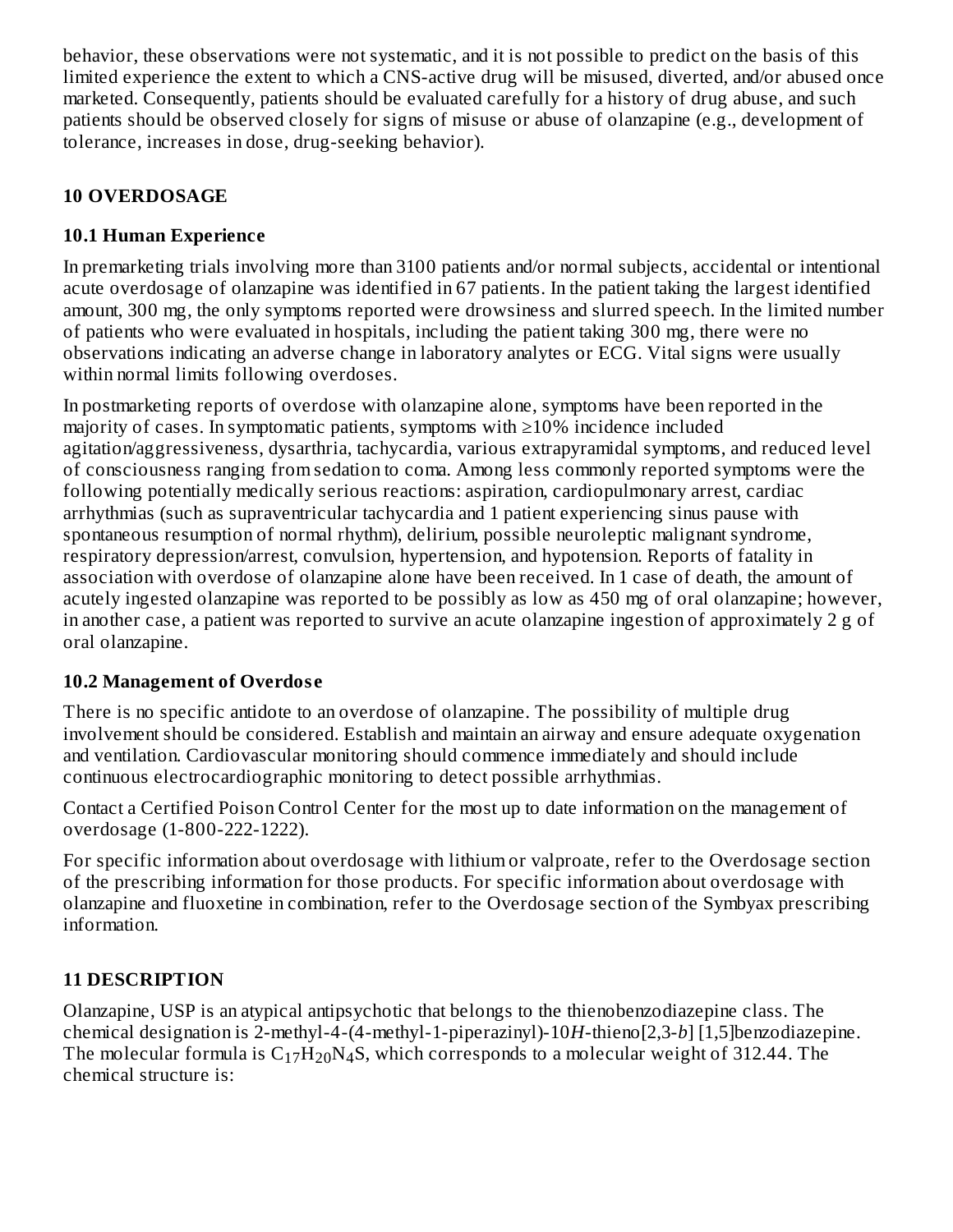behavior, these observations were not systematic, and it is not possible to predict on the basis of this limited experience the extent to which a CNS-active drug will be misused, diverted, and/or abused once marketed. Consequently, patients should be evaluated carefully for a history of drug abuse, and such patients should be observed closely for signs of misuse or abuse of olanzapine (e.g., development of tolerance, increases in dose, drug-seeking behavior).

## 10 OVERDOSAGE

### 10.1 Human Experience

In premarketing trials involving more than 3100 patients and/or normal subjects, accidental or intentional acute overdosage of olanzapine was identified in 67 patients. In the patient taking the largest identified amount, 300 mg, the only symptoms reported were drowsiness and slurred speech. In the limited number of patients who were evaluated in hospitals, including the patient taking 300 mg, there were no observations indicating an adverse change in laboratory analytes or ECG. Vital signs were usually within normal limits following overdoses.

In postmarketing reports of overdose with olanzapine alone, symptoms have been reported in the majority of cases. In symptomatic patients, symptoms with ≥10% incidence included agitation/aggressiveness, dysarthria, tachycardia, various extrapyramidal symptoms, and reduced level of consciousness ranging from sedation to coma. Among less commonly reported symptoms were the following potentially medically serious reactions: aspiration, cardiopulmonary arrest, cardiac arrhythmias (such as supraventricular tachycardia and 1 patient experiencing sinus pause with spontaneous resumption of normal rhythm), delirium, possible neuroleptic malignant syndrome, respiratory depression/arrest, convulsion, hypertension, and hypotension. Reports of fatality in association with overdose of olanzapine alone have been received. In 1 case of death, the amount of acutely ingested olanzapine was reported to be possibly as low as 450 mg of oral olanzapine; however, in another case, a patient was reported to survive an acute olanzapine ingestion of approximately 2 g of oral olanzapine.

### 10.2 Management of Overdose

There is no specific antidote to an overdose of olanzapine. The possibility of multiple drug involvement should be considered. Establish and maintain an airway and ensure adequate oxygenation and ventilation. Cardiovascular monitoring should commence immediately and should include continuous electrocardiographic monitoring to detect possible arrhythmias.

Contact a Certified Poison Control Center for the most up to date information on the management of overdosage (1-800-222-1222).

For specific information about overdosage with lithium or valproate, refer to the Overdosage section of the prescribing information for those products. For specific information about overdosage with olanzapine and fluoxetine in combination, refer to the Overdosage section of the Symbyax prescribing information.

## 11 DESCRIPTION

Olanzapine, USP is an atypical antipsychotic that belongs to the thienobenzodiazepine class. The chemical designation is 2-methyl-4-(4-methyl-1-piperazinyl)-10*H*-thieno[2,3-*b*] [1,5]benzodiazepine. The molecular formula is $C_{17}H_{20}N_4S$, which corresponds to a molecular weight of 312.44. The chemical structure is: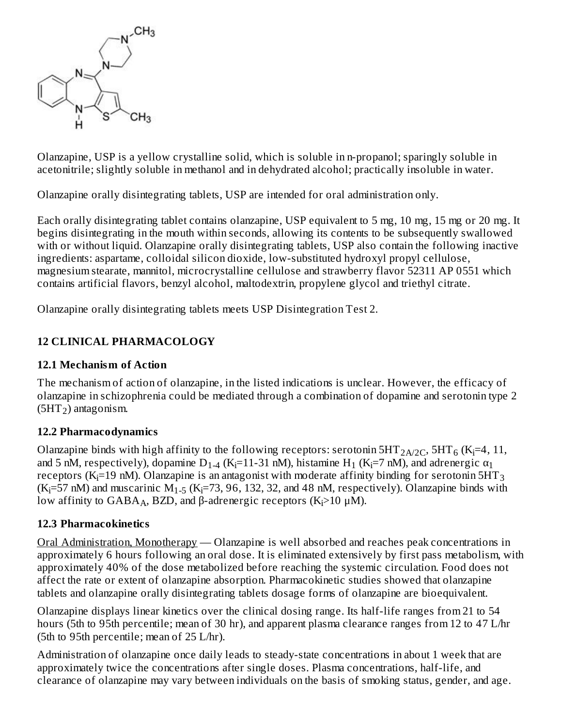Olanzapine, USP is a yellow crystalline solid, which is soluble in n-propanol; sparingly soluble in acetonitrile; slightly soluble in methanol and in dehydrated alcohol; practically insoluble in water.

Olanzapine orally disintegrating tablets, USP are intended for oral administration only.

Each orally disintegrating tablet contains olanzapine, USP equivalent to 5 mg, 10 mg, 15 mg or 20 mg. It begins disintegrating in the mouth within seconds, allowing its contents to be subsequently swallowed with or without liquid. Olanzapine orally disintegrating tablets, USP also contain the following inactive ingredients: aspartame, colloidal silicon dioxide, low-substituted hydroxyl propyl cellulose, magnesium stearate, mannitol, microcrystalline cellulose and strawberry flavor 52311 AP 0551 which contains artificial flavors, benzyl alcohol, maltodextrin, propylene glycol and triethyl citrate.

Olanzapine orally disintegrating tablets meets USP Disintegration Test 2.

## 12 CLINICAL PHARMACOLOGY

### 12.1 Mechanism of Action

The mechanism of action of olanzapine, in the listed indications is unclear. However, the efficacy of olanzapine in schizophrenia could be mediated through a combination of dopamine and serotonin type 2 ($5HT_2$) antagonism.

### 12.2 Pharmacodynamics

Olanzapine binds with high affinity to the following receptors: serotonin $5HT_{2A/2C}$, $5HT_6$ ($K_i$=4, 11, and 5 nM, respectively), dopamine $D_{1-4}$ ($K_i$=11-31 nM), histamine $H_1$ ($K_i$=7 nM), and adrenergic $\alpha_1$ receptors ($K_i$=19 nM). Olanzapine is an antagonist with moderate affinity binding for serotonin $5HT_3$ ($K_i$=57 nM) and muscarinic $M_{1-5}$ ($K_i$=73, 96, 132, 32, and 48 nM, respectively). Olanzapine binds with low affinity to $GABA_A$, BZD, and β-adrenergic receptors ($K_i$>10 μM).

### 12.3 Pharmacokinetics

Oral Administration, Monotherapy — Olanzapine is well absorbed and reaches peak concentrations in approximately 6 hours following an oral dose. It is eliminated extensively by first pass metabolism, with approximately 40% of the dose metabolized before reaching the systemic circulation. Food does not affect the rate or extent of olanzapine absorption. Pharmacokinetic studies showed that olanzapine tablets and olanzapine orally disintegrating tablets dosage forms of olanzapine are bioequivalent.

Olanzapine displays linear kinetics over the clinical dosing range. Its half-life ranges from 21 to 54 hours (5th to 95th percentile; mean of 30 hr), and apparent plasma clearance ranges from 12 to 47 L/hr (5th to 95th percentile; mean of 25 L/hr).

Administration of olanzapine once daily leads to steady-state concentrations in about 1 week that are approximately twice the concentrations after single doses. Plasma concentrations, half-life, and clearance of olanzapine may vary between individuals on the basis of smoking status, gender, and age.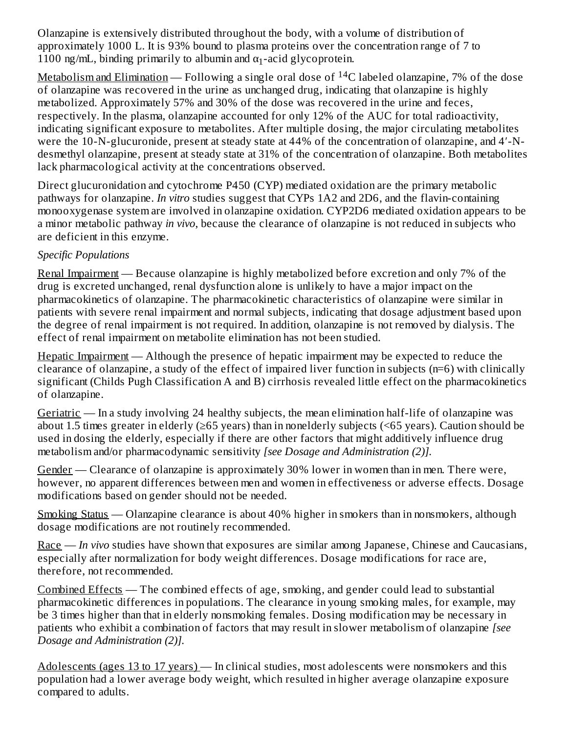Olanzapine is extensively distributed throughout the body, with a volume of distribution of approximately 1000 L. It is 93% bound to plasma proteins over the concentration range of 7 to 1100 ng/mL, binding primarily to albumin and $\alpha_1$-acid glycoprotein.

Metabolism and Elimination — Following a single oral dose of $^{14}C$ labeled olanzapine, 7% of the dose of olanzapine was recovered in the urine as unchanged drug, indicating that olanzapine is highly metabolized. Approximately 57% and 30% of the dose was recovered in the urine and feces, respectively. In the plasma, olanzapine accounted for only 12% of the AUC for total radioactivity, indicating significant exposure to metabolites. After multiple dosing, the major circulating metabolites were the 10-N-glucuronide, present at steady state at 44% of the concentration of olanzapine, and 4′-N-desmethyl olanzapine, present at steady state at 31% of the concentration of olanzapine. Both metabolites lack pharmacological activity at the concentrations observed.

Direct glucuronidation and cytochrome P450 (CYP) mediated oxidation are the primary metabolic pathways for olanzapine. *In vitro* studies suggest that CYPs 1A2 and 2D6, and the flavin-containing monooxygenase system are involved in olanzapine oxidation. CYP2D6 mediated oxidation appears to be a minor metabolic pathway *in vivo*, because the clearance of olanzapine is not reduced in subjects who are deficient in this enzyme.

*Specific Populations*

Renal Impairment — Because olanzapine is highly metabolized before excretion and only 7% of the drug is excreted unchanged, renal dysfunction alone is unlikely to have a major impact on the pharmacokinetics of olanzapine. The pharmacokinetic characteristics of olanzapine were similar in patients with severe renal impairment and normal subjects, indicating that dosage adjustment based upon the degree of renal impairment is not required. In addition, olanzapine is not removed by dialysis. The effect of renal impairment on metabolite elimination has not been studied.

Hepatic Impairment — Although the presence of hepatic impairment may be expected to reduce the clearance of olanzapine, a study of the effect of impaired liver function in subjects (n=6) with clinically significant (Childs Pugh Classification A and B) cirrhosis revealed little effect on the pharmacokinetics of olanzapine.

Geriatric — In a study involving 24 healthy subjects, the mean elimination half-life of olanzapine was about 1.5 times greater in elderly (≥65 years) than in nonelderly subjects (<65 years). Caution should be used in dosing the elderly, especially if there are other factors that might additively influence drug metabolism and/or pharmacodynamic sensitivity *[see Dosage and Administration (2)]*.

Gender — Clearance of olanzapine is approximately 30% lower in women than in men. There were, however, no apparent differences between men and women in effectiveness or adverse effects. Dosage modifications based on gender should not be needed.

Smoking Status — Olanzapine clearance is about 40% higher in smokers than in nonsmokers, although dosage modifications are not routinely recommended.

Race — *In vivo* studies have shown that exposures are similar among Japanese, Chinese and Caucasians, especially after normalization for body weight differences. Dosage modifications for race are, therefore, not recommended.

Combined Effects — The combined effects of age, smoking, and gender could lead to substantial pharmacokinetic differences in populations. The clearance in young smoking males, for example, may be 3 times higher than that in elderly nonsmoking females. Dosing modification may be necessary in patients who exhibit a combination of factors that may result in slower metabolism of olanzapine *[see Dosage and Administration (2)]*.

Adolescents (ages 13 to 17 years) — In clinical studies, most adolescents were nonsmokers and this population had a lower average body weight, which resulted in higher average olanzapine exposure compared to adults.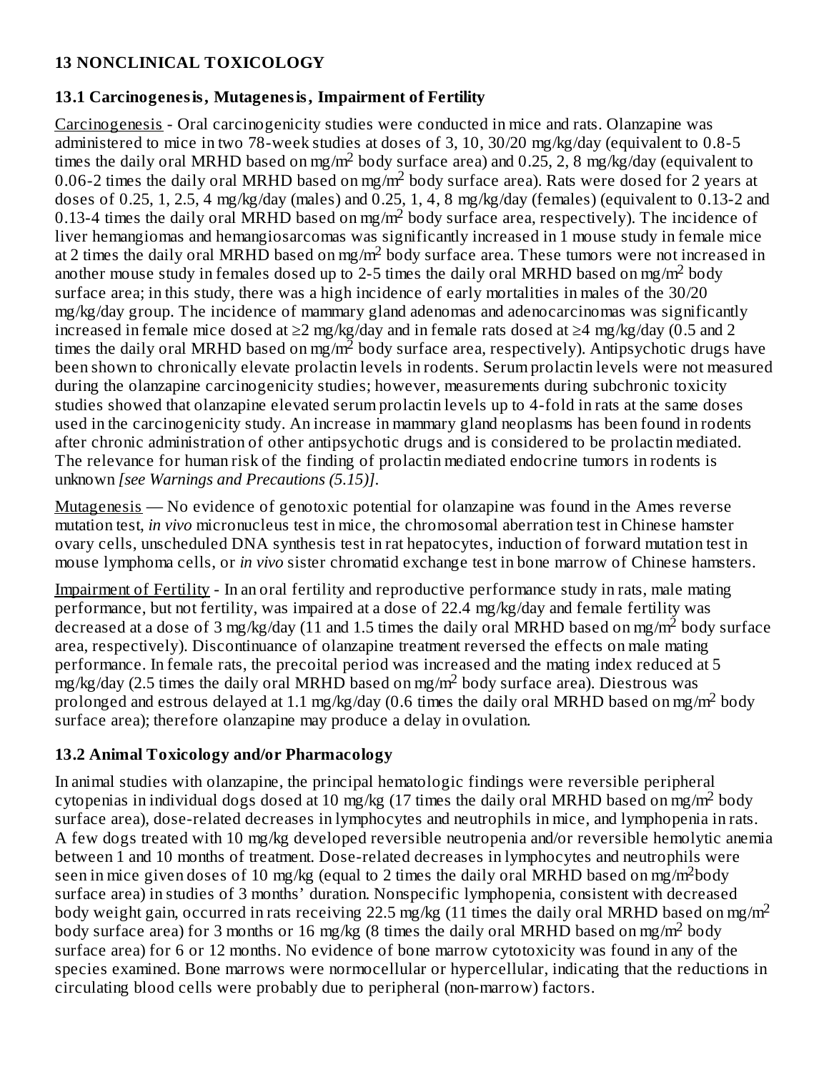## 13 NONCLINICAL TOXICOLOGY

### 13.1 Carcinogenesis, Mutagenesis, Impairment of Fertility

Carcinogenesis - Oral carcinogenicity studies were conducted in mice and rats. Olanzapine was administered to mice in two 78-week studies at doses of 3, 10, 30/20 mg/kg/day (equivalent to 0.8-5 times the daily oral MRHD based on mg/$m^2$ body surface area) and 0.25, 2, 8 mg/kg/day (equivalent to 0.06-2 times the daily oral MRHD based on mg/$m^2$ body surface area). Rats were dosed for 2 years at doses of 0.25, 1, 2.5, 4 mg/kg/day (males) and 0.25, 1, 4, 8 mg/kg/day (females) (equivalent to 0.13-2 and 0.13-4 times the daily oral MRHD based on mg/$m^2$ body surface area, respectively). The incidence of liver hemangiomas and hemangiosarcomas was significantly increased in 1 mouse study in female mice at 2 times the daily oral MRHD based on mg/$m^2$ body surface area. These tumors were not increased in another mouse study in females dosed up to 2-5 times the daily oral MRHD based on mg/$m^2$ body surface area; in this study, there was a high incidence of early mortalities in males of the 30/20 mg/kg/day group. The incidence of mammary gland adenomas and adenocarcinomas was significantly increased in female mice dosed at ≥2 mg/kg/day and in female rats dosed at ≥4 mg/kg/day (0.5 and 2 times the daily oral MRHD based on mg/$m^2$ body surface area, respectively). Antipsychotic drugs have been shown to chronically elevate prolactin levels in rodents. Serum prolactin levels were not measured during the olanzapine carcinogenicity studies; however, measurements during subchronic toxicity studies showed that olanzapine elevated serum prolactin levels up to 4-fold in rats at the same doses used in the carcinogenicity study. An increase in mammary gland neoplasms has been found in rodents after chronic administration of other antipsychotic drugs and is considered to be prolactin mediated. The relevance for human risk of the finding of prolactin mediated endocrine tumors in rodents is unknown *[see Warnings and Precautions (5.15)]*.

Mutagenesis — No evidence of genotoxic potential for olanzapine was found in the Ames reverse mutation test, *in vivo* micronucleus test in mice, the chromosomal aberration test in Chinese hamster ovary cells, unscheduled DNA synthesis test in rat hepatocytes, induction of forward mutation test in mouse lymphoma cells, or *in vivo* sister chromatid exchange test in bone marrow of Chinese hamsters.

Impairment of Fertility - In an oral fertility and reproductive performance study in rats, male mating performance, but not fertility, was impaired at a dose of 22.4 mg/kg/day and female fertility was decreased at a dose of 3 mg/kg/day (11 and 1.5 times the daily oral MRHD based on mg/$m^2$ body surface area, respectively). Discontinuance of olanzapine treatment reversed the effects on male mating performance. In female rats, the precoital period was increased and the mating index reduced at 5 mg/kg/day (2.5 times the daily oral MRHD based on mg/$m^2$ body surface area). Diestrous was prolonged and estrous delayed at 1.1 mg/kg/day (0.6 times the daily oral MRHD based on mg/$m^2$ body surface area); therefore olanzapine may produce a delay in ovulation.

### 13.2 Animal Toxicology and/or Pharmacology

In animal studies with olanzapine, the principal hematologic findings were reversible peripheral cytopenias in individual dogs dosed at 10 mg/kg (17 times the daily oral MRHD based on mg/$m^2$ body surface area), dose-related decreases in lymphocytes and neutrophils in mice, and lymphopenia in rats. A few dogs treated with 10 mg/kg developed reversible neutropenia and/or reversible hemolytic anemia between 1 and 10 months of treatment. Dose-related decreases in lymphocytes and neutrophils were seen in mice given doses of 10 mg/kg (equal to 2 times the daily oral MRHD based on mg/$m^2$body surface area) in studies of 3 months' duration. Nonspecific lymphopenia, consistent with decreased body weight gain, occurred in rats receiving 22.5 mg/kg (11 times the daily oral MRHD based on mg/$m^2$ body surface area) for 3 months or 16 mg/kg (8 times the daily oral MRHD based on mg/$m^2$ body surface area) for 6 or 12 months. No evidence of bone marrow cytotoxicity was found in any of the species examined. Bone marrows were normocellular or hypercellular, indicating that the reductions in circulating blood cells were probably due to peripheral (non-marrow) factors.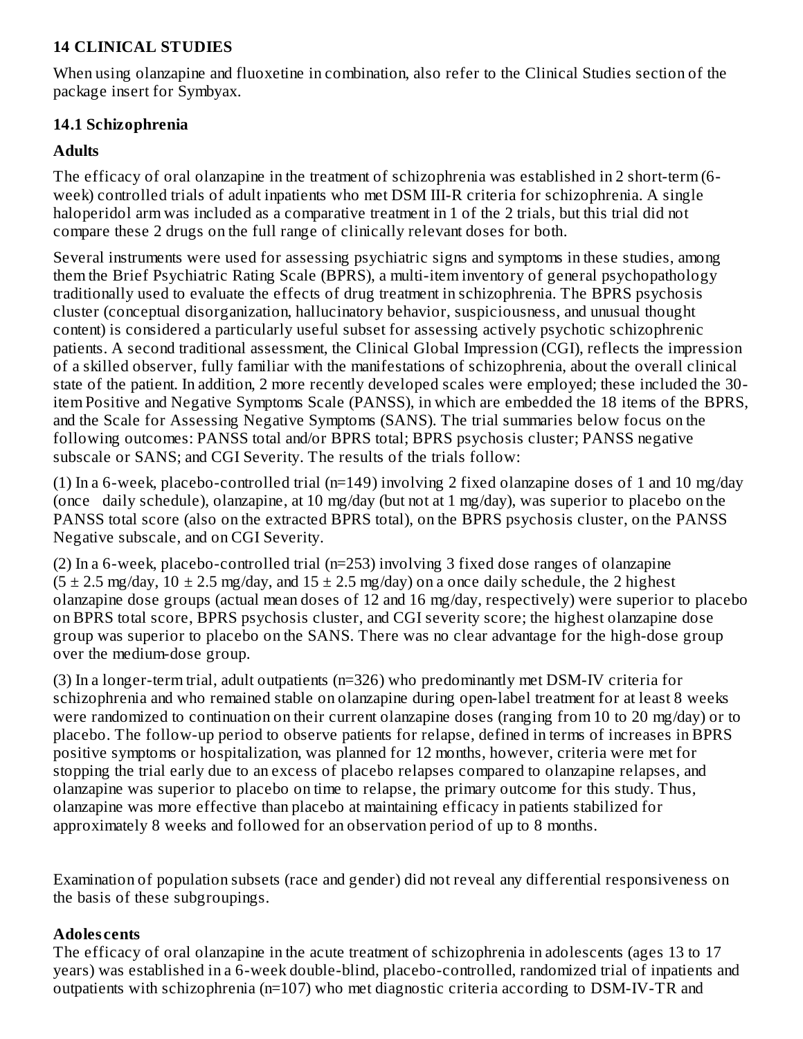## 14 CLINICAL STUDIES

When using olanzapine and fluoxetine in combination, also refer to the Clinical Studies section of the package insert for Symbyax.

### 14.1 Schizophrenia

**Adults**

The efficacy of oral olanzapine in the treatment of schizophrenia was established in 2 short-term (6-week) controlled trials of adult inpatients who met DSM III-R criteria for schizophrenia. A single haloperidol arm was included as a comparative treatment in 1 of the 2 trials, but this trial did not compare these 2 drugs on the full range of clinically relevant doses for both.

Several instruments were used for assessing psychiatric signs and symptoms in these studies, among them the Brief Psychiatric Rating Scale (BPRS), a multi-item inventory of general psychopathology traditionally used to evaluate the effects of drug treatment in schizophrenia. The BPRS psychosis cluster (conceptual disorganization, hallucinatory behavior, suspiciousness, and unusual thought content) is considered a particularly useful subset for assessing actively psychotic schizophrenic patients. A second traditional assessment, the Clinical Global Impression (CGI), reflects the impression of a skilled observer, fully familiar with the manifestations of schizophrenia, about the overall clinical state of the patient. In addition, 2 more recently developed scales were employed; these included the 30-item Positive and Negative Symptoms Scale (PANSS), in which are embedded the 18 items of the BPRS, and the Scale for Assessing Negative Symptoms (SANS). The trial summaries below focus on the following outcomes: PANSS total and/or BPRS total; BPRS psychosis cluster; PANSS negative subscale or SANS; and CGI Severity. The results of the trials follow:

(1) In a 6-week, placebo-controlled trial (n=149) involving 2 fixed olanzapine doses of 1 and 10 mg/day (once daily schedule), olanzapine, at 10 mg/day (but not at 1 mg/day), was superior to placebo on the PANSS total score (also on the extracted BPRS total), on the BPRS psychosis cluster, on the PANSS Negative subscale, and on CGI Severity.

(2) In a 6-week, placebo-controlled trial (n=253) involving 3 fixed dose ranges of olanzapine ($5 \pm 2.5$ mg/day, $10 \pm 2.5$ mg/day, and $15 \pm 2.5$ mg/day) on a once daily schedule, the 2 highest olanzapine dose groups (actual mean doses of 12 and 16 mg/day, respectively) were superior to placebo on BPRS total score, BPRS psychosis cluster, and CGI severity score; the highest olanzapine dose group was superior to placebo on the SANS. There was no clear advantage for the high-dose group over the medium-dose group.

(3) In a longer-term trial, adult outpatients (n=326) who predominantly met DSM-IV criteria for schizophrenia and who remained stable on olanzapine during open-label treatment for at least 8 weeks were randomized to continuation on their current olanzapine doses (ranging from 10 to 20 mg/day) or to placebo. The follow-up period to observe patients for relapse, defined in terms of increases in BPRS positive symptoms or hospitalization, was planned for 12 months, however, criteria were met for stopping the trial early due to an excess of placebo relapses compared to olanzapine relapses, and olanzapine was superior to placebo on time to relapse, the primary outcome for this study. Thus, olanzapine was more effective than placebo at maintaining efficacy in patients stabilized for approximately 8 weeks and followed for an observation period of up to 8 months.

Examination of population subsets (race and gender) did not reveal any differential responsiveness on the basis of these subgroupings.

**Adolescents**

The efficacy of oral olanzapine in the acute treatment of schizophrenia in adolescents (ages 13 to 17 years) was established in a 6-week double-blind, placebo-controlled, randomized trial of inpatients and outpatients with schizophrenia (n=107) who met diagnostic criteria according to DSM-IV-TR and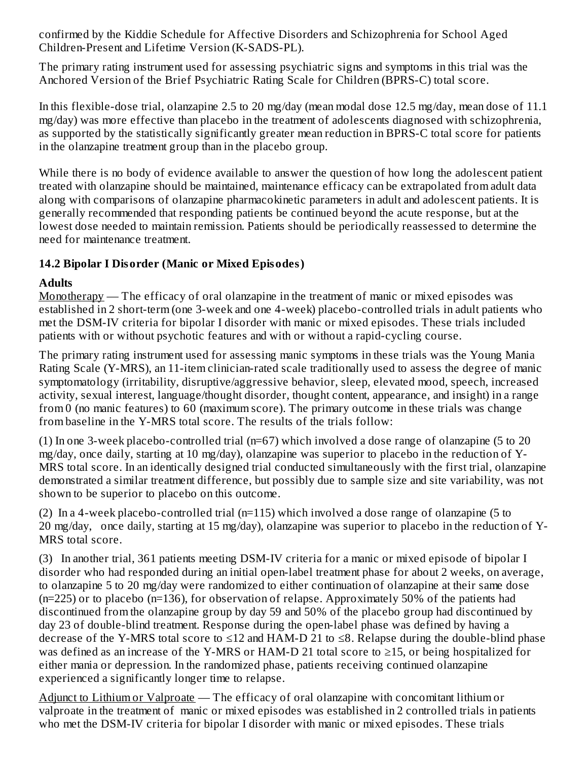confirmed by the Kiddie Schedule for Affective Disorders and Schizophrenia for School Aged Children-Present and Lifetime Version (K-SADS-PL).

The primary rating instrument used for assessing psychiatric signs and symptoms in this trial was the Anchored Version of the Brief Psychiatric Rating Scale for Children (BPRS-C) total score.

In this flexible-dose trial, olanzapine 2.5 to 20 mg/day (mean modal dose 12.5 mg/day, mean dose of 11.1 mg/day) was more effective than placebo in the treatment of adolescents diagnosed with schizophrenia, as supported by the statistically significantly greater mean reduction in BPRS-C total score for patients in the olanzapine treatment group than in the placebo group.

While there is no body of evidence available to answer the question of how long the adolescent patient treated with olanzapine should be maintained, maintenance efficacy can be extrapolated from adult data along with comparisons of olanzapine pharmacokinetic parameters in adult and adolescent patients. It is generally recommended that responding patients be continued beyond the acute response, but at the lowest dose needed to maintain remission. Patients should be periodically reassessed to determine the need for maintenance treatment.

### 14.2 Bipolar I Disorder (Manic or Mixed Episodes)

**Adults**

Monotherapy — The efficacy of oral olanzapine in the treatment of manic or mixed episodes was established in 2 short-term (one 3-week and one 4-week) placebo-controlled trials in adult patients who met the DSM-IV criteria for bipolar I disorder with manic or mixed episodes. These trials included patients with or without psychotic features and with or without a rapid-cycling course.

The primary rating instrument used for assessing manic symptoms in these trials was the Young Mania Rating Scale (Y-MRS), an 11-item clinician-rated scale traditionally used to assess the degree of manic symptomatology (irritability, disruptive/aggressive behavior, sleep, elevated mood, speech, increased activity, sexual interest, language/thought disorder, thought content, appearance, and insight) in a range from 0 (no manic features) to 60 (maximum score). The primary outcome in these trials was change from baseline in the Y-MRS total score. The results of the trials follow:

(1) In one 3-week placebo-controlled trial (n=67) which involved a dose range of olanzapine (5 to 20 mg/day, once daily, starting at 10 mg/day), olanzapine was superior to placebo in the reduction of Y-MRS total score. In an identically designed trial conducted simultaneously with the first trial, olanzapine demonstrated a similar treatment difference, but possibly due to sample size and site variability, was not shown to be superior to placebo on this outcome.

(2) In a 4-week placebo-controlled trial (n=115) which involved a dose range of olanzapine (5 to 20 mg/day, once daily, starting at 15 mg/day), olanzapine was superior to placebo in the reduction of Y-MRS total score.

(3) In another trial, 361 patients meeting DSM-IV criteria for a manic or mixed episode of bipolar I disorder who had responded during an initial open-label treatment phase for about 2 weeks, on average, to olanzapine 5 to 20 mg/day were randomized to either continuation of olanzapine at their same dose (n=225) or to placebo (n=136), for observation of relapse. Approximately 50% of the patients had discontinued from the olanzapine group by day 59 and 50% of the placebo group had discontinued by day 23 of double-blind treatment. Response during the open-label phase was defined by having a decrease of the Y-MRS total score to ≤12 and HAM-D 21 to ≤8. Relapse during the double-blind phase was defined as an increase of the Y-MRS or HAM-D 21 total score to ≥15, or being hospitalized for either mania or depression. In the randomized phase, patients receiving continued olanzapine experienced a significantly longer time to relapse.

Adjunct to Lithium or Valproate — The efficacy of oral olanzapine with concomitant lithium or valproate in the treatment of manic or mixed episodes was established in 2 controlled trials in patients who met the DSM-IV criteria for bipolar I disorder with manic or mixed episodes. These trials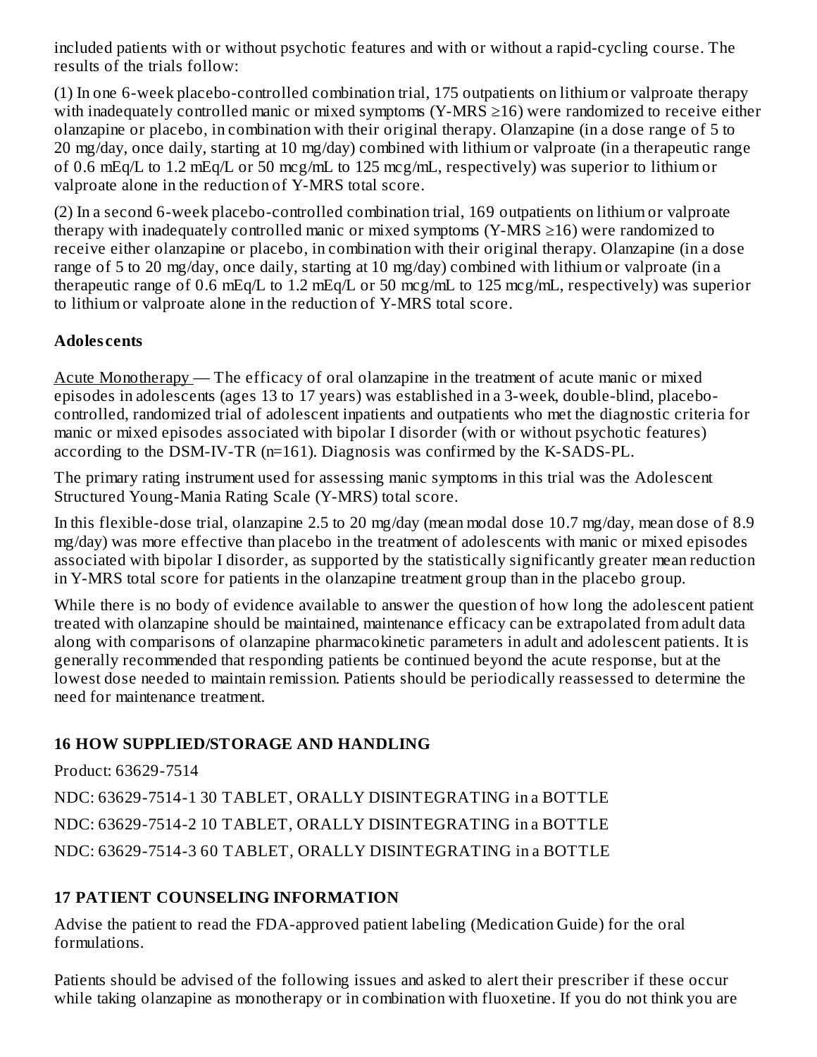included patients with or without psychotic features and with or without a rapid-cycling course. The results of the trials follow:

(1) In one 6-week placebo-controlled combination trial, 175 outpatients on lithium or valproate therapy with inadequately controlled manic or mixed symptoms (Y-MRS ≥16) were randomized to receive either olanzapine or placebo, in combination with their original therapy. Olanzapine (in a dose range of 5 to 20 mg/day, once daily, starting at 10 mg/day) combined with lithium or valproate (in a therapeutic range of 0.6 mEq/L to 1.2 mEq/L or 50 mcg/mL to 125 mcg/mL, respectively) was superior to lithium or valproate alone in the reduction of Y-MRS total score.

(2) In a second 6-week placebo-controlled combination trial, 169 outpatients on lithium or valproate therapy with inadequately controlled manic or mixed symptoms (Y-MRS ≥16) were randomized to receive either olanzapine or placebo, in combination with their original therapy. Olanzapine (in a dose range of 5 to 20 mg/day, once daily, starting at 10 mg/day) combined with lithium or valproate (in a therapeutic range of 0.6 mEq/L to 1.2 mEq/L or 50 mcg/mL to 125 mcg/mL, respectively) was superior to lithium or valproate alone in the reduction of Y-MRS total score.

**Adolescents**

Acute Monotherapy — The efficacy of oral olanzapine in the treatment of acute manic or mixed episodes in adolescents (ages 13 to 17 years) was established in a 3-week, double-blind, placebo-controlled, randomized trial of adolescent inpatients and outpatients who met the diagnostic criteria for manic or mixed episodes associated with bipolar I disorder (with or without psychotic features) according to the DSM-IV-TR (n=161). Diagnosis was confirmed by the K-SADS-PL.

The primary rating instrument used for assessing manic symptoms in this trial was the Adolescent Structured Young-Mania Rating Scale (Y-MRS) total score.

In this flexible-dose trial, olanzapine 2.5 to 20 mg/day (mean modal dose 10.7 mg/day, mean dose of 8.9 mg/day) was more effective than placebo in the treatment of adolescents with manic or mixed episodes associated with bipolar I disorder, as supported by the statistically significantly greater mean reduction in Y-MRS total score for patients in the olanzapine treatment group than in the placebo group.

While there is no body of evidence available to answer the question of how long the adolescent patient treated with olanzapine should be maintained, maintenance efficacy can be extrapolated from adult data along with comparisons of olanzapine pharmacokinetic parameters in adult and adolescent patients. It is generally recommended that responding patients be continued beyond the acute response, but at the lowest dose needed to maintain remission. Patients should be periodically reassessed to determine the need for maintenance treatment.

## 16 HOW SUPPLIED/STORAGE AND HANDLING

Product: 63629-7514

NDC: 63629-7514-1 30 TABLET, ORALLY DISINTEGRATING in a BOTTLE

NDC: 63629-7514-2 10 TABLET, ORALLY DISINTEGRATING in a BOTTLE

NDC: 63629-7514-3 60 TABLET, ORALLY DISINTEGRATING in a BOTTLE

## 17 PATIENT COUNSELING INFORMATION

Advise the patient to read the FDA-approved patient labeling (Medication Guide) for the oral formulations.

Patients should be advised of the following issues and asked to alert their prescriber if these occur while taking olanzapine as monotherapy or in combination with fluoxetine. If you do not think you are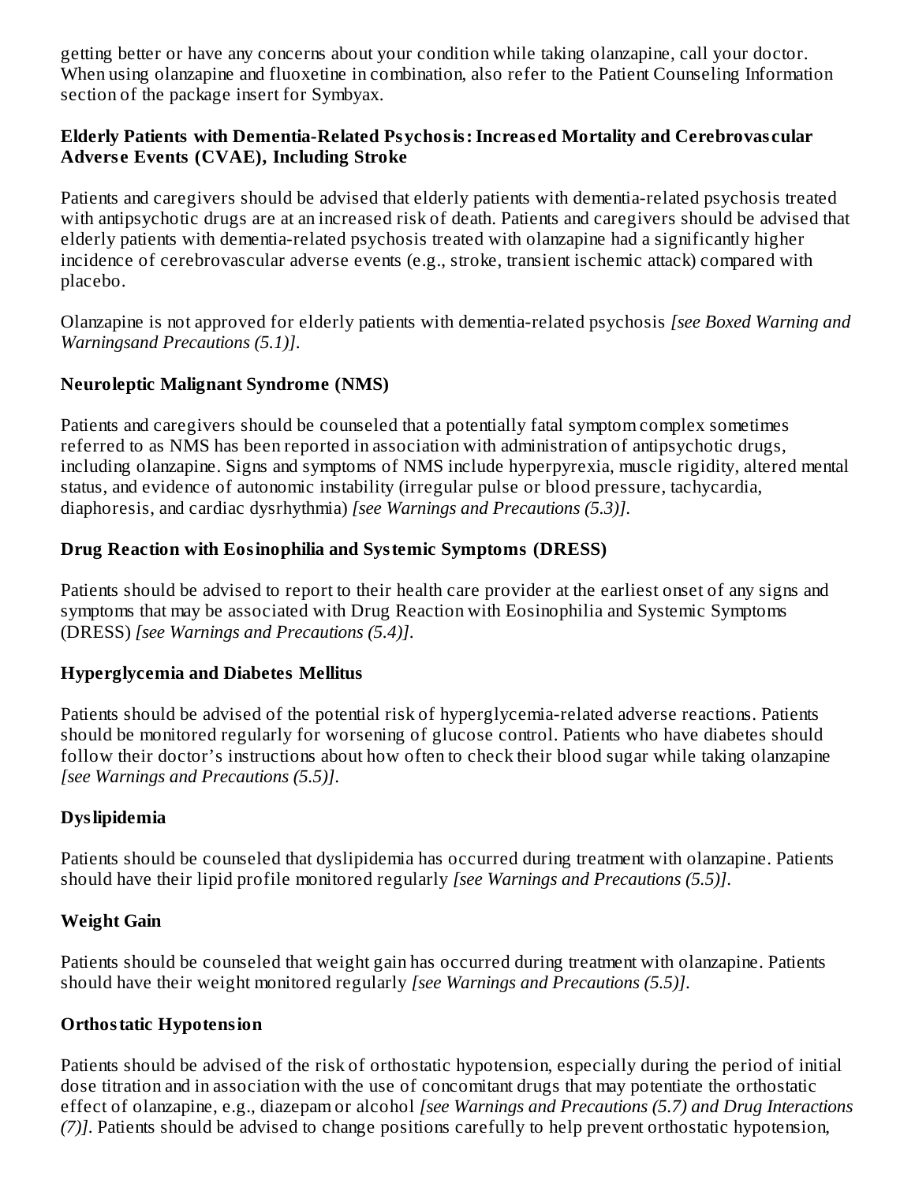getting better or have any concerns about your condition while taking olanzapine, call your doctor. When using olanzapine and fluoxetine in combination, also refer to the Patient Counseling Information section of the package insert for Symbyax.

**Elderly Patients with Dementia-Related Psychosis: Increased Mortality and Cerebrovascular Adverse Events (CVAE), Including Stroke**

Patients and caregivers should be advised that elderly patients with dementia-related psychosis treated with antipsychotic drugs are at an increased risk of death. Patients and caregivers should be advised that elderly patients with dementia-related psychosis treated with olanzapine had a significantly higher incidence of cerebrovascular adverse events (e.g., stroke, transient ischemic attack) compared with placebo.

Olanzapine is not approved for elderly patients with dementia-related psychosis *[see Boxed Warning and Warningsand Precautions (5.1)]*.

**Neuroleptic Malignant Syndrome (NMS)**

Patients and caregivers should be counseled that a potentially fatal symptom complex sometimes referred to as NMS has been reported in association with administration of antipsychotic drugs, including olanzapine. Signs and symptoms of NMS include hyperpyrexia, muscle rigidity, altered mental status, and evidence of autonomic instability (irregular pulse or blood pressure, tachycardia, diaphoresis, and cardiac dysrhythmia) *[see Warnings and Precautions (5.3)]*.

**Drug Reaction with Eosinophilia and Systemic Symptoms (DRESS)**

Patients should be advised to report to their health care provider at the earliest onset of any signs and symptoms that may be associated with Drug Reaction with Eosinophilia and Systemic Symptoms (DRESS) *[see Warnings and Precautions (5.4)]*.

**Hyperglycemia and Diabetes Mellitus**

Patients should be advised of the potential risk of hyperglycemia-related adverse reactions. Patients should be monitored regularly for worsening of glucose control. Patients who have diabetes should follow their doctor's instructions about how often to check their blood sugar while taking olanzapine *[see Warnings and Precautions (5.5)]*.

**Dyslipidemia**

Patients should be counseled that dyslipidemia has occurred during treatment with olanzapine. Patients should have their lipid profile monitored regularly *[see Warnings and Precautions (5.5)]*.

**Weight Gain**

Patients should be counseled that weight gain has occurred during treatment with olanzapine. Patients should have their weight monitored regularly *[see Warnings and Precautions (5.5)]*.

**Orthostatic Hypotension**

Patients should be advised of the risk of orthostatic hypotension, especially during the period of initial dose titration and in association with the use of concomitant drugs that may potentiate the orthostatic effect of olanzapine, e.g., diazepam or alcohol *[see Warnings and Precautions (5.7) and Drug Interactions (7)]*. Patients should be advised to change positions carefully to help prevent orthostatic hypotension,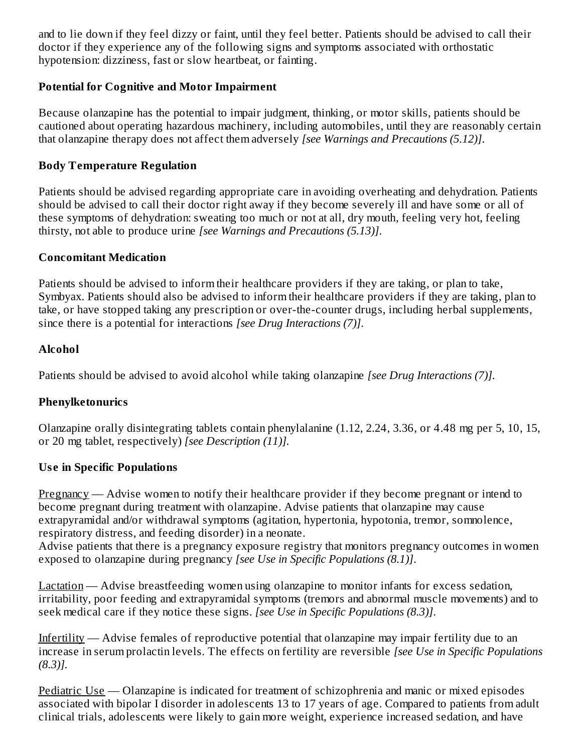and to lie down if they feel dizzy or faint, until they feel better. Patients should be advised to call their doctor if they experience any of the following signs and symptoms associated with orthostatic hypotension: dizziness, fast or slow heartbeat, or fainting.

**Potential for Cognitive and Motor Impairment**

Because olanzapine has the potential to impair judgment, thinking, or motor skills, patients should be cautioned about operating hazardous machinery, including automobiles, until they are reasonably certain that olanzapine therapy does not affect them adversely *[see Warnings and Precautions (5.12)]*.

**Body Temperature Regulation**

Patients should be advised regarding appropriate care in avoiding overheating and dehydration. Patients should be advised to call their doctor right away if they become severely ill and have some or all of these symptoms of dehydration: sweating too much or not at all, dry mouth, feeling very hot, feeling thirsty, not able to produce urine *[see Warnings and Precautions (5.13)]*.

**Concomitant Medication**

Patients should be advised to inform their healthcare providers if they are taking, or plan to take, Symbyax. Patients should also be advised to inform their healthcare providers if they are taking, plan to take, or have stopped taking any prescription or over-the-counter drugs, including herbal supplements, since there is a potential for interactions *[see Drug Interactions (7)]*.

**Alcohol**

Patients should be advised to avoid alcohol while taking olanzapine *[see Drug Interactions (7)]*.

**Phenylketonurics**

Olanzapine orally disintegrating tablets contain phenylalanine (1.12, 2.24, 3.36, or 4.48 mg per 5, 10, 15, or 20 mg tablet, respectively) *[see Description (11)]*.

**Use in Specific Populations**

Pregnancy — Advise women to notify their healthcare provider if they become pregnant or intend to become pregnant during treatment with olanzapine. Advise patients that olanzapine may cause extrapyramidal and/or withdrawal symptoms (agitation, hypertonia, hypotonia, tremor, somnolence, respiratory distress, and feeding disorder) in a neonate.
Advise patients that there is a pregnancy exposure registry that monitors pregnancy outcomes in women exposed to olanzapine during pregnancy *[see Use in Specific Populations (8.1)]*.

Lactation — Advise breastfeeding women using olanzapine to monitor infants for excess sedation, irritability, poor feeding and extrapyramidal symptoms (tremors and abnormal muscle movements) and to seek medical care if they notice these signs. *[see Use in Specific Populations (8.3)]*.

Infertility — Advise females of reproductive potential that olanzapine may impair fertility due to an increase in serum prolactin levels. The effects on fertility are reversible *[see Use in Specific Populations (8.3)]*.

Pediatric Use — Olanzapine is indicated for treatment of schizophrenia and manic or mixed episodes associated with bipolar I disorder in adolescents 13 to 17 years of age. Compared to patients from adult clinical trials, adolescents were likely to gain more weight, experience increased sedation, and have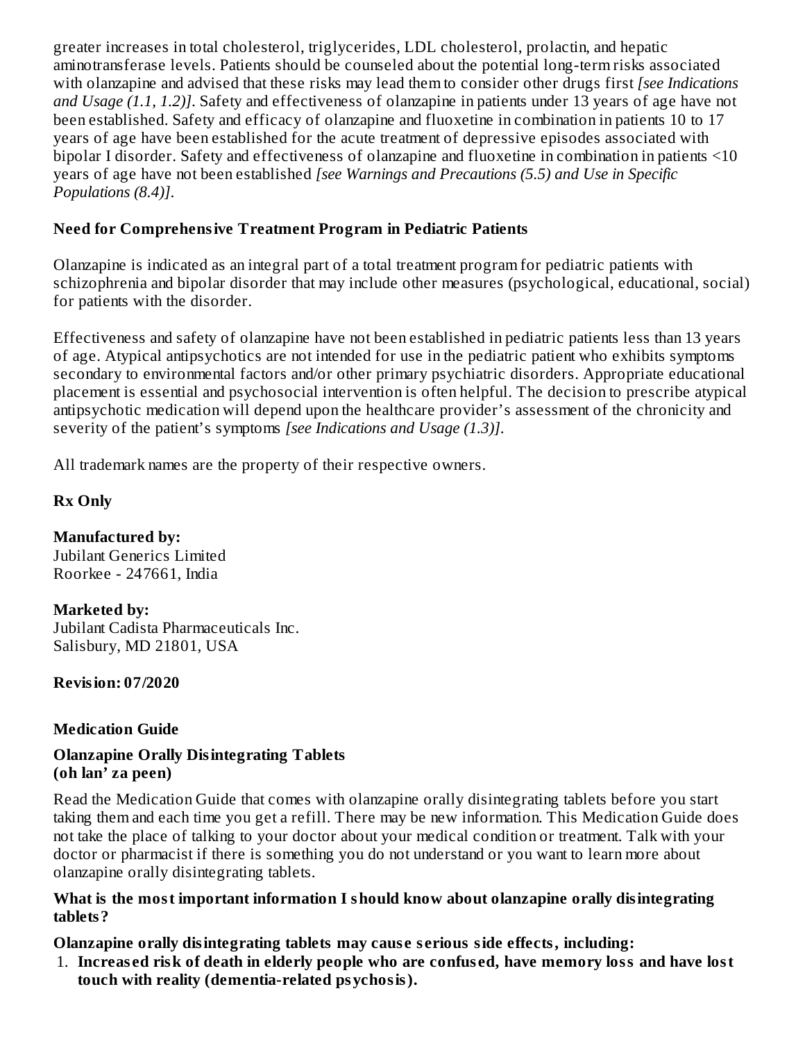greater increases in total cholesterol, triglycerides, LDL cholesterol, prolactin, and hepatic aminotransferase levels. Patients should be counseled about the potential long-term risks associated with olanzapine and advised that these risks may lead them to consider other drugs first *[see Indications and Usage (1.1, 1.2)]*. Safety and effectiveness of olanzapine in patients under 13 years of age have not been established. Safety and efficacy of olanzapine and fluoxetine in combination in patients 10 to 17 years of age have been established for the acute treatment of depressive episodes associated with bipolar I disorder. Safety and effectiveness of olanzapine and fluoxetine in combination in patients <10 years of age have not been established *[see Warnings and Precautions (5.5) and Use in Specific Populations (8.4)]*.

**Need for Comprehensive Treatment Program in Pediatric Patients**

Olanzapine is indicated as an integral part of a total treatment program for pediatric patients with schizophrenia and bipolar disorder that may include other measures (psychological, educational, social) for patients with the disorder.

Effectiveness and safety of olanzapine have not been established in pediatric patients less than 13 years of age. Atypical antipsychotics are not intended for use in the pediatric patient who exhibits symptoms secondary to environmental factors and/or other primary psychiatric disorders. Appropriate educational placement is essential and psychosocial intervention is often helpful. The decision to prescribe atypical antipsychotic medication will depend upon the healthcare provider's assessment of the chronicity and severity of the patient's symptoms *[see Indications and Usage (1.3)]*.

All trademark names are the property of their respective owners.

**Rx Only**

**Manufactured by:**
Jubilant Generics Limited
Roorkee - 247661, India

**Marketed by:**
Jubilant Cadista Pharmaceuticals Inc.
Salisbury, MD 21801, USA

**Revision: 07/2020**

## Medication Guide

### Olanzapine Orally Disintegrating Tablets
**(oh lan' za peen)**

Read the Medication Guide that comes with olanzapine orally disintegrating tablets before you start taking them and each time you get a refill. There may be new information. This Medication Guide does not take the place of talking to your doctor about your medical condition or treatment. Talk with your doctor or pharmacist if there is something you do not understand or you want to learn more about olanzapine orally disintegrating tablets.

**What is the most important information I should know about olanzapine orally disintegrating tablets?**

**Olanzapine orally disintegrating tablets may cause serious side effects, including:**

1. **Increased risk of death in elderly people who are confused, have memory loss and have lost touch with reality (dementia-related psychosis).**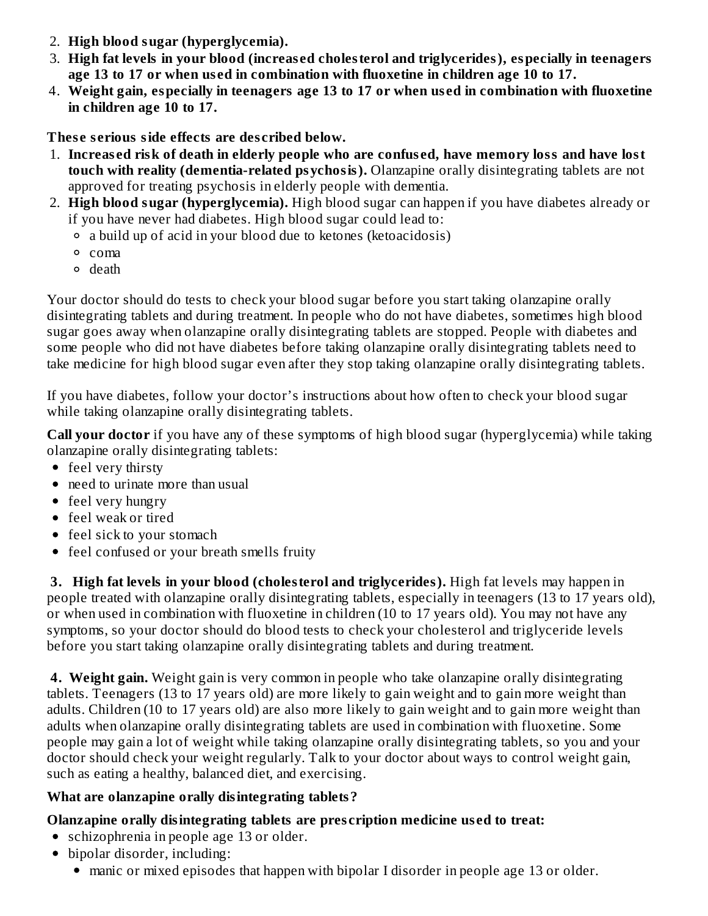2. **High blood sugar (hyperglycemia).**
3. **High fat levels in your blood (increased cholesterol and triglycerides), especially in teenagers age 13 to 17 or when used in combination with fluoxetine in children age 10 to 17.**
4. **Weight gain, especially in teenagers age 13 to 17 or when used in combination with fluoxetine in children age 10 to 17.**

**These serious side effects are described below.**

1. **Increased risk of death in elderly people who are confused, have memory loss and have lost touch with reality (dementia-related psychosis).** Olanzapine orally disintegrating tablets are not approved for treating psychosis in elderly people with dementia.
2. **High blood sugar (hyperglycemia).** High blood sugar can happen if you have diabetes already or if you have never had diabetes. High blood sugar could lead to:
   - a build up of acid in your blood due to ketones (ketoacidosis)
   - coma
   - death

Your doctor should do tests to check your blood sugar before you start taking olanzapine orally disintegrating tablets and during treatment. In people who do not have diabetes, sometimes high blood sugar goes away when olanzapine orally disintegrating tablets are stopped. People with diabetes and some people who did not have diabetes before taking olanzapine orally disintegrating tablets need to take medicine for high blood sugar even after they stop taking olanzapine orally disintegrating tablets.

If you have diabetes, follow your doctor's instructions about how often to check your blood sugar while taking olanzapine orally disintegrating tablets.

**Call your doctor** if you have any of these symptoms of high blood sugar (hyperglycemia) while taking olanzapine orally disintegrating tablets:

- feel very thirsty
- need to urinate more than usual
- feel very hungry
- feel weak or tired
- feel sick to your stomach
- feel confused or your breath smells fruity

**3. High fat levels in your blood (cholesterol and triglycerides).** High fat levels may happen in people treated with olanzapine orally disintegrating tablets, especially in teenagers (13 to 17 years old), or when used in combination with fluoxetine in children (10 to 17 years old). You may not have any symptoms, so your doctor should do blood tests to check your cholesterol and triglyceride levels before you start taking olanzapine orally disintegrating tablets and during treatment.

**4. Weight gain.** Weight gain is very common in people who take olanzapine orally disintegrating tablets. Teenagers (13 to 17 years old) are more likely to gain weight and to gain more weight than adults. Children (10 to 17 years old) are also more likely to gain weight and to gain more weight than adults when olanzapine orally disintegrating tablets are used in combination with fluoxetine. Some people may gain a lot of weight while taking olanzapine orally disintegrating tablets, so you and your doctor should check your weight regularly. Talk to your doctor about ways to control weight gain, such as eating a healthy, balanced diet, and exercising.

**What are olanzapine orally disintegrating tablets?**

**Olanzapine orally disintegrating tablets are prescription medicine used to treat:**

- schizophrenia in people age 13 or older.
- bipolar disorder, including:
  - manic or mixed episodes that happen with bipolar I disorder in people age 13 or older.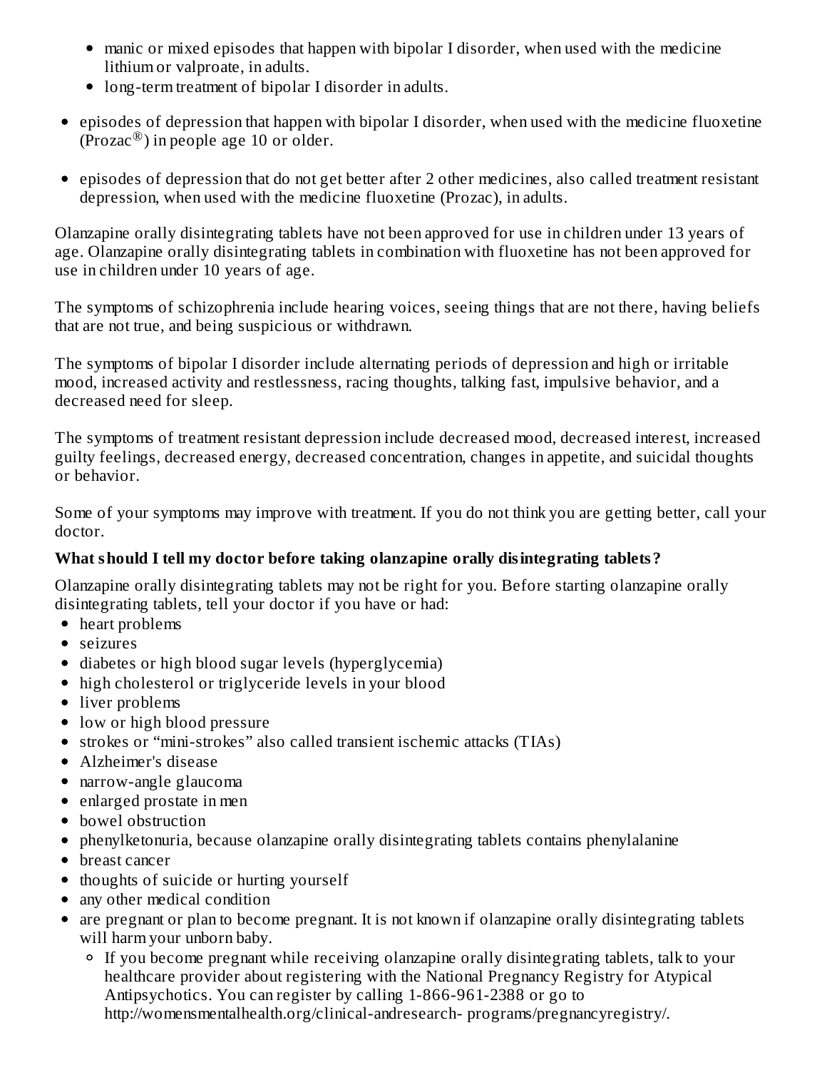- manic or mixed episodes that happen with bipolar I disorder, when used with the medicine lithium or valproate, in adults.
  - long-term treatment of bipolar I disorder in adults.
- episodes of depression that happen with bipolar I disorder, when used with the medicine fluoxetine (Prozac®) in people age 10 or older.
- episodes of depression that do not get better after 2 other medicines, also called treatment resistant depression, when used with the medicine fluoxetine (Prozac), in adults.

Olanzapine orally disintegrating tablets have not been approved for use in children under 13 years of age. Olanzapine orally disintegrating tablets in combination with fluoxetine has not been approved for use in children under 10 years of age.

The symptoms of schizophrenia include hearing voices, seeing things that are not there, having beliefs that are not true, and being suspicious or withdrawn.

The symptoms of bipolar I disorder include alternating periods of depression and high or irritable mood, increased activity and restlessness, racing thoughts, talking fast, impulsive behavior, and a decreased need for sleep.

The symptoms of treatment resistant depression include decreased mood, decreased interest, increased guilty feelings, decreased energy, decreased concentration, changes in appetite, and suicidal thoughts or behavior.

Some of your symptoms may improve with treatment. If you do not think you are getting better, call your doctor.

**What should I tell my doctor before taking olanzapine orally disintegrating tablets?**

Olanzapine orally disintegrating tablets may not be right for you. Before starting olanzapine orally disintegrating tablets, tell your doctor if you have or had:

- heart problems
- seizures
- diabetes or high blood sugar levels (hyperglycemia)
- high cholesterol or triglyceride levels in your blood
- liver problems
- low or high blood pressure
- strokes or "mini-strokes" also called transient ischemic attacks (TIAs)
- Alzheimer's disease
- narrow-angle glaucoma
- enlarged prostate in men
- bowel obstruction
- phenylketonuria, because olanzapine orally disintegrating tablets contains phenylalanine
- breast cancer
- thoughts of suicide or hurting yourself
- any other medical condition
- are pregnant or plan to become pregnant. It is not known if olanzapine orally disintegrating tablets will harm your unborn baby.
  - If you become pregnant while receiving olanzapine orally disintegrating tablets, talk to your healthcare provider about registering with the National Pregnancy Registry for Atypical Antipsychotics. You can register by calling 1-866-961-2388 or go to http://womensmentalhealth.org/clinical-andresearch- programs/pregnancyregistry/.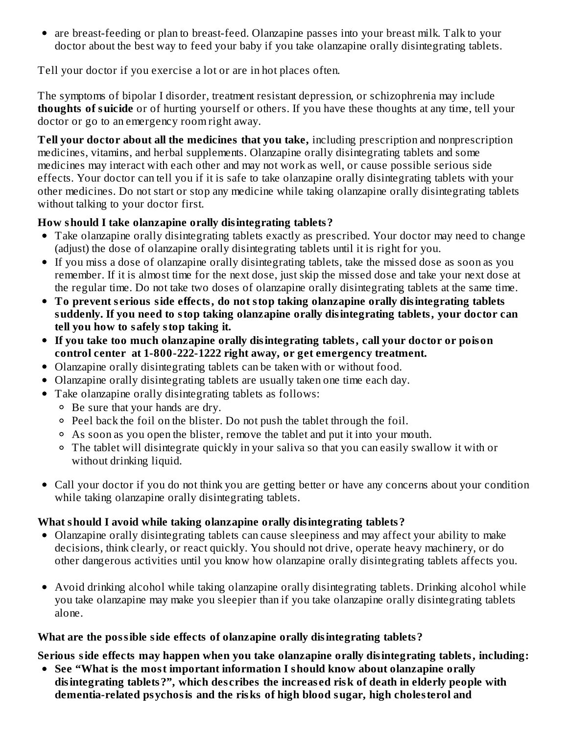- are breast-feeding or plan to breast-feed. Olanzapine passes into your breast milk. Talk to your doctor about the best way to feed your baby if you take olanzapine orally disintegrating tablets.

Tell your doctor if you exercise a lot or are in hot places often.

The symptoms of bipolar I disorder, treatment resistant depression, or schizophrenia may include **thoughts of suicide** or of hurting yourself or others. If you have these thoughts at any time, tell your doctor or go to an emergency room right away.

**Tell your doctor about all the medicines that you take,** including prescription and nonprescription medicines, vitamins, and herbal supplements. Olanzapine orally disintegrating tablets and some medicines may interact with each other and may not work as well, or cause possible serious side effects. Your doctor can tell you if it is safe to take olanzapine orally disintegrating tablets with your other medicines. Do not start or stop any medicine while taking olanzapine orally disintegrating tablets without talking to your doctor first.

**How should I take olanzapine orally disintegrating tablets?**

- Take olanzapine orally disintegrating tablets exactly as prescribed. Your doctor may need to change (adjust) the dose of olanzapine orally disintegrating tablets until it is right for you.
- If you miss a dose of olanzapine orally disintegrating tablets, take the missed dose as soon as you remember. If it is almost time for the next dose, just skip the missed dose and take your next dose at the regular time. Do not take two doses of olanzapine orally disintegrating tablets at the same time.
- **To prevent serious side effects, do not stop taking olanzapine orally disintegrating tablets suddenly. If you need to stop taking olanzapine orally disintegrating tablets, your doctor can tell you how to safely stop taking it.**
- **If you take too much olanzapine orally disintegrating tablets, call your doctor or poison control center at 1-800-222-1222 right away, or get emergency treatment.**
- Olanzapine orally disintegrating tablets can be taken with or without food.
- Olanzapine orally disintegrating tablets are usually taken one time each day.
- Take olanzapine orally disintegrating tablets as follows:
  - Be sure that your hands are dry.
  - Peel back the foil on the blister. Do not push the tablet through the foil.
  - As soon as you open the blister, remove the tablet and put it into your mouth.
  - The tablet will disintegrate quickly in your saliva so that you can easily swallow it with or without drinking liquid.
- Call your doctor if you do not think you are getting better or have any concerns about your condition while taking olanzapine orally disintegrating tablets.

**What should I avoid while taking olanzapine orally disintegrating tablets?**

- Olanzapine orally disintegrating tablets can cause sleepiness and may affect your ability to make decisions, think clearly, or react quickly. You should not drive, operate heavy machinery, or do other dangerous activities until you know how olanzapine orally disintegrating tablets affects you.
- Avoid drinking alcohol while taking olanzapine orally disintegrating tablets. Drinking alcohol while you take olanzapine may make you sleepier than if you take olanzapine orally disintegrating tablets alone.

**What are the possible side effects of olanzapine orally disintegrating tablets?**

**Serious side effects may happen when you take olanzapine orally disintegrating tablets, including:**

- **See "What is the most important information I should know about olanzapine orally disintegrating tablets?", which describes the increased risk of death in elderly people with dementia-related psychosis and the risks of high blood sugar, high cholesterol and**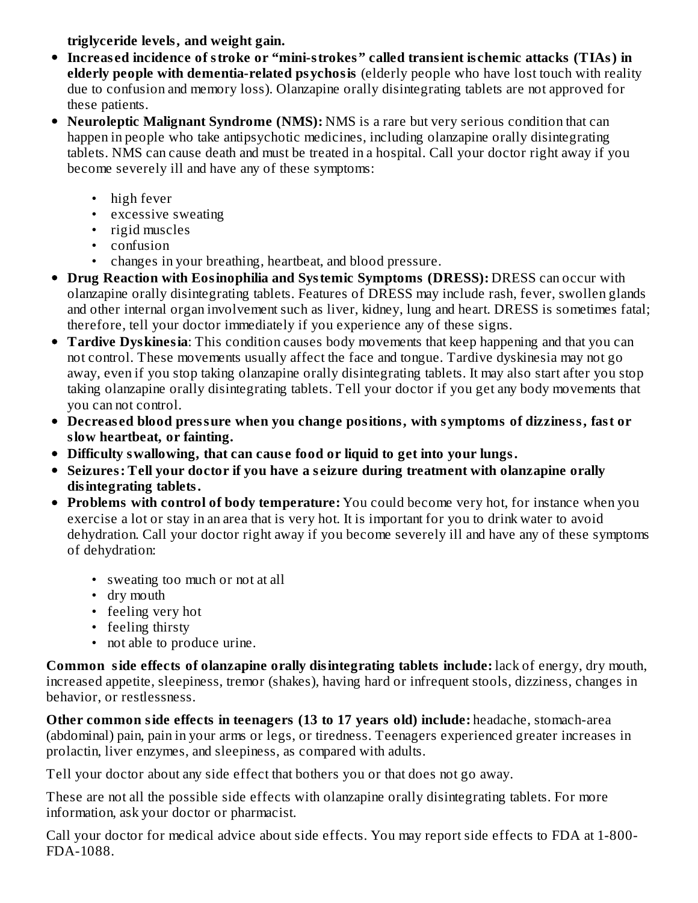**triglyceride levels, and weight gain.**

- **Increased incidence of stroke or "mini-strokes" called transient ischemic attacks (TIAs) in elderly people with dementia-related psychosis** (elderly people who have lost touch with reality due to confusion and memory loss). Olanzapine orally disintegrating tablets are not approved for these patients.
- **Neuroleptic Malignant Syndrome (NMS):** NMS is a rare but very serious condition that can happen in people who take antipsychotic medicines, including olanzapine orally disintegrating tablets. NMS can cause death and must be treated in a hospital. Call your doctor right away if you become severely ill and have any of these symptoms:
    - high fever
    - excessive sweating
    - rigid muscles
    - confusion
    - changes in your breathing, heartbeat, and blood pressure.
- **Drug Reaction with Eosinophilia and Systemic Symptoms (DRESS):** DRESS can occur with olanzapine orally disintegrating tablets. Features of DRESS may include rash, fever, swollen glands and other internal organ involvement such as liver, kidney, lung and heart. DRESS is sometimes fatal; therefore, tell your doctor immediately if you experience any of these signs.
- **Tardive Dyskinesia**: This condition causes body movements that keep happening and that you can not control. These movements usually affect the face and tongue. Tardive dyskinesia may not go away, even if you stop taking olanzapine orally disintegrating tablets. It may also start after you stop taking olanzapine orally disintegrating tablets. Tell your doctor if you get any body movements that you can not control.
- **Decreased blood pressure when you change positions, with symptoms of dizziness, fast or slow heartbeat, or fainting.**
- **Difficulty swallowing, that can cause food or liquid to get into your lungs.**
- **Seizures: Tell your doctor if you have a seizure during treatment with olanzapine orally disintegrating tablets.**
- **Problems with control of body temperature:** You could become very hot, for instance when you exercise a lot or stay in an area that is very hot. It is important for you to drink water to avoid dehydration. Call your doctor right away if you become severely ill and have any of these symptoms of dehydration:
    - sweating too much or not at all
    - dry mouth
    - feeling very hot
    - feeling thirsty
    - not able to produce urine.

**Common side effects of olanzapine orally disintegrating tablets include:** lack of energy, dry mouth, increased appetite, sleepiness, tremor (shakes), having hard or infrequent stools, dizziness, changes in behavior, or restlessness.

**Other common side effects in teenagers (13 to 17 years old) include:** headache, stomach-area (abdominal) pain, pain in your arms or legs, or tiredness. Teenagers experienced greater increases in prolactin, liver enzymes, and sleepiness, as compared with adults.

Tell your doctor about any side effect that bothers you or that does not go away.

These are not all the possible side effects with olanzapine orally disintegrating tablets. For more information, ask your doctor or pharmacist.

Call your doctor for medical advice about side effects. You may report side effects to FDA at 1-800-FDA-1088.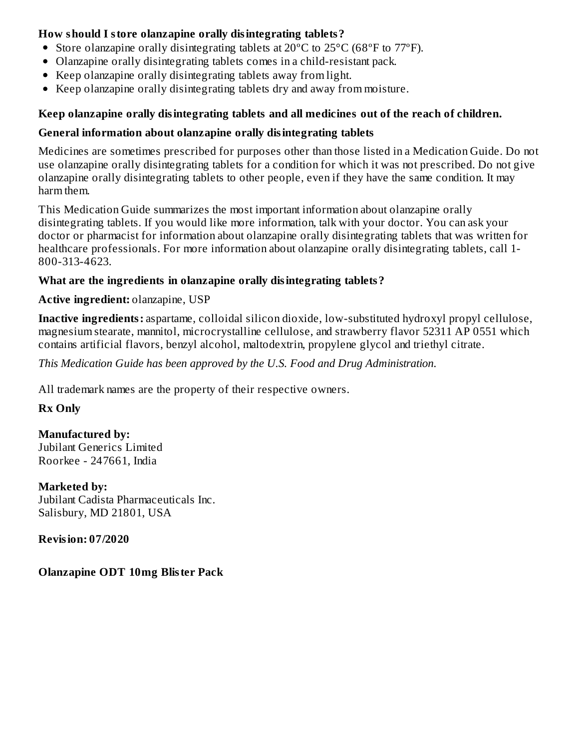**How should I store olanzapine orally disintegrating tablets?**

- Store olanzapine orally disintegrating tablets at 20ºC to 25°C (68ºF to 77ºF).
- Olanzapine orally disintegrating tablets comes in a child-resistant pack.
- Keep olanzapine orally disintegrating tablets away from light.
- Keep olanzapine orally disintegrating tablets dry and away from moisture.

**Keep olanzapine orally disintegrating tablets and all medicines out of the reach of children.**

**General information about olanzapine orally disintegrating tablets**

Medicines are sometimes prescribed for purposes other than those listed in a Medication Guide. Do not use olanzapine orally disintegrating tablets for a condition for which it was not prescribed. Do not give olanzapine orally disintegrating tablets to other people, even if they have the same condition. It may harm them.

This Medication Guide summarizes the most important information about olanzapine orally disintegrating tablets. If you would like more information, talk with your doctor. You can ask your doctor or pharmacist for information about olanzapine orally disintegrating tablets that was written for healthcare professionals. For more information about olanzapine orally disintegrating tablets, call 1-800-313-4623.

**What are the ingredients in olanzapine orally disintegrating tablets?**

**Active ingredient:** olanzapine, USP

**Inactive ingredients:** aspartame, colloidal silicon dioxide, low-substituted hydroxyl propyl cellulose, magnesium stearate, mannitol, microcrystalline cellulose, and strawberry flavor 52311 AP 0551 which contains artificial flavors, benzyl alcohol, maltodextrin, propylene glycol and triethyl citrate.

*This Medication Guide has been approved by the U.S. Food and Drug Administration.*

All trademark names are the property of their respective owners.

**Rx Only**

**Manufactured by:**
Jubilant Generics Limited
Roorkee - 247661, India

**Marketed by:**
Jubilant Cadista Pharmaceuticals Inc.
Salisbury, MD 21801, USA

**Revision: 07/2020**

**Olanzapine ODT 10mg Blister Pack**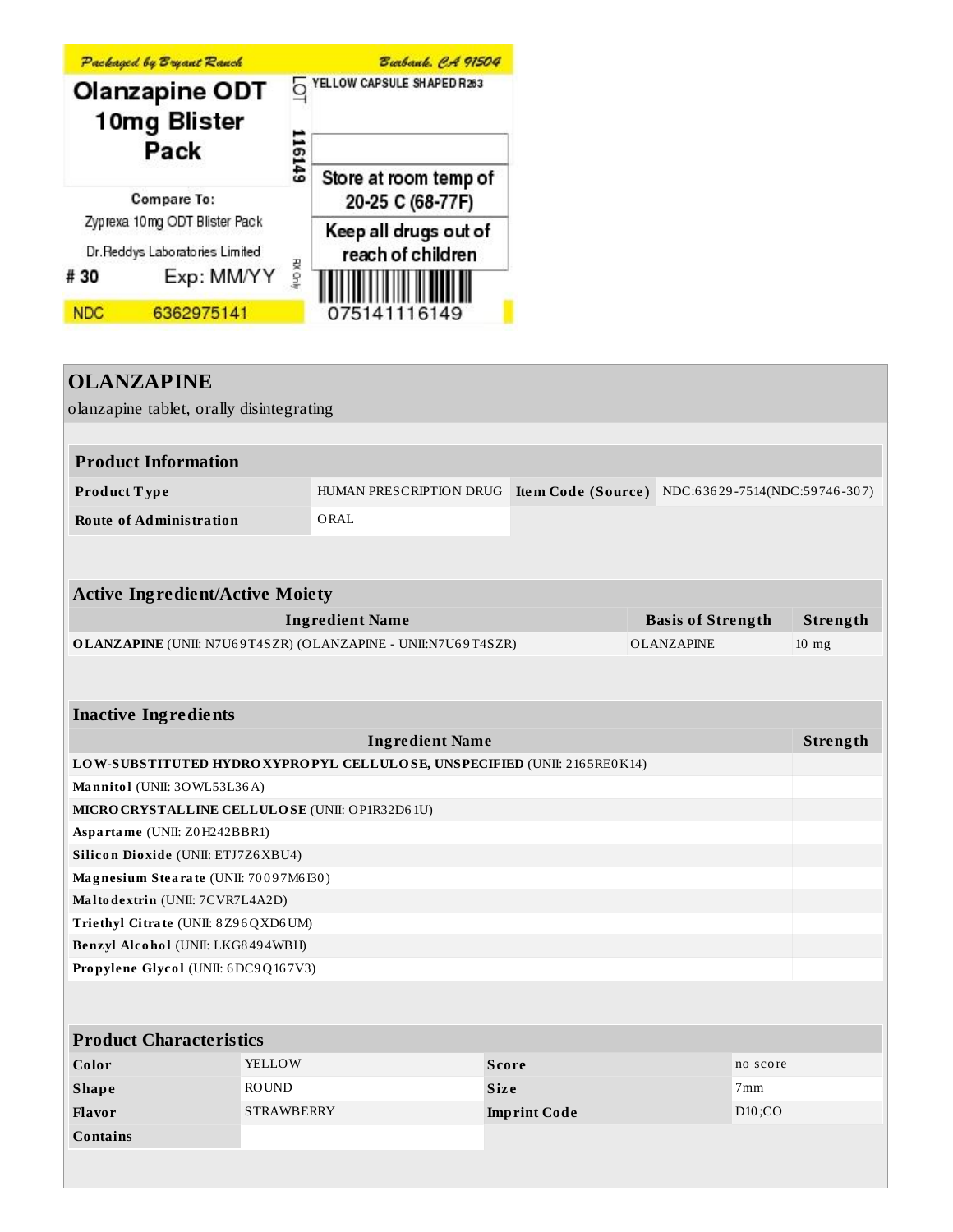Packaged by Bryant Ranch | Burbank, CA 91504

**Olanzapine ODT 10mg Blister Pack**

LOT 116149

YELLOW CAPSULE SHAPED R263

Store at room temp of 20-25 C (68-77F)

Keep all drugs out of reach of children

Compare To: Zyprexa 10mg ODT Blister Pack

Dr.Reddys Laboratories Limited

# 30 Exp: MM/YY

RX Only

NDC 6362975141

075141116149

# OLANZAPINE

olanzapine tablet, orally disintegrating

## Product Information

| | | | |
|---|---|---|---|
| **Product Type** | HUMAN PRESCRIPTION DRUG | **Item Code (Source)** | NDC:63629-7514(NDC:59746-307) |
| **Route of Administration** | ORAL | | |

## Active Ingredient/Active Moiety

| Ingredient Name | Basis of Strength | Strength |
|---|---|---|
| **OLANZAPINE** (UNII: N7U69T4SZR) (OLANZAPINE - UNII:N7U69T4SZR) | OLANZAPINE | 10 mg |

## Inactive Ingredients

| Ingredient Name | Strength |
|---|---|
| **LOW-SUBSTITUTED HYDROXYPROPYL CELLULOSE, UNSPECIFIED** (UNII: 2165RE0K14) | |
| **Mannitol** (UNII: 3OWL53L36A) | |
| **MICROCRYSTALLINE CELLULOSE** (UNII: OP1R32D61U) | |
| **Aspartame** (UNII: Z0H242BBR1) | |
| **Silicon Dioxide** (UNII: ETJ7Z6XBU4) | |
| **Magnesium Stearate** (UNII: 70097M6I30) | |
| **Maltodextrin** (UNII: 7CVR7L4A2D) | |
| **Triethyl Citrate** (UNII: 8Z96QXD6UM) | |
| **Benzyl Alcohol** (UNII: LKG8494WBH) | |
| **Propylene Glycol** (UNII: 6DC9Q167V3) | |

## Product Characteristics

| | | | |
|---|---|---|---|
| **Color** | YELLOW | **Score** | no score |
| **Shape** | ROUND | **Size** | 7mm |
| **Flavor** | STRAWBERRY | **Imprint Code** | D10;CO |
| **Contains** | | | |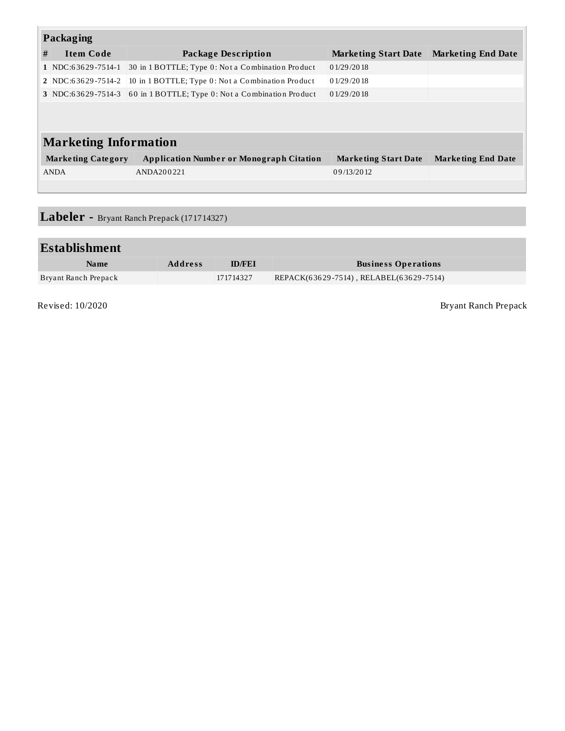### Packaging

| # | Item Code | Package Description | Marketing Start Date | Marketing End Date |
|---|---|---|---|---|
| 1 | NDC:63629-7514-1 | 30 in 1 BOTTLE; Type 0: Not a Combination Product | 01/29/2018 | |
| 2 | NDC:63629-7514-2 | 10 in 1 BOTTLE; Type 0: Not a Combination Product | 01/29/2018 | |
| 3 | NDC:63629-7514-3 | 60 in 1 BOTTLE; Type 0: Not a Combination Product | 01/29/2018 | |

### Marketing Information

| Marketing Category | Application Number or Monograph Citation | Marketing Start Date | Marketing End Date |
|---|---|---|---|
| ANDA | ANDA200221 | 09/13/2012 | |

## Labeler - Bryant Ranch Prepack (171714327)

## Establishment

| Name | Address | ID/FEI | Business Operations |
|---|---|---|---|
| Bryant Ranch Prepack | | 171714327 | REPACK(63629-7514) , RELABEL(63629-7514) |

Revised: 10/2020

Bryant Ranch Prepack